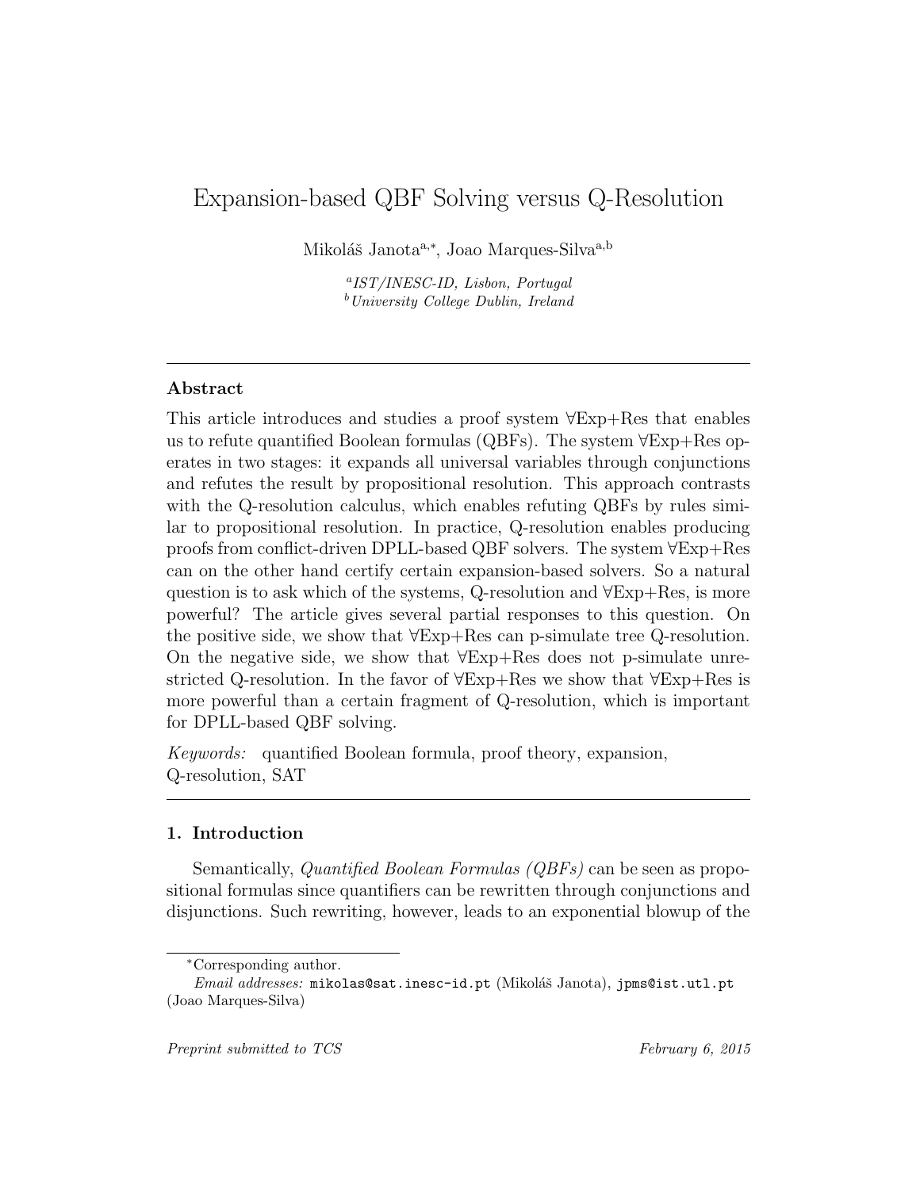# Expansion-based QBF Solving versus Q-Resolution

Mikoláš Janota[a,*], Joao Marques-Silva[a,b]

[a] *IST/INESC-ID, Lisbon, Portugal*
[b] *University College Dublin, Ireland*

---

## Abstract

This article introduces and studies a proof system ∀Exp+Res that enables us to refute quantified Boolean formulas (QBFs). The system ∀Exp+Res operates in two stages: it expands all universal variables through conjunctions and refutes the result by propositional resolution. This approach contrasts with the Q-resolution calculus, which enables refuting QBFs by rules similar to propositional resolution. In practice, Q-resolution enables producing proofs from conflict-driven DPLL-based QBF solvers. The system ∀Exp+Res can on the other hand certify certain expansion-based solvers. So a natural question is to ask which of the systems, Q-resolution and ∀Exp+Res, is more powerful? The article gives several partial responses to this question. On the positive side, we show that ∀Exp+Res can p-simulate tree Q-resolution. On the negative side, we show that ∀Exp+Res does not p-simulate unrestricted Q-resolution. In the favor of ∀Exp+Res we show that ∀Exp+Res is more powerful than a certain fragment of Q-resolution, which is important for DPLL-based QBF solving.

*Keywords:* quantified Boolean formula, proof theory, expansion, Q-resolution, SAT

---

## 1. Introduction

Semantically, *Quantified Boolean Formulas (QBFs)* can be seen as propositional formulas since quantifiers can be rewritten through conjunctions and disjunctions. Such rewriting, however, leads to an exponential blowup of the

---

[*] Corresponding author.
*Email addresses:* mikolas@sat.inesc-id.pt (Mikoláš Janota), jpms@ist.utl.pt (Joao Marques-Silva)

*Preprint submitted to TCS* *February 6, 2015*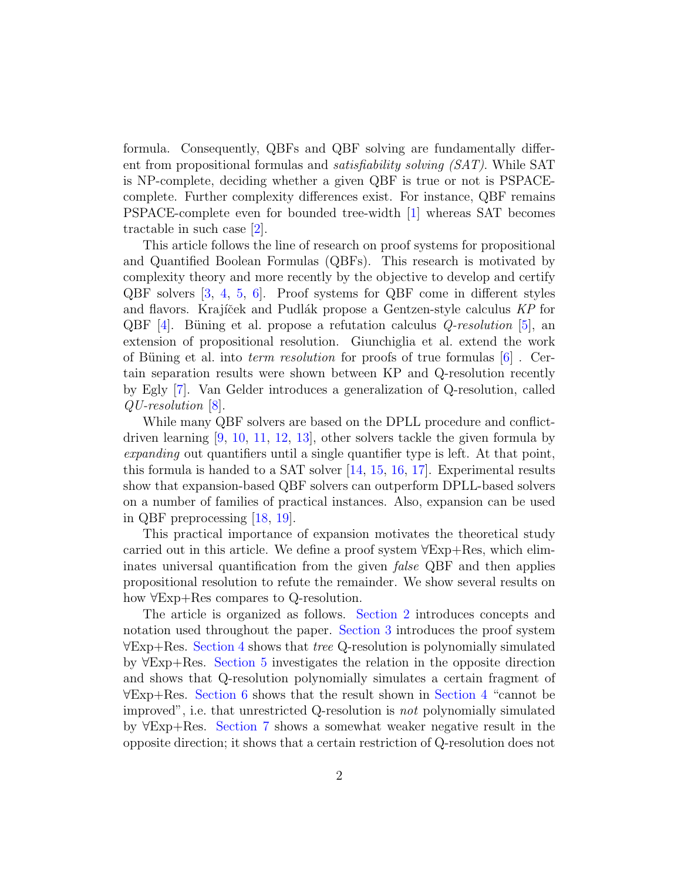formula. Consequently, QBFs and QBF solving are fundamentally different from propositional formulas and *satisfiability solving (SAT)*. While SAT is NP-complete, deciding whether a given QBF is true or not is PSPACE-complete. Further complexity differences exist. For instance, QBF remains PSPACE-complete even for bounded tree-width [1] whereas SAT becomes tractable in such case [2].

This article follows the line of research on proof systems for propositional and Quantified Boolean Formulas (QBFs). This research is motivated by complexity theory and more recently by the objective to develop and certify QBF solvers [3, 4, 5, 6]. Proof systems for QBF come in different styles and flavors. Krajíček and Pudlák propose a Gentzen-style calculus *KP* for QBF [4]. Büning et al. propose a refutation calculus *Q-resolution* [5], an extension of propositional resolution. Giunchiglia et al. extend the work of Büning et al. into *term resolution* for proofs of true formulas [6] . Certain separation results were shown between KP and Q-resolution recently by Egly [7]. Van Gelder introduces a generalization of Q-resolution, called *QU-resolution* [8].

While many QBF solvers are based on the DPLL procedure and conflict-driven learning [9, 10, 11, 12, 13], other solvers tackle the given formula by *expanding* out quantifiers until a single quantifier type is left. At that point, this formula is handed to a SAT solver [14, 15, 16, 17]. Experimental results show that expansion-based QBF solvers can outperform DPLL-based solvers on a number of families of practical instances. Also, expansion can be used in QBF preprocessing [18, 19].

This practical importance of expansion motivates the theoretical study carried out in this article. We define a proof system ∀Exp+Res, which eliminates universal quantification from the given *false* QBF and then applies propositional resolution to refute the remainder. We show several results on how ∀Exp+Res compares to Q-resolution.

The article is organized as follows. Section 2 introduces concepts and notation used throughout the paper. Section 3 introduces the proof system ∀Exp+Res. Section 4 shows that *tree* Q-resolution is polynomially simulated by ∀Exp+Res. Section 5 investigates the relation in the opposite direction and shows that Q-resolution polynomially simulates a certain fragment of ∀Exp+Res. Section 6 shows that the result shown in Section 4 "cannot be improved", i.e. that unrestricted Q-resolution is *not* polynomially simulated by ∀Exp+Res. Section 7 shows a somewhat weaker negative result in the opposite direction; it shows that a certain restriction of Q-resolution does not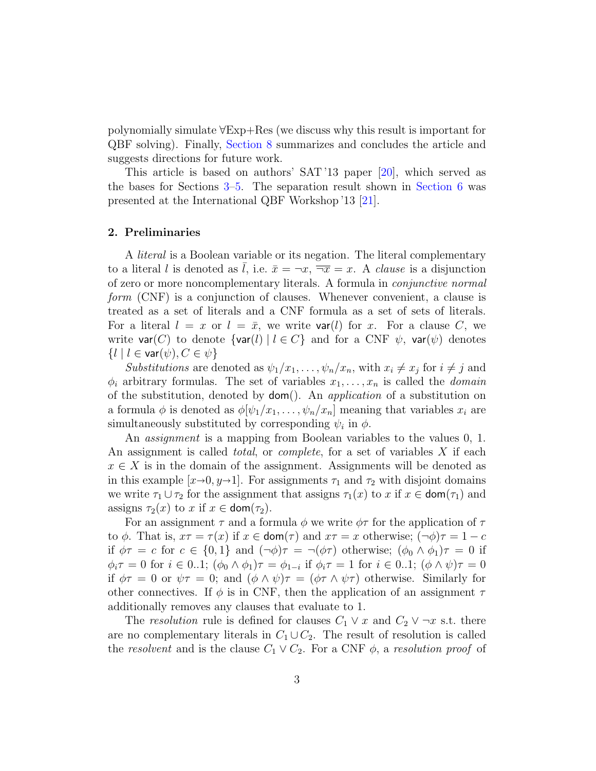polynomially simulate ∀Exp+Res (we discuss why this result is important for QBF solving). Finally, Section 8 summarizes and concludes the article and suggests directions for future work.

This article is based on authors' SAT '13 paper [20], which served as the bases for Sections 3–5. The separation result shown in Section 6 was presented at the International QBF Workshop '13 [21].

## 2. Preliminaries

A *literal* is a Boolean variable or its negation. The literal complementary to a literal $l$ is denoted as $\bar{l}$, i.e. $\bar{x} = \neg x$, $\overline{\neg x} = x$. A *clause* is a disjunction of zero or more noncomplementary literals. A formula in *conjunctive normal form* (CNF) is a conjunction of clauses. Whenever convenient, a clause is treated as a set of literals and a CNF formula as a set of sets of literals. For a literal $l = x$ or $l = \bar{x}$, we write $\mathsf{var}(l)$ for $x$. For a clause $C$, we write $\mathsf{var}(C)$ to denote $\{\mathsf{var}(l) \mid l \in C\}$ and for a CNF $\psi$, $\mathsf{var}(\psi)$ denotes $\{l \mid l \in \mathsf{var}(\psi), C \in \psi\}$

*Substitutions* are denoted as $\psi_1/x_1, \ldots, \psi_n/x_n$, with $x_i \neq x_j$ for $i \neq j$ and $\phi_i$ arbitrary formulas. The set of variables $x_1, \ldots, x_n$ is called the *domain* of the substitution, denoted by $\mathsf{dom}()$. An *application* of a substitution on a formula $\phi$ is denoted as $\phi[\psi_1/x_1, \ldots, \psi_n/x_n]$ meaning that variables $x_i$ are simultaneously substituted by corresponding $\psi_i$ in $\phi$.

An *assignment* is a mapping from Boolean variables to the values 0, 1. An assignment is called *total*, or *complete*, for a set of variables $X$ if each $x \in X$ is in the domain of the assignment. Assignments will be denoted as in this example $[x{\to}0, y{\to}1]$. For assignments $\tau_1$ and $\tau_2$ with disjoint domains we write $\tau_1 \cup \tau_2$ for the assignment that assigns $\tau_1(x)$ to $x$ if $x \in \mathsf{dom}(\tau_1)$ and assigns $\tau_2(x)$ to $x$ if $x \in \mathsf{dom}(\tau_2)$.

For an assignment $\tau$ and a formula $\phi$ we write $\phi\tau$ for the application of $\tau$ to $\phi$. That is, $x\tau = \tau(x)$ if $x \in \mathsf{dom}(\tau)$ and $x\tau = x$ otherwise; $(\neg\phi)\tau = 1 - c$ if $\phi\tau = c$ for $c \in \{0, 1\}$ and $(\neg\phi)\tau = \neg(\phi\tau)$ otherwise; $(\phi_0 \wedge \phi_1)\tau = 0$ if $\phi_i\tau = 0$ for $i \in 0..1$; $(\phi_0 \wedge \phi_1)\tau = \phi_{1-i}$ if $\phi_i\tau = 1$ for $i \in 0..1$; $(\phi \wedge \psi)\tau = 0$ if $\phi\tau = 0$ or $\psi\tau = 0$; and $(\phi \wedge \psi)\tau = (\phi\tau \wedge \psi\tau)$ otherwise. Similarly for other connectives. If $\phi$ is in CNF, then the application of an assignment $\tau$ additionally removes any clauses that evaluate to 1.

The *resolution* rule is defined for clauses $C_1 \vee x$ and $C_2 \vee \neg x$ s.t. there are no complementary literals in $C_1 \cup C_2$. The result of resolution is called the *resolvent* and is the clause $C_1 \vee C_2$. For a CNF $\phi$, a *resolution proof* of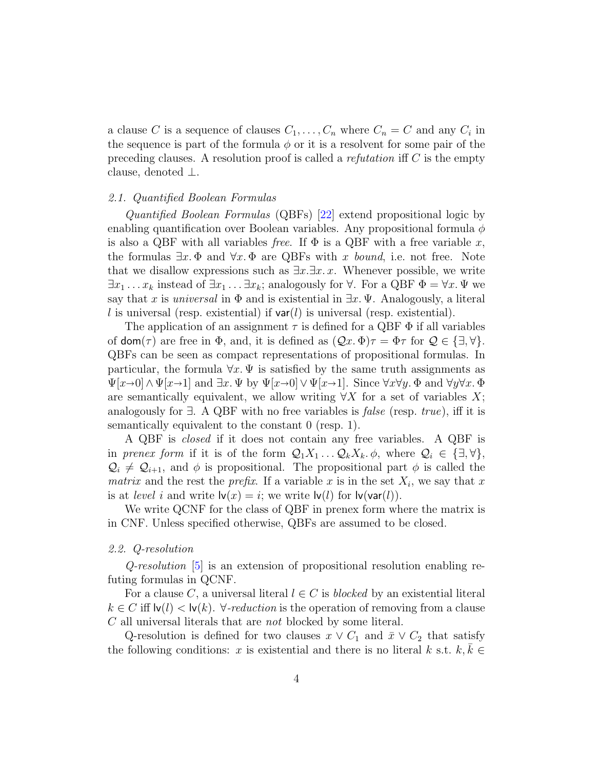a clause $C$ is a sequence of clauses $C_1, \ldots, C_n$ where $C_n = C$ and any $C_i$ in the sequence is part of the formula $\phi$ or it is a resolvent for some pair of the preceding clauses. A resolution proof is called a *refutation* iff $C$ is the empty clause, denoted $\bot$.

### 2.1. Quantified Boolean Formulas

*Quantified Boolean Formulas* (QBFs) [22] extend propositional logic by enabling quantification over Boolean variables. Any propositional formula $\phi$ is also a QBF with all variables *free*. If $\Phi$ is a QBF with a free variable $x$, the formulas $\exists x. \Phi$ and $\forall x. \Phi$ are QBFs with $x$ *bound*, i.e. not free. Note that we disallow expressions such as $\exists x. \exists x. x$. Whenever possible, we write $\exists x_1 \ldots x_k$ instead of $\exists x_1 \ldots \exists x_k$; analogously for $\forall$. For a QBF $\Phi = \forall x. \Psi$ we say that $x$ is *universal* in $\Phi$ and is existential in $\exists x. \Psi$. Analogously, a literal $l$ is universal (resp. existential) if $\mathsf{var}(l)$ is universal (resp. existential).

The application of an assignment $\tau$ is defined for a QBF $\Phi$ if all variables of $\mathsf{dom}(\tau)$ are free in $\Phi$, and, it is defined as $(\mathcal{Q}x. \Phi)\tau = \Phi\tau$ for $\mathcal{Q} \in \{\exists, \forall\}$. QBFs can be seen as compact representations of propositional formulas. In particular, the formula $\forall x. \Psi$ is satisfied by the same truth assignments as $\Psi[x{\to}0] \wedge \Psi[x{\to}1]$ and $\exists x. \Psi$ by $\Psi[x{\to}0] \vee \Psi[x{\to}1]$. Since $\forall x \forall y. \Phi$ and $\forall y \forall x. \Phi$ are semantically equivalent, we allow writing $\forall X$ for a set of variables $X$; analogously for $\exists$. A QBF with no free variables is *false* (resp. *true*), iff it is semantically equivalent to the constant 0 (resp. 1).

A QBF is *closed* if it does not contain any free variables. A QBF is in *prenex form* if it is of the form $\mathcal{Q}_1 X_1 \ldots \mathcal{Q}_k X_k. \phi$, where $\mathcal{Q}_i \in \{\exists, \forall\}$, $\mathcal{Q}_i \neq \mathcal{Q}_{i+1}$, and $\phi$ is propositional. The propositional part $\phi$ is called the *matrix* and the rest the *prefix*. If a variable $x$ is in the set $X_i$, we say that $x$ is at *level* $i$ and write $\mathsf{lv}(x) = i$; we write $\mathsf{lv}(l)$ for $\mathsf{lv}(\mathsf{var}(l))$.

We write QCNF for the class of QBF in prenex form where the matrix is in CNF. Unless specified otherwise, QBFs are assumed to be closed.

### 2.2. Q-resolution

*Q-resolution* [5] is an extension of propositional resolution enabling refuting formulas in QCNF.

For a clause $C$, a universal literal $l \in C$ is *blocked* by an existential literal $k \in C$ iff $\mathsf{lv}(l) < \mathsf{lv}(k)$. $\forall$*-reduction* is the operation of removing from a clause $C$ all universal literals that are *not* blocked by some literal.

Q-resolution is defined for two clauses $x \vee C_1$ and $\bar{x} \vee C_2$ that satisfy the following conditions: $x$ is existential and there is no literal $k$ s.t. $k, \bar{k} \in$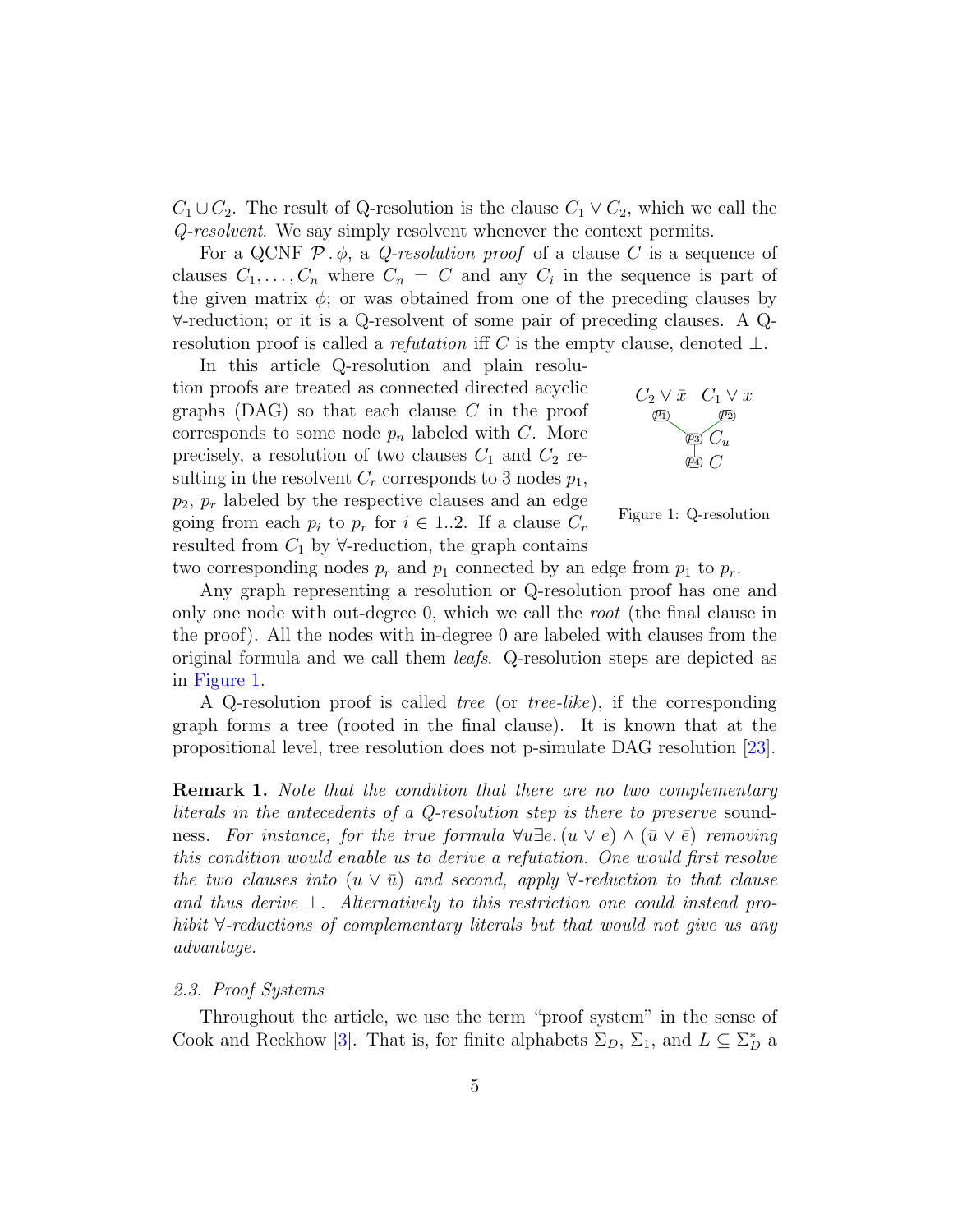$C_1 \cup C_2$. The result of Q-resolution is the clause $C_1 \vee C_2$, which we call the *Q-resolvent*. We say simply resolvent whenever the context permits.

For a QCNF $\mathcal{P} \,.\, \phi$, a *Q-resolution proof* of a clause $C$ is a sequence of clauses $C_1, \ldots, C_n$ where $C_n = C$ and any $C_i$ in the sequence is part of the given matrix $\phi$; or was obtained from one of the preceding clauses by $\forall$-reduction; or it is a Q-resolvent of some pair of preceding clauses. A Q-resolution proof is called a *refutation* iff $C$ is the empty clause, denoted $\bot$.

In this article Q-resolution and plain resolution proofs are treated as connected directed acyclic graphs (DAG) so that each clause $C$ in the proof corresponds to some node $p_n$ labeled with $C$. More precisely, a resolution of two clauses $C_1$ and $C_2$ resulting in the resolvent $C_r$ corresponds to 3 nodes $p_1$, $p_2$, $p_r$ labeled by the respective clauses and an edge going from each $p_i$ to $p_r$ for $i \in 1..2$. If a clause $C_r$ resulted from $C_1$ by $\forall$-reduction, the graph contains two corresponding nodes $p_r$ and $p_1$ connected by an edge from $p_1$ to $p_r$.

Figure 1: Q-resolution

Any graph representing a resolution or Q-resolution proof has one and only one node with out-degree 0, which we call the *root* (the final clause in the proof). All the nodes with in-degree 0 are labeled with clauses from the original formula and we call them *leafs*. Q-resolution steps are depicted as in Figure 1.

A Q-resolution proof is called *tree* (or *tree-like*), if the corresponding graph forms a tree (rooted in the final clause). It is known that at the propositional level, tree resolution does not p-simulate DAG resolution [23].

**Remark 1.** *Note that the condition that there are no two complementary literals in the antecedents of a Q-resolution step is there to preserve* soundness. *For instance, for the true formula $\forall u \exists e. (u \vee e) \wedge (\bar{u} \vee \bar{e})$ removing this condition would enable us to derive a refutation. One would first resolve the two clauses into $(u \vee \bar{u})$ and second, apply $\forall$-reduction to that clause and thus derive $\bot$. Alternatively to this restriction one could instead prohibit $\forall$-reductions of complementary literals but that would not give us any advantage.*

### 2.3. Proof Systems

Throughout the article, we use the term "proof system" in the sense of Cook and Reckhow [3]. That is, for finite alphabets $\Sigma_D$, $\Sigma_1$, and $L \subseteq \Sigma_D^*$ a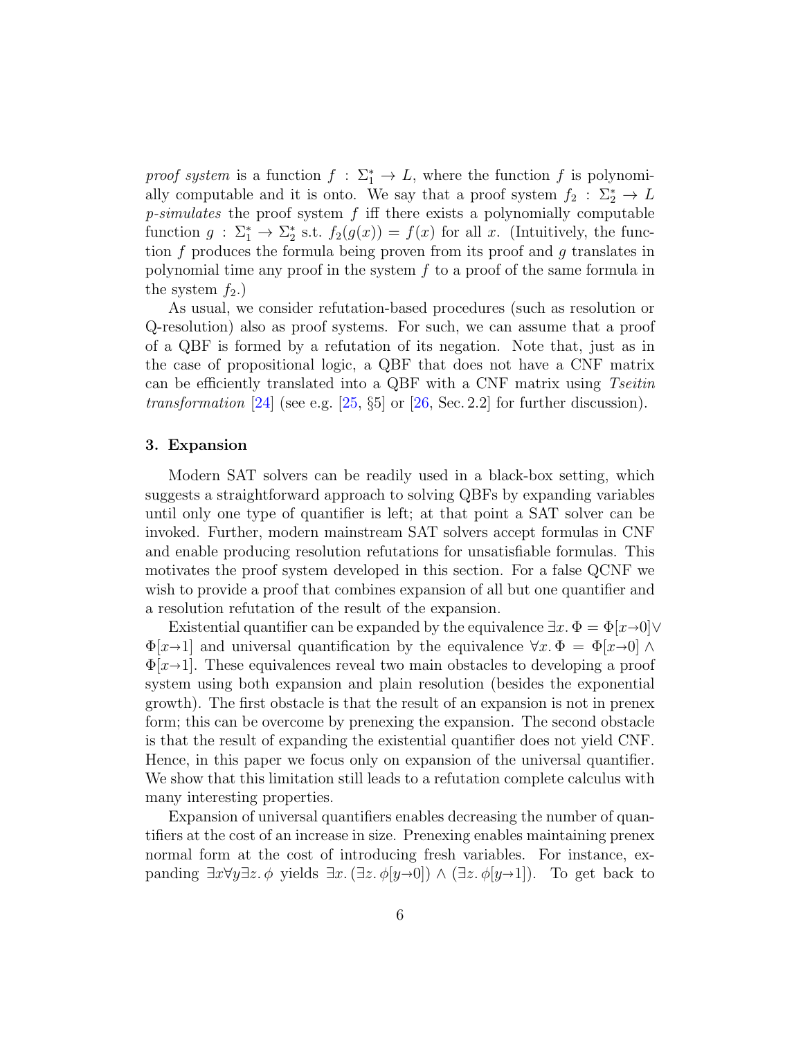*proof system* is a function $f : \Sigma_1^* \to L$, where the function $f$ is polynomially computable and it is onto. We say that a proof system $f_2 : \Sigma_2^* \to L$ *p-simulates* the proof system $f$ iff there exists a polynomially computable function $g : \Sigma_1^* \to \Sigma_2^*$ s.t. $f_2(g(x)) = f(x)$ for all $x$. (Intuitively, the function $f$ produces the formula being proven from its proof and $g$ translates in polynomial time any proof in the system $f$ to a proof of the same formula in the system $f_2$.)

As usual, we consider refutation-based procedures (such as resolution or Q-resolution) also as proof systems. For such, we can assume that a proof of a QBF is formed by a refutation of its negation. Note that, just as in the case of propositional logic, a QBF that does not have a CNF matrix can be efficiently translated into a QBF with a CNF matrix using *Tseitin transformation* [24] (see e.g. [25, §5] or [26, Sec. 2.2] for further discussion).

## 3. Expansion

Modern SAT solvers can be readily used in a black-box setting, which suggests a straightforward approach to solving QBFs by expanding variables until only one type of quantifier is left; at that point a SAT solver can be invoked. Further, modern mainstream SAT solvers accept formulas in CNF and enable producing resolution refutations for unsatisfiable formulas. This motivates the proof system developed in this section. For a false QCNF we wish to provide a proof that combines expansion of all but one quantifier and a resolution refutation of the result of the expansion.

Existential quantifier can be expanded by the equivalence $\exists x. \Phi = \Phi[x{\to}0] \vee \Phi[x{\to}1]$ and universal quantification by the equivalence $\forall x. \Phi = \Phi[x{\to}0] \wedge \Phi[x{\to}1]$. These equivalences reveal two main obstacles to developing a proof system using both expansion and plain resolution (besides the exponential growth). The first obstacle is that the result of an expansion is not in prenex form; this can be overcome by prenexing the expansion. The second obstacle is that the result of expanding the existential quantifier does not yield CNF. Hence, in this paper we focus only on expansion of the universal quantifier. We show that this limitation still leads to a refutation complete calculus with many interesting properties.

Expansion of universal quantifiers enables decreasing the number of quantifiers at the cost of an increase in size. Prenexing enables maintaining prenex normal form at the cost of introducing fresh variables. For instance, expanding $\exists x \forall y \exists z. \phi$ yields $\exists x. (\exists z. \phi[y{\to}0]) \wedge (\exists z. \phi[y{\to}1])$. To get back to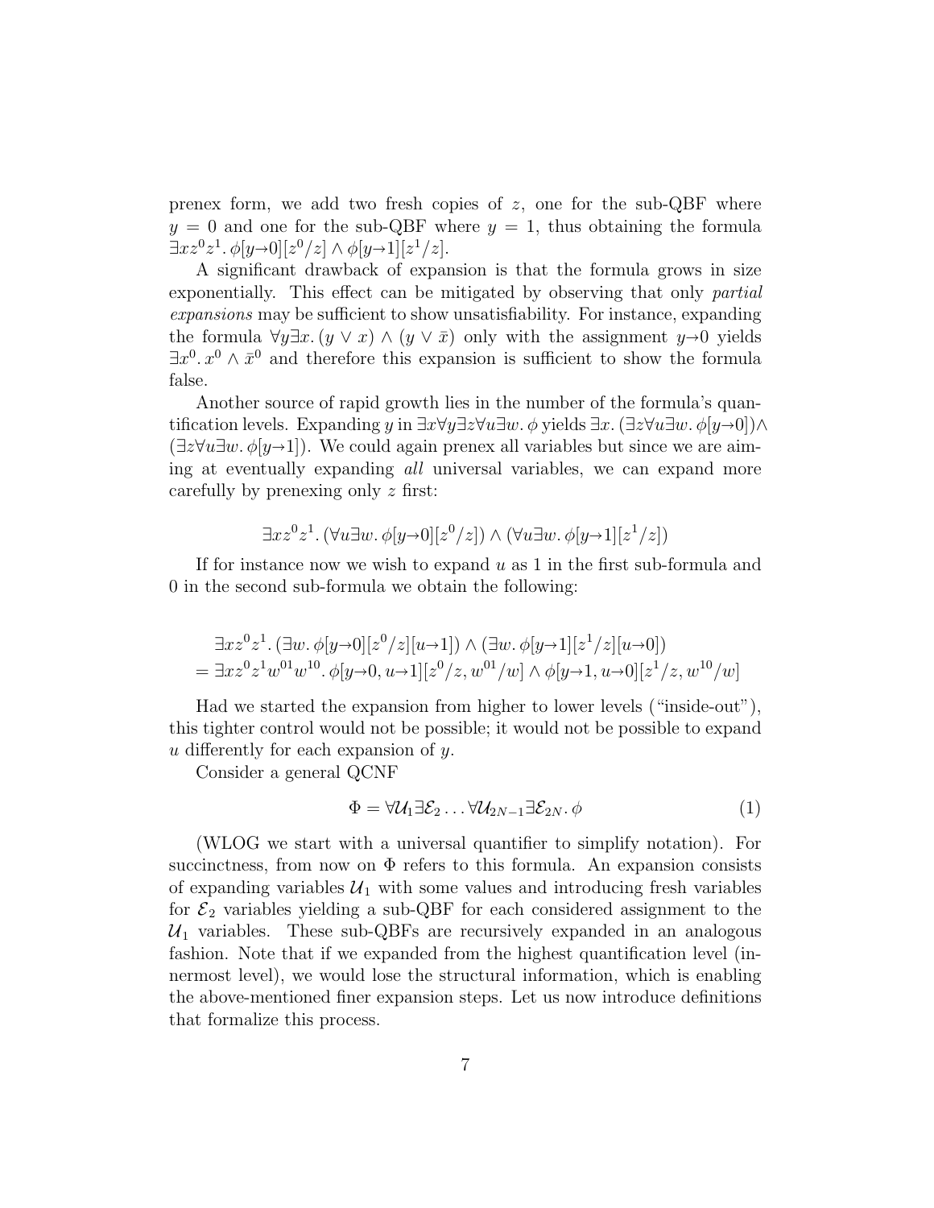prenex form, we add two fresh copies of $z$, one for the sub-QBF where $y = 0$ and one for the sub-QBF where $y = 1$, thus obtaining the formula $\exists x z^0 z^1.\, \phi[y{\to}0][z^0/z] \wedge \phi[y{\to}1][z^1/z]$.

A significant drawback of expansion is that the formula grows in size exponentially. This effect can be mitigated by observing that only *partial expansions* may be sufficient to show unsatisfiability. For instance, expanding the formula $\forall y \exists x.\, (y \vee x) \wedge (y \vee \bar{x})$ only with the assignment $y{\to}0$ yields $\exists x^0.\, x^0 \wedge \bar{x}^0$ and therefore this expansion is sufficient to show the formula false.

Another source of rapid growth lies in the number of the formula's quantification levels. Expanding $y$ in $\exists x \forall y \exists z \forall u \exists w.\, \phi$ yields $\exists x.\, (\exists z \forall u \exists w.\, \phi[y{\to}0]) \wedge (\exists z \forall u \exists w.\, \phi[y{\to}1])$. We could again prenex all variables but since we are aiming at eventually expanding *all* universal variables, we can expand more carefully by prenexing only $z$ first:

$$\exists x z^0 z^1.\, (\forall u \exists w.\, \phi[y{\to}0][z^0/z]) \wedge (\forall u \exists w.\, \phi[y{\to}1][z^1/z])$$

If for instance now we wish to expand $u$ as 1 in the first sub-formula and 0 in the second sub-formula we obtain the following:

$$\begin{aligned} &\exists x z^0 z^1.\, (\exists w.\, \phi[y{\to}0][z^0/z][u{\to}1]) \wedge (\exists w.\, \phi[y{\to}1][z^1/z][u{\to}0]) \\ = &\exists x z^0 z^1 w^{01} w^{10}.\, \phi[y{\to}0, u{\to}1][z^0/z, w^{01}/w] \wedge \phi[y{\to}1, u{\to}0][z^1/z, w^{10}/w] \end{aligned}$$

Had we started the expansion from higher to lower levels ("inside-out"), this tighter control would not be possible; it would not be possible to expand $u$ differently for each expansion of $y$.

Consider a general QCNF

$$\Phi = \forall \mathcal{U}_1 \exists \mathcal{E}_2 \dots \forall \mathcal{U}_{2N-1} \exists \mathcal{E}_{2N}.\, \phi \tag{1}$$

(WLOG we start with a universal quantifier to simplify notation). For succinctness, from now on $\Phi$ refers to this formula. An expansion consists of expanding variables $\mathcal{U}_1$ with some values and introducing fresh variables for $\mathcal{E}_2$ variables yielding a sub-QBF for each considered assignment to the $\mathcal{U}_1$ variables. These sub-QBFs are recursively expanded in an analogous fashion. Note that if we expanded from the highest quantification level (innermost level), we would lose the structural information, which is enabling the above-mentioned finer expansion steps. Let us now introduce definitions that formalize this process.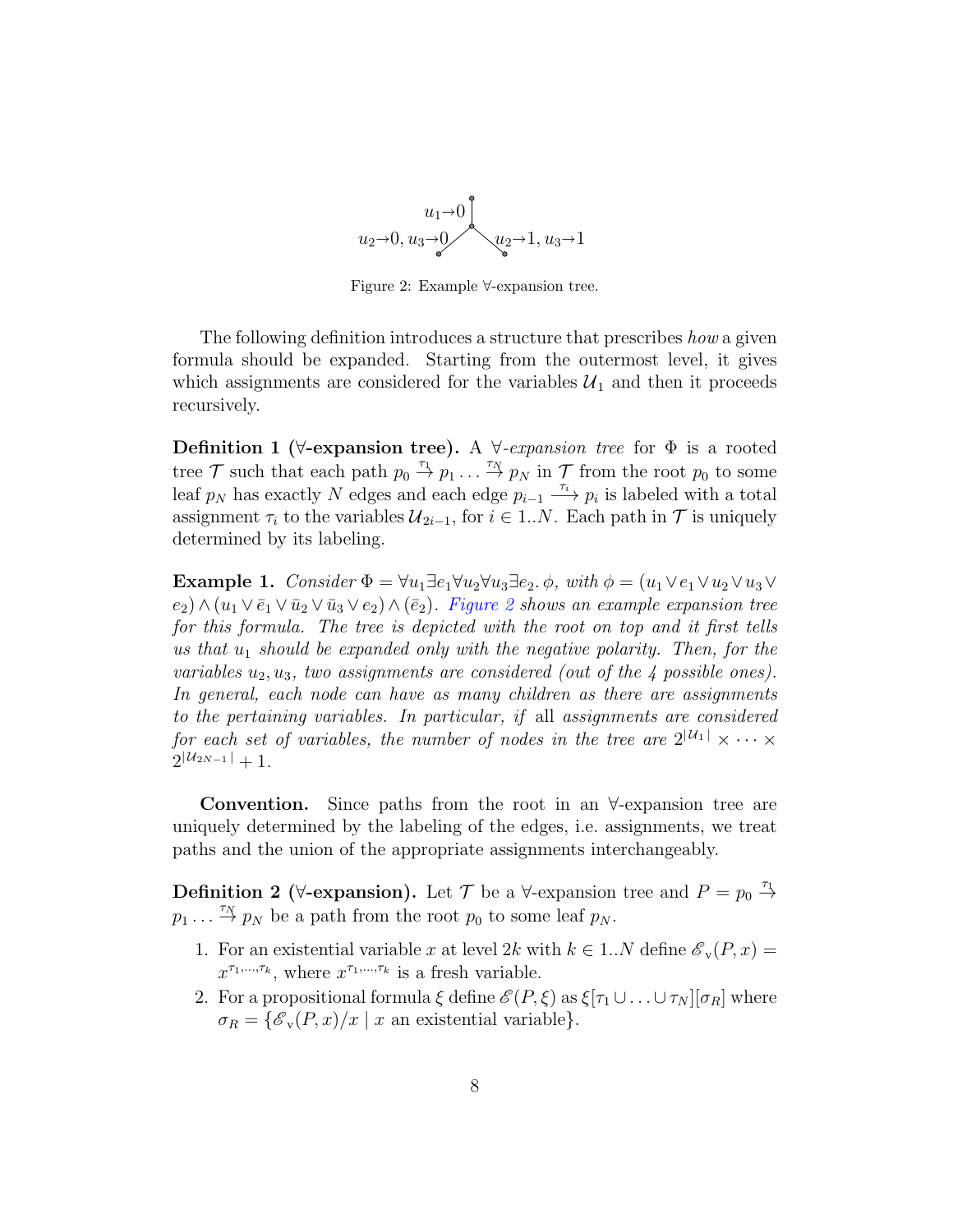Figure 2: Example ∀-expansion tree.

The following definition introduces a structure that prescribes *how* a given formula should be expanded. Starting from the outermost level, it gives which assignments are considered for the variables $\mathcal{U}_1$ and then it proceeds recursively.

**Definition 1 (∀-expansion tree).** A *∀-expansion tree* for $\Phi$ is a rooted tree $\mathcal{T}$ such that each path $p_0 \xrightarrow{\tau_1} p_1 \ldots \xrightarrow{\tau_N} p_N$ in $\mathcal{T}$ from the root $p_0$ to some leaf $p_N$ has exactly $N$ edges and each edge $p_{i-1} \xrightarrow{\tau_i} p_i$ is labeled with a total assignment $\tau_i$ to the variables $\mathcal{U}_{2i-1}$, for $i \in 1..N$. Each path in $\mathcal{T}$ is uniquely determined by its labeling.

**Example 1.** *Consider* $\Phi = \forall u_1 \exists e_1 \forall u_2 \forall u_3 \exists e_2 .\, \phi$*, with* $\phi = (u_1 \vee e_1 \vee u_2 \vee u_3 \vee e_2) \wedge (u_1 \vee \bar{e}_1 \vee \bar{u}_2 \vee \bar{u}_3 \vee e_2) \wedge (\bar{e}_2)$*. Figure 2 shows an example expansion tree for this formula. The tree is depicted with the root on top and it first tells us that* $u_1$ *should be expanded only with the negative polarity. Then, for the variables* $u_2, u_3$*, two assignments are considered (out of the 4 possible ones). In general, each node can have as many children as there are assignments to the pertaining variables. In particular, if* all *assignments are considered for each set of variables, the number of nodes in the tree are* $2^{|\mathcal{U}_1|} \times \cdots \times 2^{|\mathcal{U}_{2N-1}|} + 1$.

**Convention.** Since paths from the root in an ∀-expansion tree are uniquely determined by the labeling of the edges, i.e. assignments, we treat paths and the union of the appropriate assignments interchangeably.

**Definition 2 (∀-expansion).** Let $\mathcal{T}$ be a ∀-expansion tree and $P = p_0 \xrightarrow{\tau_1} p_1 \ldots \xrightarrow{\tau_N} p_N$ be a path from the root $p_0$ to some leaf $p_N$.

1. For an existential variable $x$ at level $2k$ with $k \in 1..N$ define $\mathscr{E}_{\mathrm{v}}(P, x) = x^{\tau_1,\ldots,\tau_k}$, where $x^{\tau_1,\ldots,\tau_k}$ is a fresh variable.
2. For a propositional formula $\xi$ define $\mathscr{E}(P, \xi)$ as $\xi[\tau_1 \cup \ldots \cup \tau_N][\sigma_R]$ where $\sigma_R = \{\mathscr{E}_{\mathrm{v}}(P, x)/x \mid x \text{ an existential variable}\}$.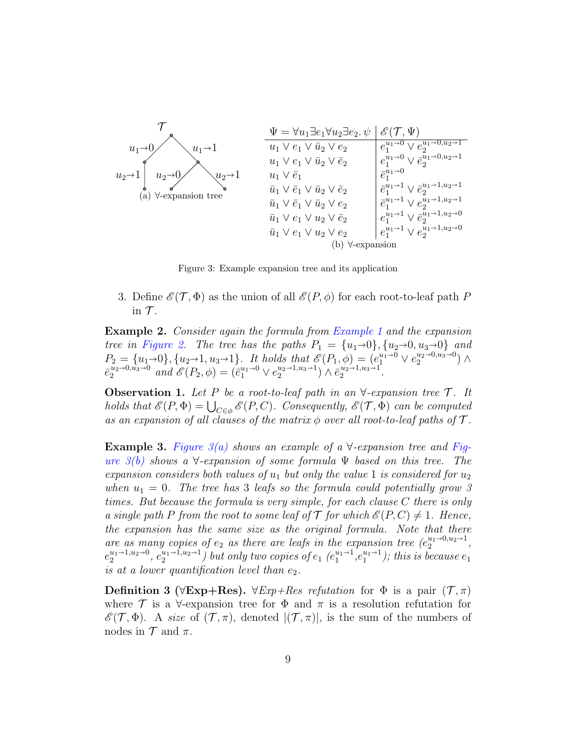**(a) ∀-expansion tree** — $\mathcal{T}$ with root branches $u_1{\to}0$ and $u_1{\to}1$; under $u_1{\to}0$: $u_2{\to}1$; under $u_1{\to}1$: $u_2{\to}0$ and $u_2{\to}1$.

| $\Psi = \forall u_1 \exists e_1 \forall u_2 \exists e_2 .\, \psi$ | $\mathscr{E}(\mathcal{T}, \Psi)$ |
|---|---|
| $u_1 \vee e_1 \vee \bar{u}_2 \vee e_2$ | $e_1^{u_1\to 0} \vee e_2^{u_1\to 0, u_2\to 1}$ |
| $u_1 \vee e_1 \vee \bar{u}_2 \vee \bar{e}_2$ | $e_1^{u_1\to 0} \vee \bar{e}_2^{u_1\to 0, u_2\to 1}$ |
| $u_1 \vee \bar{e}_1$ | $\bar{e}_1^{u_1\to 0}$ |
| $\bar{u}_1 \vee \bar{e}_1 \vee \bar{u}_2 \vee \bar{e}_2$ | $\bar{e}_1^{u_1\to 1} \vee \bar{e}_2^{u_1\to 1, u_2\to 1}$ |
| $\bar{u}_1 \vee \bar{e}_1 \vee \bar{u}_2 \vee e_2$ | $\bar{e}_1^{u_1\to 1} \vee e_2^{u_1\to 1, u_2\to 1}$ |
| $\bar{u}_1 \vee e_1 \vee u_2 \vee \bar{e}_2$ | $e_1^{u_1\to 1} \vee \bar{e}_2^{u_1\to 1, u_2\to 0}$ |
| $\bar{u}_1 \vee e_1 \vee u_2 \vee e_2$ | $e_1^{u_1\to 1} \vee e_2^{u_1\to 1, u_2\to 0}$ |

(b) ∀-expansion

Figure 3: Example expansion tree and its application

3. Define $\mathscr{E}(\mathcal{T}, \Phi)$ as the union of all $\mathscr{E}(P, \phi)$ for each root-to-leaf path $P$ in $\mathcal{T}$.

**Example 2.** *Consider again the formula from Example 1 and the expansion tree in Figure 2. The tree has the paths $P_1 = \{u_1{\to}0\}, \{u_2{\to}0, u_3{\to}0\}$ and $P_2 = \{u_1{\to}0\}, \{u_2{\to}1, u_3{\to}1\}$. It holds that $\mathscr{E}(P_1, \phi) = (e_1^{u_1\to 0} \vee e_2^{u_2\to 0, u_3\to 0}) \wedge \bar{e}_2^{u_2\to 0, u_3\to 0}$ and $\mathscr{E}(P_2, \phi) = (\bar{e}_1^{u_1\to 0} \vee e_2^{u_2\to 1, u_3\to 1}) \wedge \bar{e}_2^{u_2\to 1, u_3\to 1}$.*

**Observation 1.** *Let $P$ be a root-to-leaf path in an ∀-expansion tree $\mathcal{T}$. It holds that $\mathscr{E}(P, \Phi) = \bigcup_{C\in\phi} \mathscr{E}(P, C)$. Consequently, $\mathscr{E}(\mathcal{T}, \Phi)$ can be computed as an expansion of all clauses of the matrix $\phi$ over all root-to-leaf paths of $\mathcal{T}$.*

**Example 3.** *Figure 3(a) shows an example of a ∀-expansion tree and Figure 3(b) shows a ∀-expansion of some formula $\Psi$ based on this tree. The expansion considers both values of $u_1$ but only the value 1 is considered for $u_2$ when $u_1 = 0$. The tree has 3 leafs so the formula could potentially grow 3 times. But because the formula is very simple, for each clause $C$ there is only a single path $P$ from the root to some leaf of $\mathcal{T}$ for which $\mathscr{E}(P, C) \neq 1$. Hence, the expansion has the same size as the original formula. Note that there are as many copies of $e_2$ as there are leafs in the expansion tree ($e_2^{u_1\to 0, u_2\to 1}$, $e_2^{u_1\to 1, u_2\to 0}$, $e_2^{u_1\to 1, u_2\to 1}$) but only two copies of $e_1$ ($e_1^{u_1\to 1}$,$e_1^{u_1\to 1}$); this is because $e_1$ is at a lower quantification level than $e_2$.*

**Definition 3 (∀Exp+Res).** *∀Exp+Res refutation* for $\Phi$ is a pair $(\mathcal{T}, \pi)$ where $\mathcal{T}$ is a ∀-expansion tree for $\Phi$ and $\pi$ is a resolution refutation for $\mathscr{E}(\mathcal{T}, \Phi)$. A *size* of $(\mathcal{T}, \pi)$, denoted $|(\mathcal{T}, \pi)|$, is the sum of the numbers of nodes in $\mathcal{T}$ and $\pi$.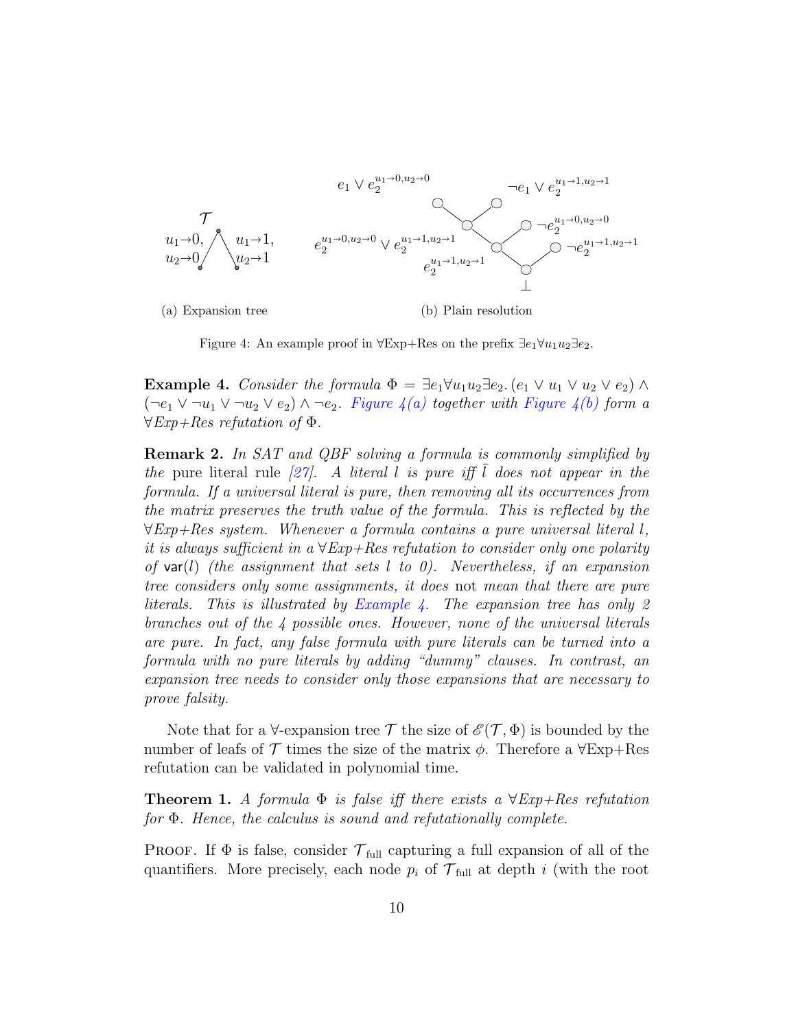(a) Expansion tree

(b) Plain resolution

Figure 4: An example proof in ∀Exp+Res on the prefix $\exists e_1 \forall u_1 u_2 \exists e_2$.

**Example 4.** *Consider the formula* $\Phi = \exists e_1 \forall u_1 u_2 \exists e_2. (e_1 \vee u_1 \vee u_2 \vee e_2) \wedge (\neg e_1 \vee \neg u_1 \vee \neg u_2 \vee e_2) \wedge \neg e_2$. *Figure 4(a) together with Figure 4(b) form a ∀Exp+Res refutation of* $\Phi$.

**Remark 2.** *In SAT and QBF solving a formula is commonly simplified by the* pure literal rule *[27]. A literal $l$ is pure iff $\bar{l}$ does not appear in the formula. If a universal literal is pure, then removing all its occurrences from the matrix preserves the truth value of the formula. This is reflected by the ∀Exp+Res system. Whenever a formula contains a pure universal literal $l$, it is always sufficient in a ∀Exp+Res refutation to consider only one polarity of* $\mathsf{var}(l)$ *(the assignment that sets $l$ to 0). Nevertheless, if an expansion tree considers only some assignments, it does* not *mean that there are pure literals. This is illustrated by Example 4. The expansion tree has only 2 branches out of the 4 possible ones. However, none of the universal literals are pure. In fact, any false formula with pure literals can be turned into a formula with no pure literals by adding "dummy" clauses. In contrast, an expansion tree needs to consider only those expansions that are necessary to prove falsity.*

Note that for a ∀-expansion tree $\mathcal{T}$ the size of $\mathscr{E}(\mathcal{T}, \Phi)$ is bounded by the number of leafs of $\mathcal{T}$ times the size of the matrix $\phi$. Therefore a ∀Exp+Res refutation can be validated in polynomial time.

**Theorem 1.** *A formula $\Phi$ is false iff there exists a ∀Exp+Res refutation for $\Phi$. Hence, the calculus is sound and refutationally complete.*

Proof. If $\Phi$ is false, consider $\mathcal{T}_{\text{full}}$ capturing a full expansion of all of the quantifiers. More precisely, each node $p_i$ of $\mathcal{T}_{\text{full}}$ at depth $i$ (with the root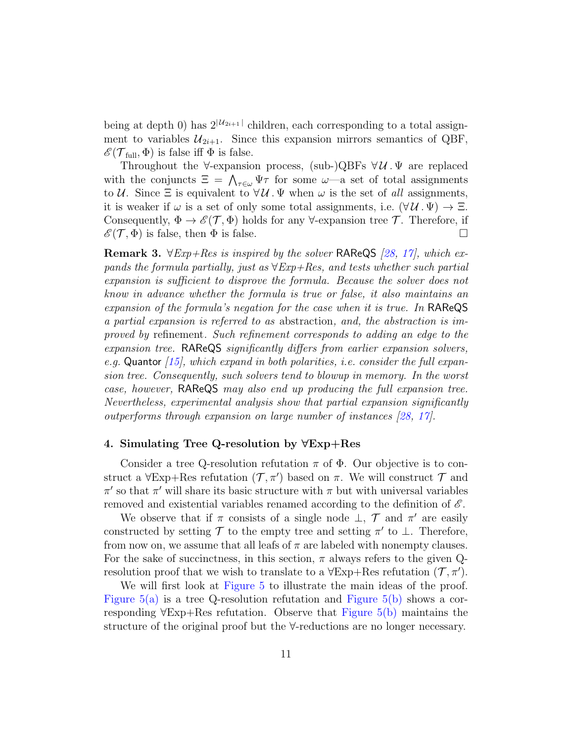being at depth 0) has $2^{|\mathcal{U}_{2i+1}|}$ children, each corresponding to a total assignment to variables $\mathcal{U}_{2i+1}$. Since this expansion mirrors semantics of QBF, $\mathscr{E}(\mathcal{T}_{\text{full}}, \Phi)$ is false iff $\Phi$ is false.

Throughout the ∀-expansion process, (sub-)QBFs $\forall \mathcal{U} . \Psi$ are replaced with the conjuncts $\Xi = \bigwedge_{\tau \in \omega} \Psi\tau$ for some $\omega$—a set of total assignments to $\mathcal{U}$. Since $\Xi$ is equivalent to $\forall \mathcal{U} . \Psi$ when $\omega$ is the set of *all* assignments, it is weaker if $\omega$ is a set of only some total assignments, i.e. $(\forall \mathcal{U} . \Psi) \rightarrow \Xi$. Consequently, $\Phi \rightarrow \mathscr{E}(\mathcal{T}, \Phi)$ holds for any ∀-expansion tree $\mathcal{T}$. Therefore, if $\mathscr{E}(\mathcal{T}, \Phi)$ is false, then $\Phi$ is false. □

**Remark 3.** *∀Exp+Res is inspired by the solver* RAReQS *[28, 17], which expands the formula partially, just as ∀Exp+Res, and tests whether such partial expansion is sufficient to disprove the formula. Because the solver does not know in advance whether the formula is true or false, it also maintains an expansion of the formula's negation for the case when it is true. In* RAReQS *a partial expansion is referred to as* abstraction*, and, the abstraction is improved by* refinement*. Such refinement corresponds to adding an edge to the expansion tree.* RAReQS *significantly differs from earlier expansion solvers, e.g.* Quantor *[15], which expand in both polarities, i.e. consider the full expansion tree. Consequently, such solvers tend to blowup in memory. In the worst case, however,* RAReQS *may also end up producing the full expansion tree. Nevertheless, experimental analysis show that partial expansion significantly outperforms through expansion on large number of instances [28, 17].*

## 4. Simulating Tree Q-resolution by ∀Exp+Res

Consider a tree Q-resolution refutation $\pi$ of $\Phi$. Our objective is to construct a ∀Exp+Res refutation $(\mathcal{T}, \pi')$ based on $\pi$. We will construct $\mathcal{T}$ and $\pi'$ so that $\pi'$ will share its basic structure with $\pi$ but with universal variables removed and existential variables renamed according to the definition of $\mathscr{E}$.

We observe that if $\pi$ consists of a single node $\perp$, $\mathcal{T}$ and $\pi'$ are easily constructed by setting $\mathcal{T}$ to the empty tree and setting $\pi'$ to $\perp$. Therefore, from now on, we assume that all leafs of $\pi$ are labeled with nonempty clauses. For the sake of succinctness, in this section, $\pi$ always refers to the given Q-resolution proof that we wish to translate to a ∀Exp+Res refutation $(\mathcal{T}, \pi')$.

We will first look at Figure 5 to illustrate the main ideas of the proof. Figure 5(a) is a tree Q-resolution refutation and Figure 5(b) shows a corresponding ∀Exp+Res refutation. Observe that Figure 5(b) maintains the structure of the original proof but the ∀-reductions are no longer necessary.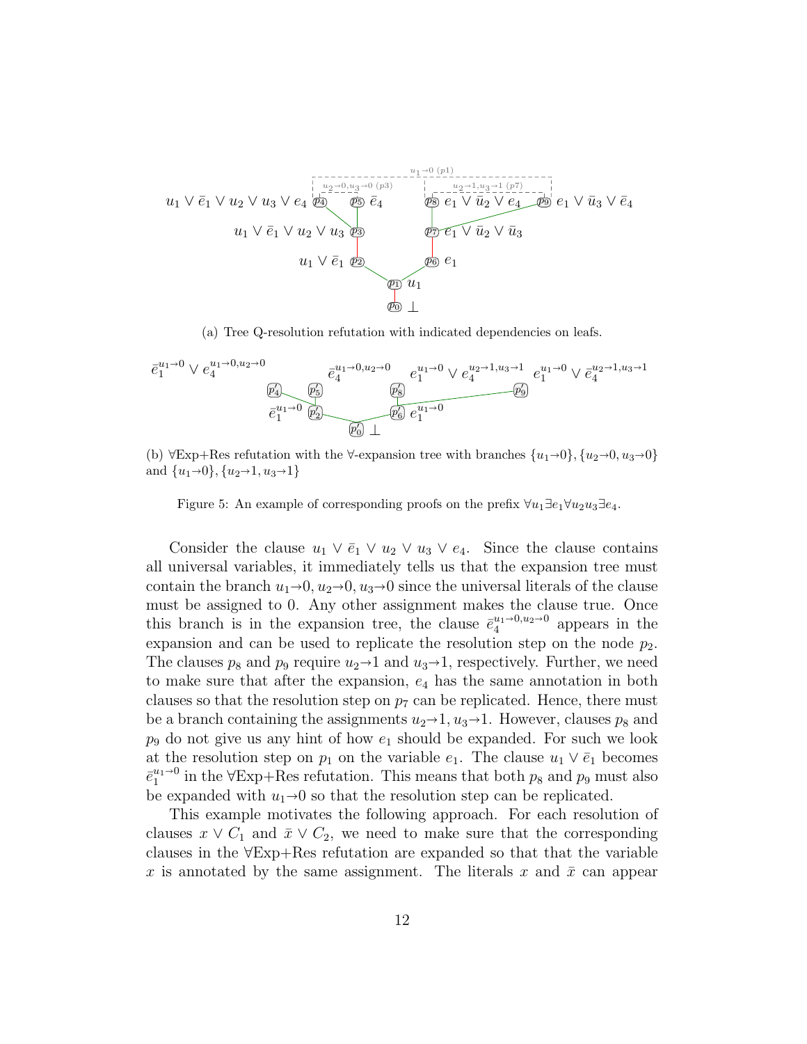$u_1 \to 0$ ($p1$)

$u_2 \to 0, u_3 \to 0$ ($p3$) $\quad$ $u_2 \to 1, u_3 \to 1$ ($p7$)

$u_1 \vee \bar{e}_1 \vee u_2 \vee u_3 \vee e_4$ $p_4$ $\quad$ $p_5$ $\bar{e}_4$ $\quad$ $p_8$ $e_1 \vee \bar{u}_2 \vee e_4$ $\quad$ $p_9$ $e_1 \vee \bar{u}_3 \vee \bar{e}_4$

$u_1 \vee \bar{e}_1 \vee u_2 \vee u_3$ $p_3$ $\quad$ $p_7$ $e_1 \vee \bar{u}_2 \vee \bar{u}_3$

$u_1 \vee \bar{e}_1$ $p_2$ $\quad$ $p_6$ $e_1$

$p_1$ $u_1$

$p_0$ $\bot$

(a) Tree Q-resolution refutation with indicated dependencies on leafs.

$\bar{e}_1^{u_1 \to 0} \vee e_4^{u_1 \to 0, u_2 \to 0}$ $p'_4$ $\quad$ $\bar{e}_4^{u_1 \to 0, u_2 \to 0}$ $p'_5$ $\quad$ $e_1^{u_1 \to 0} \vee e_4^{u_2 \to 1, u_3 \to 1}$ $p'_8$ $\quad$ $e_1^{u_1 \to 0} \vee \bar{e}_4^{u_2 \to 1, u_3 \to 1}$ $p'_9$

$\bar{e}_1^{u_1 \to 0}$ $p'_2$ $\quad$ $p'_6$ $e_1^{u_1 \to 0}$

$p'_0$ $\bot$

(b) ∀Exp+Res refutation with the ∀-expansion tree with branches $\{u_1 \to 0\}, \{u_2 \to 0, u_3 \to 0\}$ and $\{u_1 \to 0\}, \{u_2 \to 1, u_3 \to 1\}$

Figure 5: An example of corresponding proofs on the prefix $\forall u_1 \exists e_1 \forall u_2 u_3 \exists e_4$.

Consider the clause $u_1 \vee \bar{e}_1 \vee u_2 \vee u_3 \vee e_4$. Since the clause contains all universal variables, it immediately tells us that the expansion tree must contain the branch $u_1 \to 0, u_2 \to 0, u_3 \to 0$ since the universal literals of the clause must be assigned to 0. Any other assignment makes the clause true. Once this branch is in the expansion tree, the clause $\bar{e}_4^{u_1 \to 0, u_2 \to 0}$ appears in the expansion and can be used to replicate the resolution step on the node $p_2$. The clauses $p_8$ and $p_9$ require $u_2 \to 1$ and $u_3 \to 1$, respectively. Further, we need to make sure that after the expansion, $e_4$ has the same annotation in both clauses so that the resolution step on $p_7$ can be replicated. Hence, there must be a branch containing the assignments $u_2 \to 1, u_3 \to 1$. However, clauses $p_8$ and $p_9$ do not give us any hint of how $e_1$ should be expanded. For such we look at the resolution step on $p_1$ on the variable $e_1$. The clause $u_1 \vee \bar{e}_1$ becomes $\bar{e}_1^{u_1 \to 0}$ in the ∀Exp+Res refutation. This means that both $p_8$ and $p_9$ must also be expanded with $u_1 \to 0$ so that the resolution step can be replicated.

This example motivates the following approach. For each resolution of clauses $x \vee C_1$ and $\bar{x} \vee C_2$, we need to make sure that the corresponding clauses in the ∀Exp+Res refutation are expanded so that that the variable $x$ is annotated by the same assignment. The literals $x$ and $\bar{x}$ can appear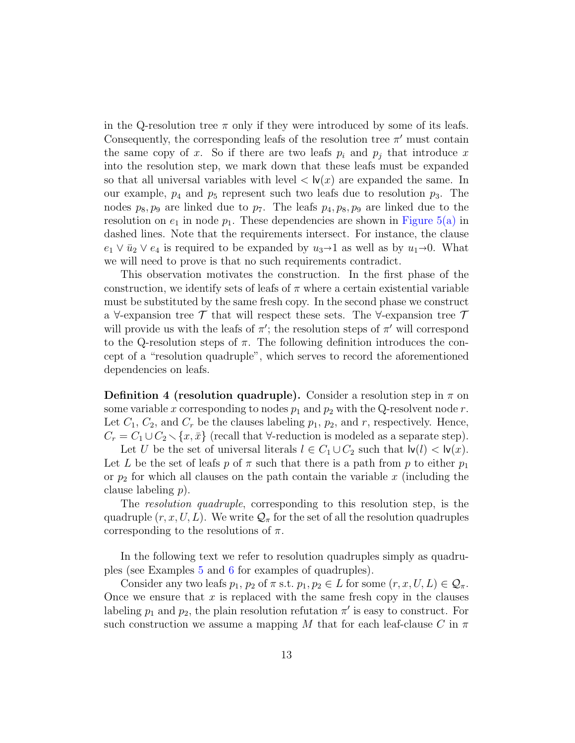in the Q-resolution tree $\pi$ only if they were introduced by some of its leafs. Consequently, the corresponding leafs of the resolution tree $\pi'$ must contain the same copy of $x$. So if there are two leafs $p_i$ and $p_j$ that introduce $x$ into the resolution step, we mark down that these leafs must be expanded so that all universal variables with level $< \mathsf{lv}(x)$ are expanded the same. In our example, $p_4$ and $p_5$ represent such two leafs due to resolution $p_3$. The nodes $p_8, p_9$ are linked due to $p_7$. The leafs $p_4, p_8, p_9$ are linked due to the resolution on $e_1$ in node $p_1$. These dependencies are shown in Figure 5(a) in dashed lines. Note that the requirements intersect. For instance, the clause $e_1 \vee \bar{u}_2 \vee e_4$ is required to be expanded by $u_3 \to 1$ as well as by $u_1 \to 0$. What we will need to prove is that no such requirements contradict.

This observation motivates the construction. In the first phase of the construction, we identify sets of leafs of $\pi$ where a certain existential variable must be substituted by the same fresh copy. In the second phase we construct a $\forall$-expansion tree $\mathcal{T}$ that will respect these sets. The $\forall$-expansion tree $\mathcal{T}$ will provide us with the leafs of $\pi'$; the resolution steps of $\pi'$ will correspond to the Q-resolution steps of $\pi$. The following definition introduces the concept of a "resolution quadruple", which serves to record the aforementioned dependencies on leafs.

**Definition 4 (resolution quadruple).** Consider a resolution step in $\pi$ on some variable $x$ corresponding to nodes $p_1$ and $p_2$ with the Q-resolvent node $r$. Let $C_1$, $C_2$, and $C_r$ be the clauses labeling $p_1$, $p_2$, and $r$, respectively. Hence, $C_r = C_1 \cup C_2 \smallsetminus \{x, \bar{x}\}$ (recall that $\forall$-reduction is modeled as a separate step).

Let $U$ be the set of universal literals $l \in C_1 \cup C_2$ such that $\mathsf{lv}(l) < \mathsf{lv}(x)$. Let $L$ be the set of leafs $p$ of $\pi$ such that there is a path from $p$ to either $p_1$ or $p_2$ for which all clauses on the path contain the variable $x$ (including the clause labeling $p$).

The *resolution quadruple*, corresponding to this resolution step, is the quadruple $(r, x, U, L)$. We write $\mathcal{Q}_\pi$ for the set of all the resolution quadruples corresponding to the resolutions of $\pi$.

In the following text we refer to resolution quadruples simply as quadruples (see Examples 5 and 6 for examples of quadruples).

Consider any two leafs $p_1$, $p_2$ of $\pi$ s.t. $p_1, p_2 \in L$ for some $(r, x, U, L) \in \mathcal{Q}_\pi$. Once we ensure that $x$ is replaced with the same fresh copy in the clauses labeling $p_1$ and $p_2$, the plain resolution refutation $\pi'$ is easy to construct. For such construction we assume a mapping $M$ that for each leaf-clause $C$ in $\pi$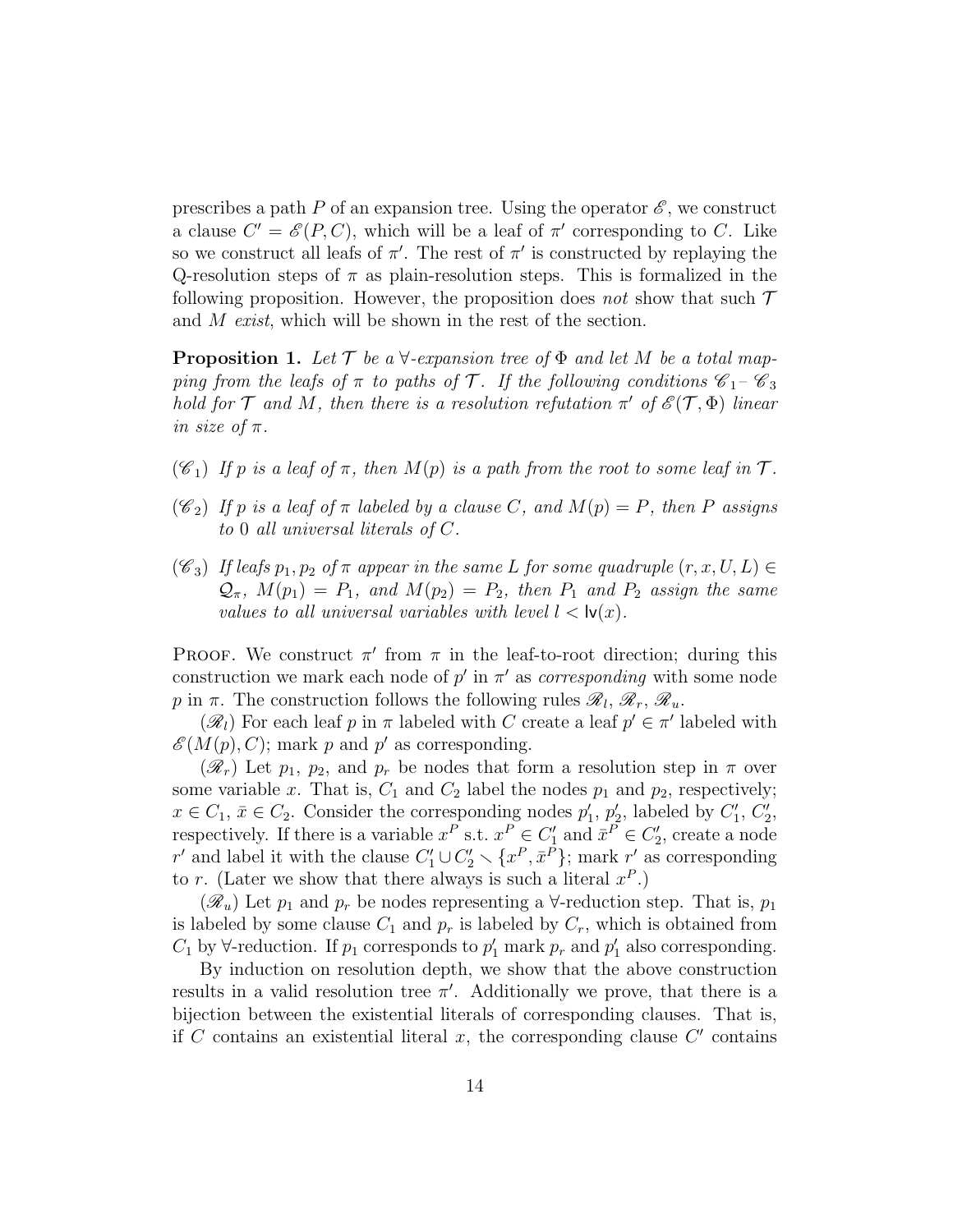prescribes a path $P$ of an expansion tree. Using the operator $\mathscr{E}$, we construct a clause $C' = \mathscr{E}(P, C)$, which will be a leaf of $\pi'$ corresponding to $C$. Like so we construct all leafs of $\pi'$. The rest of $\pi'$ is constructed by replaying the Q-resolution steps of $\pi$ as plain-resolution steps. This is formalized in the following proposition. However, the proposition does *not* show that such $\mathcal{T}$ and $M$ *exist*, which will be shown in the rest of the section.

**Proposition 1.** *Let $\mathcal{T}$ be a $\forall$-expansion tree of $\Phi$ and let $M$ be a total mapping from the leafs of $\pi$ to paths of $\mathcal{T}$. If the following conditions $\mathscr{C}_1$–$\mathscr{C}_3$ hold for $\mathcal{T}$ and $M$, then there is a resolution refutation $\pi'$ of $\mathscr{E}(\mathcal{T}, \Phi)$ linear in size of $\pi$.*

($\mathscr{C}_1$) *If $p$ is a leaf of $\pi$, then $M(p)$ is a path from the root to some leaf in $\mathcal{T}$.*

($\mathscr{C}_2$) *If $p$ is a leaf of $\pi$ labeled by a clause $C$, and $M(p) = P$, then $P$ assigns to 0 all universal literals of $C$.*

($\mathscr{C}_3$) *If leafs $p_1, p_2$ of $\pi$ appear in the same $L$ for some quadruple $(r, x, U, L) \in \mathcal{Q}_\pi$, $M(p_1) = P_1$, and $M(p_2) = P_2$, then $P_1$ and $P_2$ assign the same values to all universal variables with level $l < \mathsf{lv}(x)$.*

Proof. We construct $\pi'$ from $\pi$ in the leaf-to-root direction; during this construction we mark each node of $p'$ in $\pi'$ as *corresponding* with some node $p$ in $\pi$. The construction follows the following rules $\mathscr{R}_l$, $\mathscr{R}_r$, $\mathscr{R}_u$.

($\mathscr{R}_l$) For each leaf $p$ in $\pi$ labeled with $C$ create a leaf $p' \in \pi'$ labeled with $\mathscr{E}(M(p), C)$; mark $p$ and $p'$ as corresponding.

($\mathscr{R}_r$) Let $p_1$, $p_2$, and $p_r$ be nodes that form a resolution step in $\pi$ over some variable $x$. That is, $C_1$ and $C_2$ label the nodes $p_1$ and $p_2$, respectively; $x \in C_1$, $\bar{x} \in C_2$. Consider the corresponding nodes $p'_1$, $p'_2$, labeled by $C'_1$, $C'_2$, respectively. If there is a variable $x^P$ s.t. $x^P \in C'_1$ and $\bar{x}^P \in C'_2$, create a node $r'$ and label it with the clause $C'_1 \cup C'_2 \smallsetminus \{x^P, \bar{x}^P\}$; mark $r'$ as corresponding to $r$. (Later we show that there always is such a literal $x^P$.)

($\mathscr{R}_u$) Let $p_1$ and $p_r$ be nodes representing a $\forall$-reduction step. That is, $p_1$ is labeled by some clause $C_1$ and $p_r$ is labeled by $C_r$, which is obtained from $C_1$ by $\forall$-reduction. If $p_1$ corresponds to $p'_1$ mark $p_r$ and $p'_1$ also corresponding.

By induction on resolution depth, we show that the above construction results in a valid resolution tree $\pi'$. Additionally we prove, that there is a bijection between the existential literals of corresponding clauses. That is, if $C$ contains an existential literal $x$, the corresponding clause $C'$ contains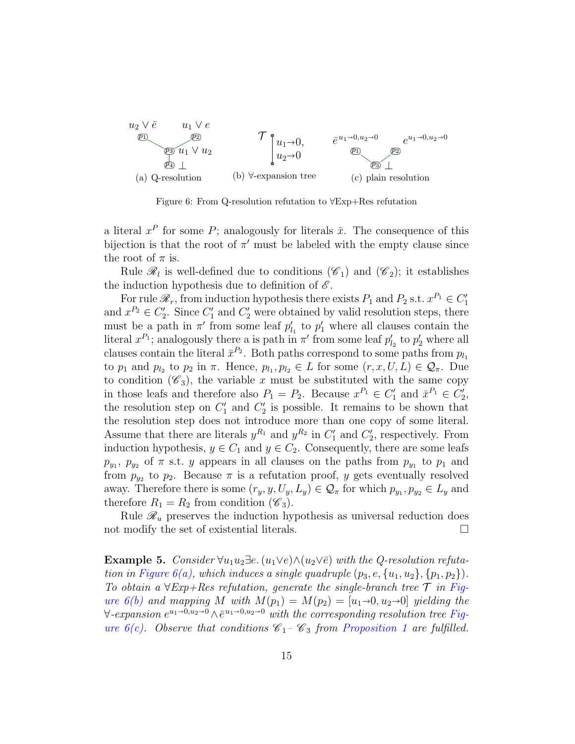Figure 6: From Q-resolution refutation to ∀Exp+Res refutation

(a) Q-resolution   (b) ∀-expansion tree   (c) plain resolution

a literal $x^P$ for some $P$; analogously for literals $\bar{x}$. The consequence of this bijection is that the root of $\pi'$ must be labeled with the empty clause since the root of $\pi$ is.

Rule $\mathscr{R}_l$ is well-defined due to conditions ($\mathscr{C}_1$) and ($\mathscr{C}_2$); it establishes the induction hypothesis due to definition of $\mathscr{E}$.

For rule $\mathscr{R}_r$, from induction hypothesis there exists $P_1$ and $P_2$ s.t. $x^{P_1} \in C'_1$ and $x^{P_2} \in C'_2$. Since $C'_1$ and $C'_2$ were obtained by valid resolution steps, there must be a path in $\pi'$ from some leaf $p'_{l_1}$ to $p'_1$ where all clauses contain the literal $x^{P_1}$; analogously there a is path in $\pi'$ from some leaf $p'_{l_2}$ to $p'_2$ where all clauses contain the literal $\bar{x}^{P_2}$. Both paths correspond to some paths from $p_{l_1}$ to $p_1$ and $p_{l_2}$ to $p_2$ in $\pi$. Hence, $p_{l_1}, p_{l_2} \in L$ for some $(r, x, U, L) \in \mathcal{Q}_\pi$. Due to condition ($\mathscr{C}_3$), the variable $x$ must be substituted with the same copy in those leafs and therefore also $P_1 = P_2$. Because $x^{P_1} \in C'_1$ and $\bar{x}^{P_1} \in C'_2$, the resolution step on $C'_1$ and $C'_2$ is possible. It remains to be shown that the resolution step does not introduce more than one copy of some literal. Assume that there are literals $y^{R_1}$ and $y^{R_2}$ in $C'_1$ and $C'_2$, respectively. From induction hypothesis, $y \in C_1$ and $y \in C_2$. Consequently, there are some leafs $p_{y_1}$, $p_{y_2}$ of $\pi$ s.t. $y$ appears in all clauses on the paths from $p_{y_1}$ to $p_1$ and from $p_{y_2}$ to $p_2$. Because $\pi$ is a refutation proof, $y$ gets eventually resolved away. Therefore there is some $(r_y, y, U_y, L_y) \in \mathcal{Q}_\pi$ for which $p_{y_1}, p_{y_2} \in L_y$ and therefore $R_1 = R_2$ from condition ($\mathscr{C}_3$).

Rule $\mathscr{R}_u$ preserves the induction hypothesis as universal reduction does not modify the set of existential literals. □

**Example 5.** *Consider $\forall u_1 u_2 \exists e. (u_1 \vee e) \wedge (u_2 \vee \bar{e})$ with the Q-resolution refutation in Figure 6(a), which induces a single quadruple $(p_3, e, \{u_1, u_2\}, \{p_1, p_2\})$. To obtain a ∀Exp+Res refutation, generate the single-branch tree $\mathcal{T}$ in Figure 6(b) and mapping $M$ with $M(p_1) = M(p_2) = [u_1 \to 0, u_2 \to 0]$ yielding the ∀-expansion $e^{u_1 \to 0, u_2 \to 0} \wedge \bar{e}^{u_1 \to 0, u_2 \to 0}$ with the corresponding resolution tree Figure 6(c). Observe that conditions $\mathscr{C}_1$– $\mathscr{C}_3$ from Proposition 1 are fulfilled.*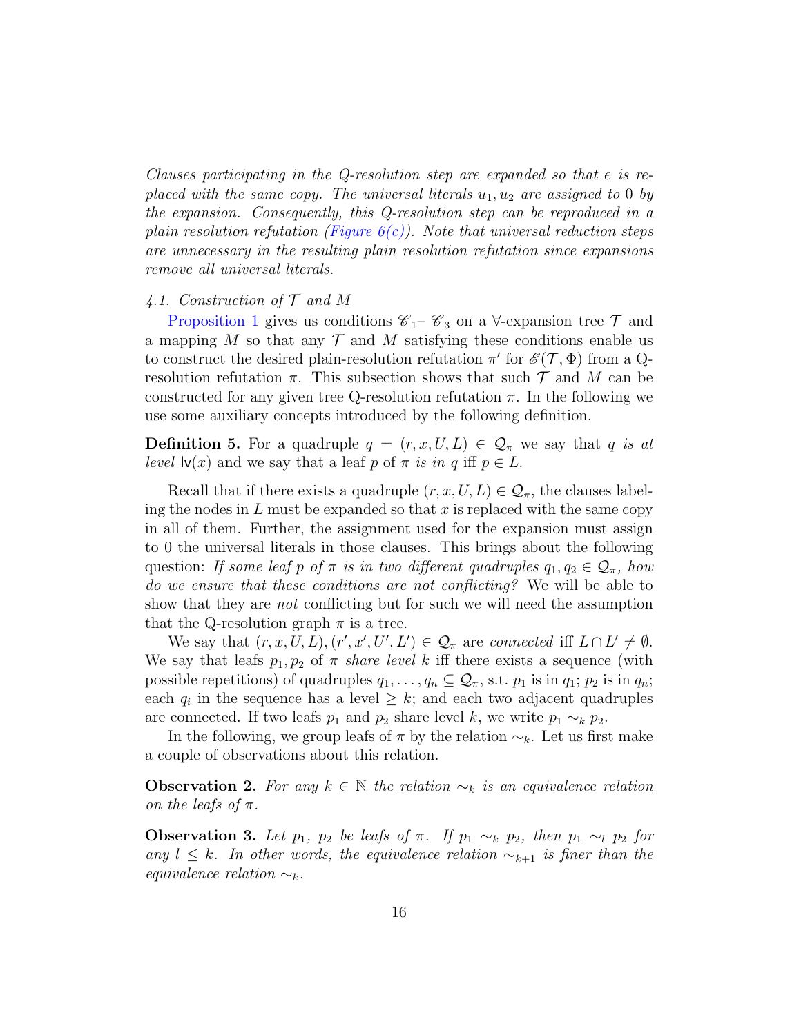*Clauses participating in the Q-resolution step are expanded so that e is replaced with the same copy. The universal literals $u_1, u_2$ are assigned to 0 by the expansion. Consequently, this Q-resolution step can be reproduced in a plain resolution refutation (Figure 6(c)). Note that universal reduction steps are unnecessary in the resulting plain resolution refutation since expansions remove all universal literals.*

### *4.1. Construction of $\mathcal{T}$ and $M$*

Proposition 1 gives us conditions $\mathscr{C}_1$– $\mathscr{C}_3$ on a $\forall$-expansion tree $\mathcal{T}$ and a mapping $M$ so that any $\mathcal{T}$ and $M$ satisfying these conditions enable us to construct the desired plain-resolution refutation $\pi'$ for $\mathscr{E}(\mathcal{T}, \Phi)$ from a Q-resolution refutation $\pi$. This subsection shows that such $\mathcal{T}$ and $M$ can be constructed for any given tree Q-resolution refutation $\pi$. In the following we use some auxiliary concepts introduced by the following definition.

**Definition 5.** *For a quadruple $q = (r, x, U, L) \in \mathcal{Q}_\pi$ we say that q is at level $\mathsf{lv}(x)$ and we say that a leaf p of $\pi$ is in q iff $p \in L$.*

Recall that if there exists a quadruple $(r, x, U, L) \in \mathcal{Q}_\pi$, the clauses labeling the nodes in $L$ must be expanded so that $x$ is replaced with the same copy in all of them. Further, the assignment used for the expansion must assign to 0 the universal literals in those clauses. This brings about the following question: *If some leaf p of $\pi$ is in two different quadruples $q_1, q_2 \in \mathcal{Q}_\pi$, how do we ensure that these conditions are not conflicting?* We will be able to show that they are *not* conflicting but for such we will need the assumption that the Q-resolution graph $\pi$ is a tree.

We say that $(r, x, U, L), (r', x', U', L') \in \mathcal{Q}_\pi$ are *connected* iff $L \cap L' \neq \emptyset$. We say that leafs $p_1, p_2$ of $\pi$ *share level k* iff there exists a sequence (with possible repetitions) of quadruples $q_1, \ldots, q_n \subseteq \mathcal{Q}_\pi$, s.t. $p_1$ is in $q_1$; $p_2$ is in $q_n$; each $q_i$ in the sequence has a level $\geq k$; and each two adjacent quadruples are connected. If two leafs $p_1$ and $p_2$ share level $k$, we write $p_1 \sim_k p_2$.

In the following, we group leafs of $\pi$ by the relation $\sim_k$. Let us first make a couple of observations about this relation.

**Observation 2.** *For any $k \in \mathbb{N}$ the relation $\sim_k$ is an equivalence relation on the leafs of $\pi$.*

**Observation 3.** *Let $p_1$, $p_2$ be leafs of $\pi$. If $p_1 \sim_k p_2$, then $p_1 \sim_l p_2$ for any $l \leq k$. In other words, the equivalence relation $\sim_{k+1}$ is finer than the equivalence relation $\sim_k$.*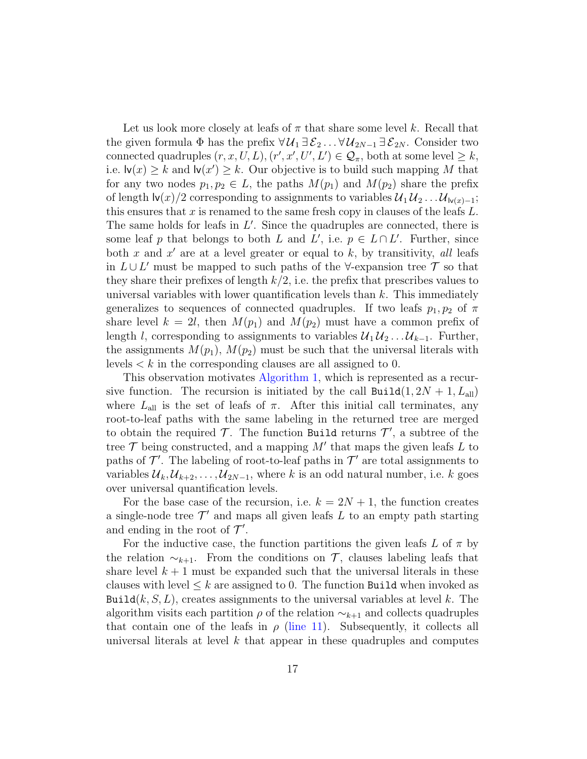Let us look more closely at leafs of $\pi$ that share some level $k$. Recall that the given formula $\Phi$ has the prefix $\forall \mathcal{U}_1 \exists \mathcal{E}_2 \ldots \forall \mathcal{U}_{2N-1} \exists \mathcal{E}_{2N}$. Consider two connected quadruples $(r, x, U, L), (r', x', U', L') \in \mathcal{Q}_\pi$, both at some level $\geq k$, i.e. $\mathsf{lv}(x) \geq k$ and $\mathsf{lv}(x') \geq k$. Our objective is to build such mapping $M$ that for any two nodes $p_1, p_2 \in L$, the paths $M(p_1)$ and $M(p_2)$ share the prefix of length $\mathsf{lv}(x)/2$ corresponding to assignments to variables $\mathcal{U}_1 \mathcal{U}_2 \ldots \mathcal{U}_{\mathsf{lv}(x)-1}$; this ensures that $x$ is renamed to the same fresh copy in clauses of the leafs $L$. The same holds for leafs in $L'$. Since the quadruples are connected, there is some leaf $p$ that belongs to both $L$ and $L'$, i.e. $p \in L \cap L'$. Further, since both $x$ and $x'$ are at a level greater or equal to $k$, by transitivity, *all* leafs in $L \cup L'$ must be mapped to such paths of the $\forall$-expansion tree $\mathcal{T}$ so that they share their prefixes of length $k/2$, i.e. the prefix that prescribes values to universal variables with lower quantification levels than $k$. This immediately generalizes to sequences of connected quadruples. If two leafs $p_1, p_2$ of $\pi$ share level $k = 2l$, then $M(p_1)$ and $M(p_2)$ must have a common prefix of length $l$, corresponding to assignments to variables $\mathcal{U}_1 \mathcal{U}_2 \ldots \mathcal{U}_{k-1}$. Further, the assignments $M(p_1)$, $M(p_2)$ must be such that the universal literals with levels $< k$ in the corresponding clauses are all assigned to 0.

This observation motivates Algorithm 1, which is represented as a recursive function. The recursion is initiated by the call `Build`$(1, 2N+1, L_{\text{all}})$ where $L_{\text{all}}$ is the set of leafs of $\pi$. After this initial call terminates, any root-to-leaf paths with the same labeling in the returned tree are merged to obtain the required $\mathcal{T}$. The function `Build` returns $\mathcal{T}'$, a subtree of the tree $\mathcal{T}$ being constructed, and a mapping $M'$ that maps the given leafs $L$ to paths of $\mathcal{T}'$. The labeling of root-to-leaf paths in $\mathcal{T}'$ are total assignments to variables $\mathcal{U}_k, \mathcal{U}_{k+2}, \ldots, \mathcal{U}_{2N-1}$, where $k$ is an odd natural number, i.e. $k$ goes over universal quantification levels.

For the base case of the recursion, i.e. $k = 2N+1$, the function creates a single-node tree $\mathcal{T}'$ and maps all given leafs $L$ to an empty path starting and ending in the root of $\mathcal{T}'$.

For the inductive case, the function partitions the given leafs $L$ of $\pi$ by the relation $\sim_{k+1}$. From the conditions on $\mathcal{T}$, clauses labeling leafs that share level $k+1$ must be expanded such that the universal literals in these clauses with level $\leq k$ are assigned to 0. The function `Build` when invoked as `Build`$(k, S, L)$, creates assignments to the universal variables at level $k$. The algorithm visits each partition $\rho$ of the relation $\sim_{k+1}$ and collects quadruples that contain one of the leafs in $\rho$ (line 11). Subsequently, it collects all universal literals at level $k$ that appear in these quadruples and computes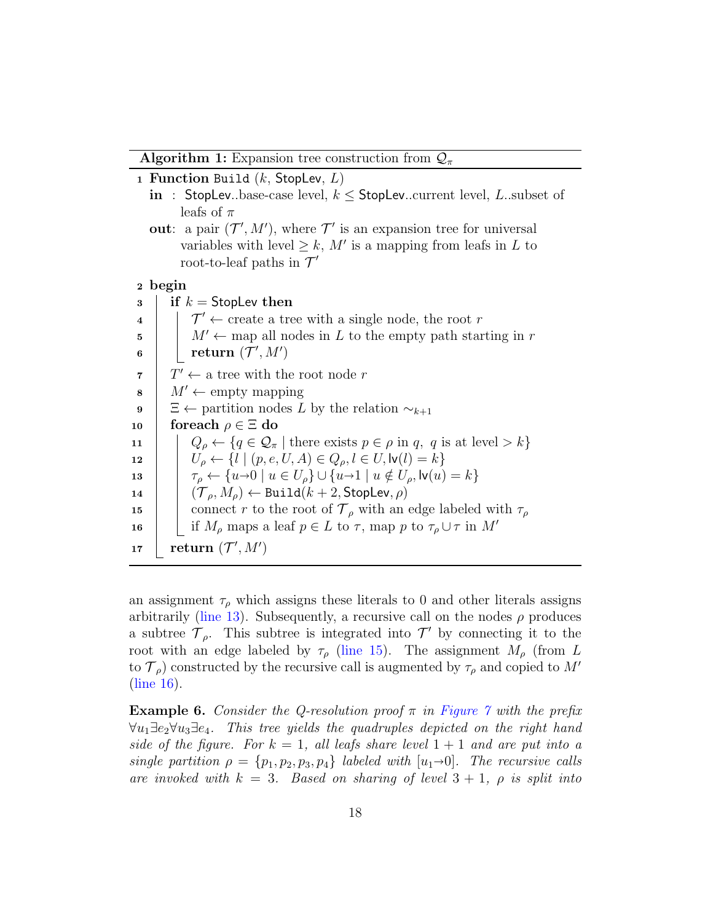**Algorithm 1:** Expansion tree construction from $\mathcal{Q}_\pi$

```
1  Function Build (k, StopLev, L)
   in  : StopLev..base-case level, k ≤ StopLev..current level, L..subset of
         leafs of π
   out:  a pair (T′, M′), where T′ is an expansion tree for universal
         variables with level ≥ k, M′ is a mapping from leafs in L to
         root-to-leaf paths in T′
2  begin
3      if k = StopLev then
4          T′ ← create a tree with a single node, the root r
5          M′ ← map all nodes in L to the empty path starting in r
6          return (T′, M′)
7      T′ ← a tree with the root node r
8      M′ ← empty mapping
9      Ξ ← partition nodes L by the relation ∼_{k+1}
10     foreach ρ ∈ Ξ do
11         Q_ρ ← {q ∈ Q_π | there exists p ∈ ρ in q, q is at level > k}
12         U_ρ ← {l | (p, e, U, A) ∈ Q_ρ, l ∈ U, lv(l) = k}
13         τ_ρ ← {u→0 | u ∈ U_ρ} ∪ {u→1 | u ∉ U_ρ, lv(u) = k}
14         (T_ρ, M_ρ) ← Build(k + 2, StopLev, ρ)
15         connect r to the root of T_ρ with an edge labeled with τ_ρ
16         if M_ρ maps a leaf p ∈ L to τ, map p to τ_ρ ∪ τ in M′
17     return (T′, M′)
```

an assignment $\tau_\rho$ which assigns these literals to 0 and other literals assigns arbitrarily (line 13). Subsequently, a recursive call on the nodes $\rho$ produces a subtree $\mathcal{T}_\rho$. This subtree is integrated into $\mathcal{T}'$ by connecting it to the root with an edge labeled by $\tau_\rho$ (line 15). The assignment $M_\rho$ (from $L$ to $\mathcal{T}_\rho$) constructed by the recursive call is augmented by $\tau_\rho$ and copied to $M'$ (line 16).

**Example 6.** *Consider the Q-resolution proof $\pi$ in Figure 7 with the prefix $\forall u_1 \exists e_2 \forall u_3 \exists e_4$. This tree yields the quadruples depicted on the right hand side of the figure. For $k = 1$, all leafs share level $1 + 1$ and are put into a single partition $\rho = \{p_1, p_2, p_3, p_4\}$ labeled with $[u_1 \to 0]$. The recursive calls are invoked with $k = 3$. Based on sharing of level $3 + 1$, $\rho$ is split into*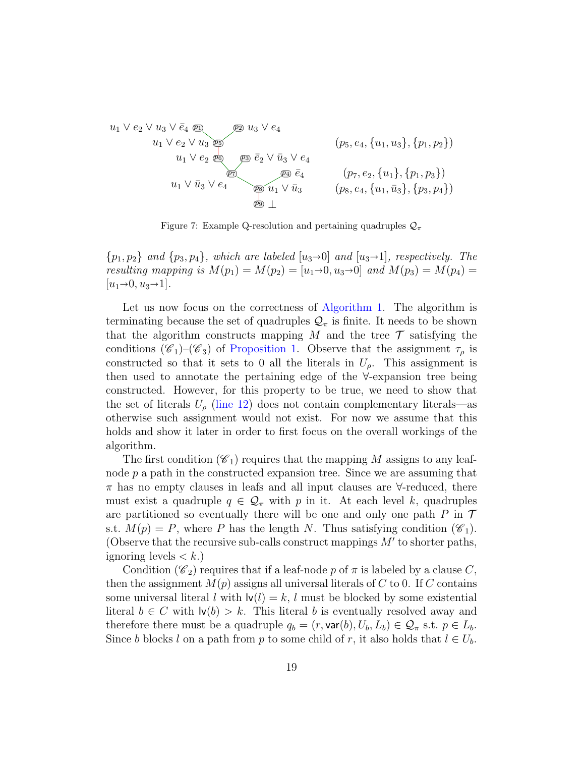$u_1 \vee e_2 \vee u_3 \vee \bar{e}_4$ ($p_1$) — ($p_2$) $u_3 \vee e_4$

$u_1 \vee e_2 \vee u_3$ ($p_5$) — $(p_5, e_4, \{u_1, u_3\}, \{p_1, p_2\})$

$u_1 \vee e_2$ ($p_6$) — ($p_3$) $\bar{e}_2 \vee \bar{u}_3 \vee e_4$

($p_7$) — ($p_4$) $\bar{e}_4$ — $(p_7, e_2, \{u_1\}, \{p_1, p_3\})$

$u_1 \vee \bar{u}_3 \vee e_4$ — ($p_8$) $u_1 \vee \bar{u}_3$ — $(p_8, e_4, \{u_1, \bar{u}_3\}, \{p_3, p_4\})$

($p_9$) $\bot$

Figure 7: Example Q-resolution and pertaining quadruples $\mathcal{Q}_\pi$

*$\{p_1, p_2\}$ and $\{p_3, p_4\}$, which are labeled $[u_3{\to}0]$ and $[u_3{\to}1]$, respectively. The resulting mapping is $M(p_1) = M(p_2) = [u_1{\to}0, u_3{\to}0]$ and $M(p_3) = M(p_4) = [u_1{\to}0, u_3{\to}1]$.*

Let us now focus on the correctness of Algorithm 1. The algorithm is terminating because the set of quadruples $\mathcal{Q}_\pi$ is finite. It needs to be shown that the algorithm constructs mapping $M$ and the tree $\mathcal{T}$ satisfying the conditions $(\mathscr{C}_1)$–$(\mathscr{C}_3)$ of Proposition 1. Observe that the assignment $\tau_\rho$ is constructed so that it sets to 0 all the literals in $U_\rho$. This assignment is then used to annotate the pertaining edge of the ∀-expansion tree being constructed. However, for this property to be true, we need to show that the set of literals $U_\rho$ (line 12) does not contain complementary literals—as otherwise such assignment would not exist. For now we assume that this holds and show it later in order to first focus on the overall workings of the algorithm.

The first condition $(\mathscr{C}_1)$ requires that the mapping $M$ assigns to any leaf-node $p$ a path in the constructed expansion tree. Since we are assuming that $\pi$ has no empty clauses in leafs and all input clauses are ∀-reduced, there must exist a quadruple $q \in \mathcal{Q}_\pi$ with $p$ in it. At each level $k$, quadruples are partitioned so eventually there will be one and only one path $P$ in $\mathcal{T}$ s.t. $M(p) = P$, where $P$ has the length $N$. Thus satisfying condition $(\mathscr{C}_1)$. (Observe that the recursive sub-calls construct mappings $M'$ to shorter paths, ignoring levels $< k$.)

Condition $(\mathscr{C}_2)$ requires that if a leaf-node $p$ of $\pi$ is labeled by a clause $C$, then the assignment $M(p)$ assigns all universal literals of $C$ to 0. If $C$ contains some universal literal $l$ with $\mathsf{lv}(l) = k$, $l$ must be blocked by some existential literal $b \in C$ with $\mathsf{lv}(b) > k$. This literal $b$ is eventually resolved away and therefore there must be a quadruple $q_b = (r, \mathsf{var}(b), U_b, L_b) \in \mathcal{Q}_\pi$ s.t. $p \in L_b$. Since $b$ blocks $l$ on a path from $p$ to some child of $r$, it also holds that $l \in U_b$.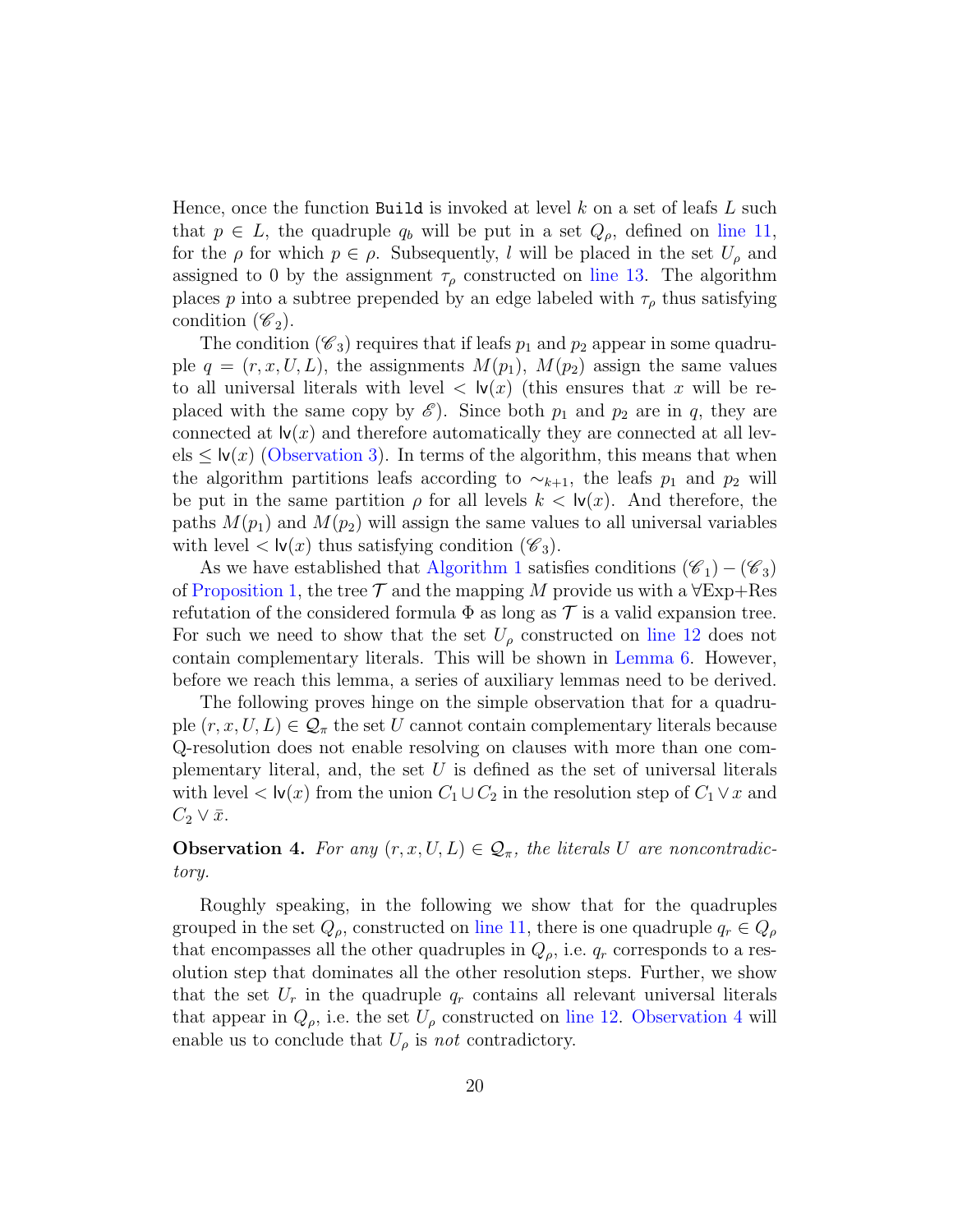Hence, once the function `Build` is invoked at level $k$ on a set of leafs $L$ such that $p \in L$, the quadruple $q_b$ will be put in a set $Q_\rho$, defined on line 11, for the $\rho$ for which $p \in \rho$. Subsequently, $l$ will be placed in the set $U_\rho$ and assigned to 0 by the assignment $\tau_\rho$ constructed on line 13. The algorithm places $p$ into a subtree prepended by an edge labeled with $\tau_\rho$ thus satisfying condition $(\mathscr{C}_2)$.

The condition $(\mathscr{C}_3)$ requires that if leafs $p_1$ and $p_2$ appear in some quadruple $q = (r, x, U, L)$, the assignments $M(p_1)$, $M(p_2)$ assign the same values to all universal literals with level $< \mathsf{lv}(x)$ (this ensures that $x$ will be replaced with the same copy by $\mathscr{E}$). Since both $p_1$ and $p_2$ are in $q$, they are connected at $\mathsf{lv}(x)$ and therefore automatically they are connected at all levels $\leq \mathsf{lv}(x)$ (Observation 3). In terms of the algorithm, this means that when the algorithm partitions leafs according to $\sim_{k+1}$, the leafs $p_1$ and $p_2$ will be put in the same partition $\rho$ for all levels $k < \mathsf{lv}(x)$. And therefore, the paths $M(p_1)$ and $M(p_2)$ will assign the same values to all universal variables with level $< \mathsf{lv}(x)$ thus satisfying condition $(\mathscr{C}_3)$.

As we have established that Algorithm 1 satisfies conditions $(\mathscr{C}_1) - (\mathscr{C}_3)$ of Proposition 1, the tree $\mathcal{T}$ and the mapping $M$ provide us with a $\forall$Exp+Res refutation of the considered formula $\Phi$ as long as $\mathcal{T}$ is a valid expansion tree. For such we need to show that the set $U_\rho$ constructed on line 12 does not contain complementary literals. This will be shown in Lemma 6. However, before we reach this lemma, a series of auxiliary lemmas need to be derived.

The following proves hinge on the simple observation that for a quadruple $(r, x, U, L) \in \mathcal{Q}_\pi$ the set $U$ cannot contain complementary literals because Q-resolution does not enable resolving on clauses with more than one complementary literal, and, the set $U$ is defined as the set of universal literals with level $< \mathsf{lv}(x)$ from the union $C_1 \cup C_2$ in the resolution step of $C_1 \vee x$ and $C_2 \vee \bar{x}$.

**Observation 4.** *For any $(r, x, U, L) \in \mathcal{Q}_\pi$, the literals $U$ are noncontradictory.*

Roughly speaking, in the following we show that for the quadruples grouped in the set $Q_\rho$, constructed on line 11, there is one quadruple $q_r \in Q_\rho$ that encompasses all the other quadruples in $Q_\rho$, i.e. $q_r$ corresponds to a resolution step that dominates all the other resolution steps. Further, we show that the set $U_r$ in the quadruple $q_r$ contains all relevant universal literals that appear in $Q_\rho$, i.e. the set $U_\rho$ constructed on line 12. Observation 4 will enable us to conclude that $U_\rho$ is *not* contradictory.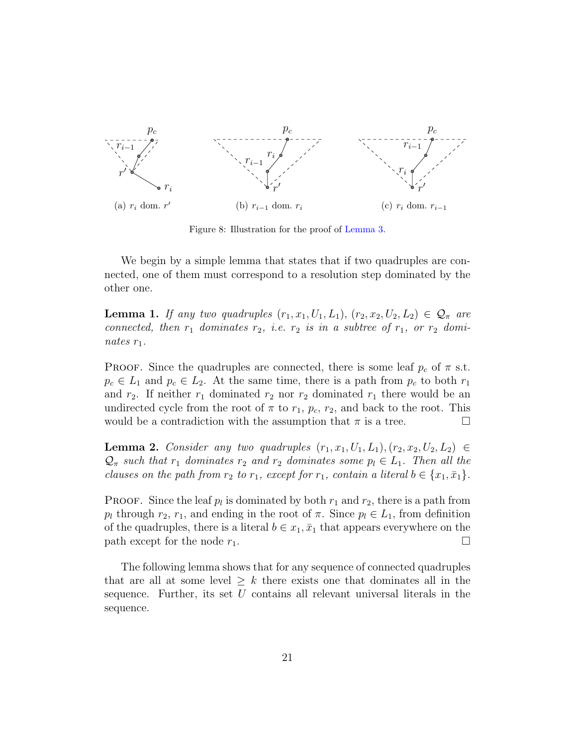(a) $r_i$ dom. $r'$  (b) $r_{i-1}$ dom. $r_i$  (c) $r_i$ dom. $r_{i-1}$

Figure 8: Illustration for the proof of Lemma 3.

We begin by a simple lemma that states that if two quadruples are connected, one of them must correspond to a resolution step dominated by the other one.

**Lemma 1.** *If any two quadruples $(r_1, x_1, U_1, L_1)$, $(r_2, x_2, U_2, L_2) \in \mathcal{Q}_\pi$ are connected, then $r_1$ dominates $r_2$, i.e. $r_2$ is in a subtree of $r_1$, or $r_2$ dominates $r_1$.*

Proof. Since the quadruples are connected, there is some leaf $p_c$ of $\pi$ s.t. $p_c \in L_1$ and $p_c \in L_2$. At the same time, there is a path from $p_c$ to both $r_1$ and $r_2$. If neither $r_1$ dominated $r_2$ nor $r_2$ dominated $r_1$ there would be an undirected cycle from the root of $\pi$ to $r_1$, $p_c$, $r_2$, and back to the root. This would be a contradiction with the assumption that $\pi$ is a tree. □

**Lemma 2.** *Consider any two quadruples $(r_1, x_1, U_1, L_1), (r_2, x_2, U_2, L_2) \in \mathcal{Q}_\pi$ such that $r_1$ dominates $r_2$ and $r_2$ dominates some $p_l \in L_1$. Then all the clauses on the path from $r_2$ to $r_1$, except for $r_1$, contain a literal $b \in \{x_1, \bar{x}_1\}$.*

Proof. Since the leaf $p_l$ is dominated by both $r_1$ and $r_2$, there is a path from $p_l$ through $r_2$, $r_1$, and ending in the root of $\pi$. Since $p_l \in L_1$, from definition of the quadruples, there is a literal $b \in x_1, \bar{x}_1$ that appears everywhere on the path except for the node $r_1$. □

The following lemma shows that for any sequence of connected quadruples that are all at some level $\geq k$ there exists one that dominates all in the sequence. Further, its set $U$ contains all relevant universal literals in the sequence.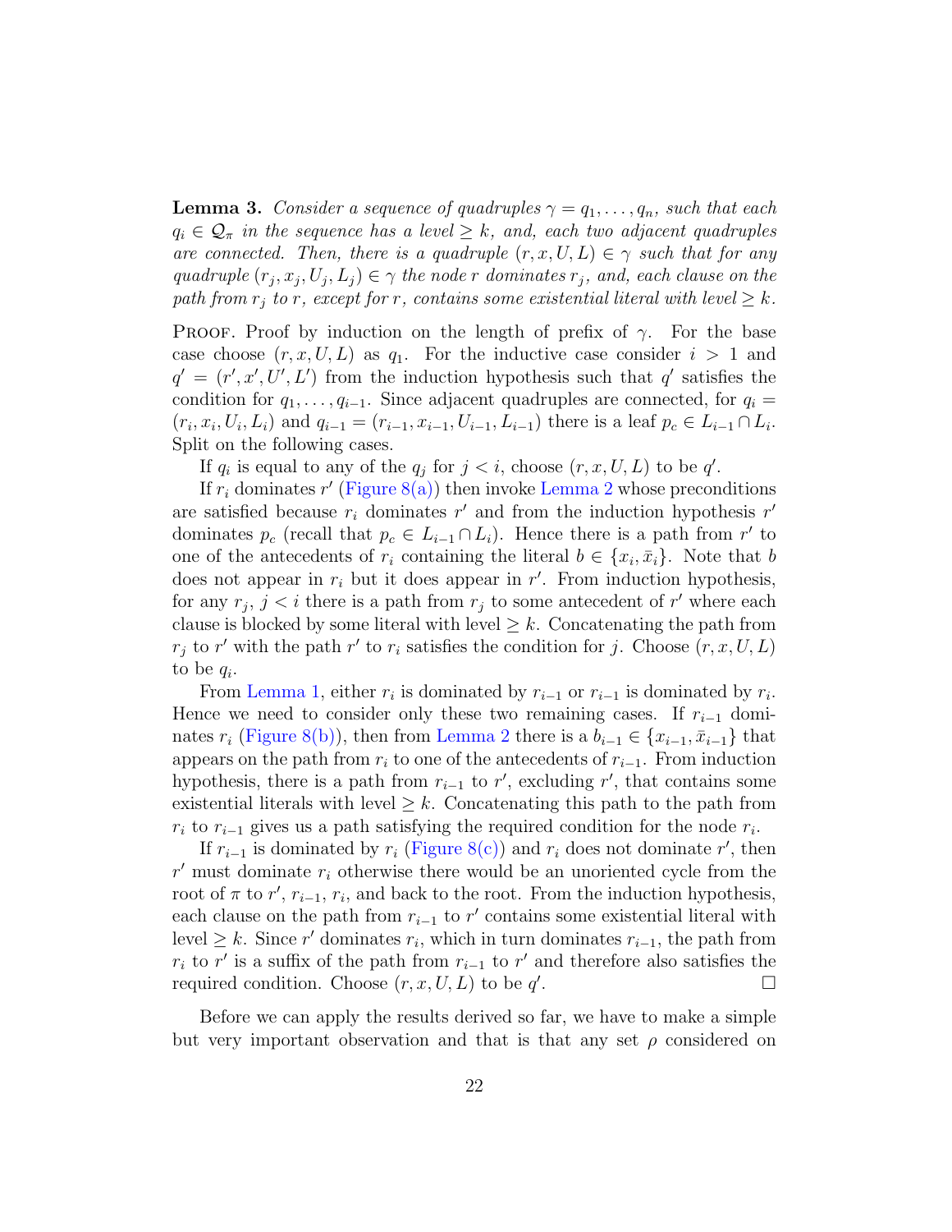**Lemma 3.** *Consider a sequence of quadruples $\gamma = q_1, \ldots, q_n$, such that each $q_i \in \mathcal{Q}_\pi$ in the sequence has a level $\geq k$, and, each two adjacent quadruples are connected. Then, there is a quadruple $(r, x, U, L) \in \gamma$ such that for any quadruple $(r_j, x_j, U_j, L_j) \in \gamma$ the node $r$ dominates $r_j$, and, each clause on the path from $r_j$ to $r$, except for $r$, contains some existential literal with level $\geq k$.*

Proof. Proof by induction on the length of prefix of $\gamma$. For the base case choose $(r, x, U, L)$ as $q_1$. For the inductive case consider $i > 1$ and $q' = (r', x', U', L')$ from the induction hypothesis such that $q'$ satisfies the condition for $q_1, \ldots, q_{i-1}$. Since adjacent quadruples are connected, for $q_i = (r_i, x_i, U_i, L_i)$ and $q_{i-1} = (r_{i-1}, x_{i-1}, U_{i-1}, L_{i-1})$ there is a leaf $p_c \in L_{i-1} \cap L_i$. Split on the following cases.

If $q_i$ is equal to any of the $q_j$ for $j < i$, choose $(r, x, U, L)$ to be $q'$.

If $r_i$ dominates $r'$ (Figure 8(a)) then invoke Lemma 2 whose preconditions are satisfied because $r_i$ dominates $r'$ and from the induction hypothesis $r'$ dominates $p_c$ (recall that $p_c \in L_{i-1} \cap L_i$). Hence there is a path from $r'$ to one of the antecedents of $r_i$ containing the literal $b \in \{x_i, \bar{x}_i\}$. Note that $b$ does not appear in $r_i$ but it does appear in $r'$. From induction hypothesis, for any $r_j$, $j < i$ there is a path from $r_j$ to some antecedent of $r'$ where each clause is blocked by some literal with level $\geq k$. Concatenating the path from $r_j$ to $r'$ with the path $r'$ to $r_i$ satisfies the condition for $j$. Choose $(r, x, U, L)$ to be $q_i$.

From Lemma 1, either $r_i$ is dominated by $r_{i-1}$ or $r_{i-1}$ is dominated by $r_i$. Hence we need to consider only these two remaining cases. If $r_{i-1}$ dominates $r_i$ (Figure 8(b)), then from Lemma 2 there is a $b_{i-1} \in \{x_{i-1}, \bar{x}_{i-1}\}$ that appears on the path from $r_i$ to one of the antecedents of $r_{i-1}$. From induction hypothesis, there is a path from $r_{i-1}$ to $r'$, excluding $r'$, that contains some existential literals with level $\geq k$. Concatenating this path to the path from $r_i$ to $r_{i-1}$ gives us a path satisfying the required condition for the node $r_i$.

If $r_{i-1}$ is dominated by $r_i$ (Figure 8(c)) and $r_i$ does not dominate $r'$, then $r'$ must dominate $r_i$ otherwise there would be an unoriented cycle from the root of $\pi$ to $r'$, $r_{i-1}$, $r_i$, and back to the root. From the induction hypothesis, each clause on the path from $r_{i-1}$ to $r'$ contains some existential literal with level $\geq k$. Since $r'$ dominates $r_i$, which in turn dominates $r_{i-1}$, the path from $r_i$ to $r'$ is a suffix of the path from $r_{i-1}$ to $r'$ and therefore also satisfies the required condition. Choose $(r, x, U, L)$ to be $q'$. $\square$

Before we can apply the results derived so far, we have to make a simple but very important observation and that is that any set $\rho$ considered on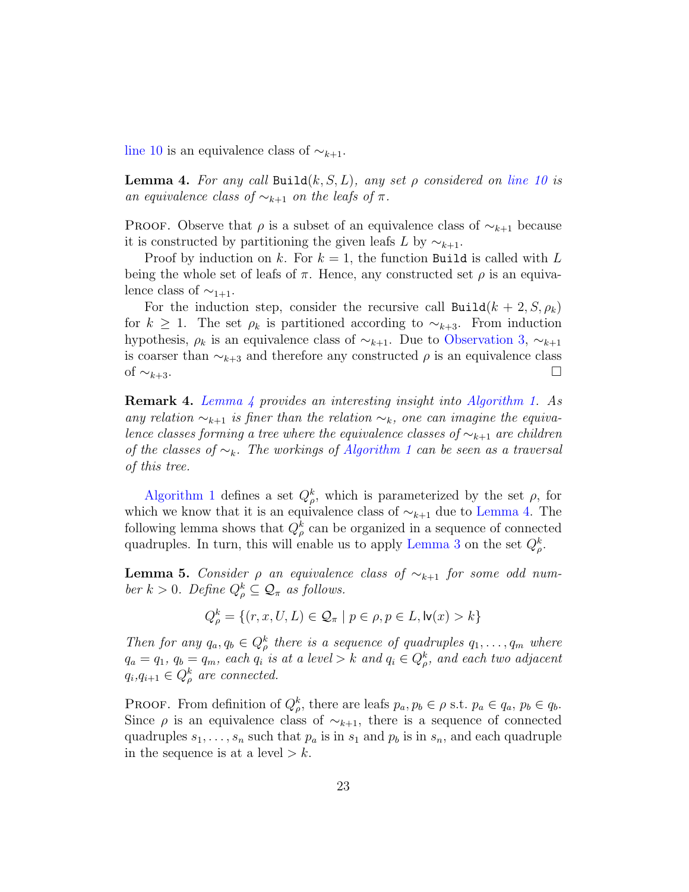line 10 is an equivalence class of $\sim_{k+1}$.

**Lemma 4.** *For any call* `Build`$(k, S, L)$*, any set* $\rho$ *considered on line 10 is an equivalence class of* $\sim_{k+1}$ *on the leafs of* $\pi$*.*

Proof. Observe that $\rho$ is a subset of an equivalence class of $\sim_{k+1}$ because it is constructed by partitioning the given leafs $L$ by $\sim_{k+1}$.

Proof by induction on $k$. For $k = 1$, the function `Build` is called with $L$ being the whole set of leafs of $\pi$. Hence, any constructed set $\rho$ is an equivalence class of $\sim_{1+1}$.

For the induction step, consider the recursive call `Build`$(k+2, S, \rho_k)$ for $k \geq 1$. The set $\rho_k$ is partitioned according to $\sim_{k+3}$. From induction hypothesis, $\rho_k$ is an equivalence class of $\sim_{k+1}$. Due to Observation 3, $\sim_{k+1}$ is coarser than $\sim_{k+3}$ and therefore any constructed $\rho$ is an equivalence class of $\sim_{k+3}$. □

**Remark 4.** *Lemma 4 provides an interesting insight into Algorithm 1. As any relation* $\sim_{k+1}$ *is finer than the relation* $\sim_k$*, one can imagine the equivalence classes forming a tree where the equivalence classes of* $\sim_{k+1}$ *are children of the classes of* $\sim_k$*. The workings of Algorithm 1 can be seen as a traversal of this tree.*

Algorithm 1 defines a set $Q^k_\rho$, which is parameterized by the set $\rho$, for which we know that it is an equivalence class of $\sim_{k+1}$ due to Lemma 4. The following lemma shows that $Q^k_\rho$ can be organized in a sequence of connected quadruples. In turn, this will enable us to apply Lemma 3 on the set $Q^k_\rho$.

**Lemma 5.** *Consider* $\rho$ *an equivalence class of* $\sim_{k+1}$ *for some odd number* $k > 0$*. Define* $Q^k_\rho \subseteq \mathcal{Q}_\pi$ *as follows.*

$$Q^k_\rho = \{(r, x, U, L) \in \mathcal{Q}_\pi \mid p \in \rho, p \in L, \mathsf{lv}(x) > k\}$$

*Then for any* $q_a, q_b \in Q^k_\rho$ *there is a sequence of quadruples* $q_1, \ldots, q_m$ *where* $q_a = q_1$*,* $q_b = q_m$*, each* $q_i$ *is at a level* $> k$ *and* $q_i \in Q^k_\rho$*, and each two adjacent* $q_i$*,*$q_{i+1} \in Q^k_\rho$ *are connected.*

Proof. From definition of $Q^k_\rho$, there are leafs $p_a, p_b \in \rho$ s.t. $p_a \in q_a$, $p_b \in q_b$. Since $\rho$ is an equivalence class of $\sim_{k+1}$, there is a sequence of connected quadruples $s_1, \ldots, s_n$ such that $p_a$ is in $s_1$ and $p_b$ is in $s_n$, and each quadruple in the sequence is at a level $> k$.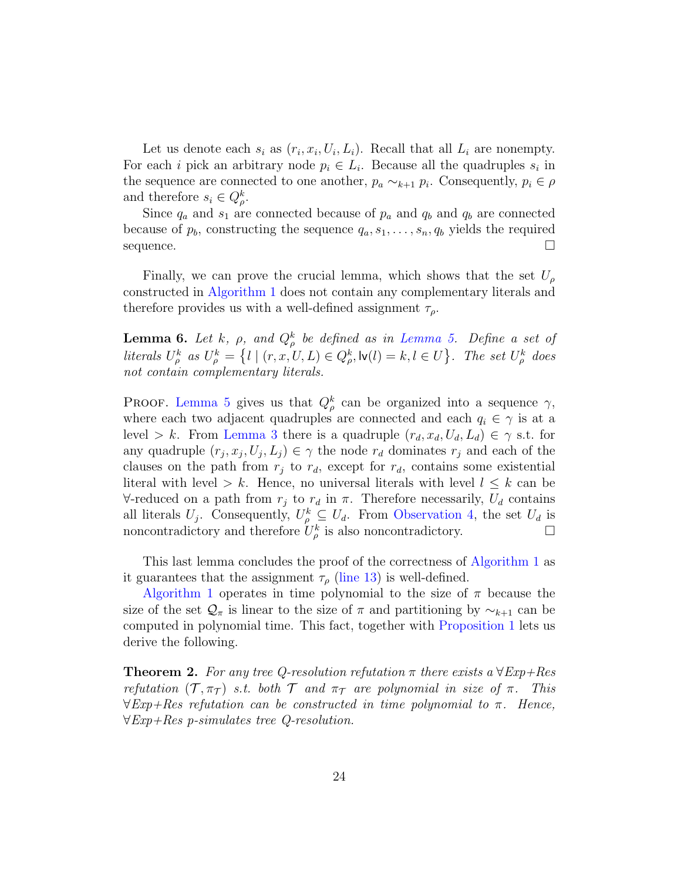Let us denote each $s_i$ as $(r_i, x_i, U_i, L_i)$. Recall that all $L_i$ are nonempty. For each $i$ pick an arbitrary node $p_i \in L_i$. Because all the quadruples $s_i$ in the sequence are connected to one another, $p_a \sim_{k+1} p_i$. Consequently, $p_i \in \rho$ and therefore $s_i \in Q^k_\rho$.

Since $q_a$ and $s_1$ are connected because of $p_a$ and $q_b$ and $q_b$ are connected because of $p_b$, constructing the sequence $q_a, s_1, \ldots, s_n, q_b$ yields the required sequence. □

Finally, we can prove the crucial lemma, which shows that the set $U_\rho$ constructed in Algorithm 1 does not contain any complementary literals and therefore provides us with a well-defined assignment $\tau_\rho$.

**Lemma 6.** *Let $k$, $\rho$, and $Q^k_\rho$ be defined as in Lemma 5. Define a set of literals $U^k_\rho$ as $U^k_\rho = \{l \mid (r, x, U, L) \in Q^k_\rho, \mathsf{lv}(l) = k, l \in U\}$. The set $U^k_\rho$ does not contain complementary literals.*

Proof. Lemma 5 gives us that $Q^k_\rho$ can be organized into a sequence $\gamma$, where each two adjacent quadruples are connected and each $q_i \in \gamma$ is at a level $> k$. From Lemma 3 there is a quadruple $(r_d, x_d, U_d, L_d) \in \gamma$ s.t. for any quadruple $(r_j, x_j, U_j, L_j) \in \gamma$ the node $r_d$ dominates $r_j$ and each of the clauses on the path from $r_j$ to $r_d$, except for $r_d$, contains some existential literal with level $> k$. Hence, no universal literals with level $l \leq k$ can be $\forall$-reduced on a path from $r_j$ to $r_d$ in $\pi$. Therefore necessarily, $U_d$ contains all literals $U_j$. Consequently, $U^k_\rho \subseteq U_d$. From Observation 4, the set $U_d$ is noncontradictory and therefore $U^k_\rho$ is also noncontradictory. □

This last lemma concludes the proof of the correctness of Algorithm 1 as it guarantees that the assignment $\tau_\rho$ (line 13) is well-defined.

Algorithm 1 operates in time polynomial to the size of $\pi$ because the size of the set $\mathcal{Q}_\pi$ is linear to the size of $\pi$ and partitioning by $\sim_{k+1}$ can be computed in polynomial time. This fact, together with Proposition 1 lets us derive the following.

**Theorem 2.** *For any tree Q-resolution refutation $\pi$ there exists a $\forall$Exp+Res refutation $(\mathcal{T}, \pi_\mathcal{T})$ s.t. both $\mathcal{T}$ and $\pi_\mathcal{T}$ are polynomial in size of $\pi$. This $\forall$Exp+Res refutation can be constructed in time polynomial to $\pi$. Hence, $\forall$Exp+Res p-simulates tree Q-resolution.*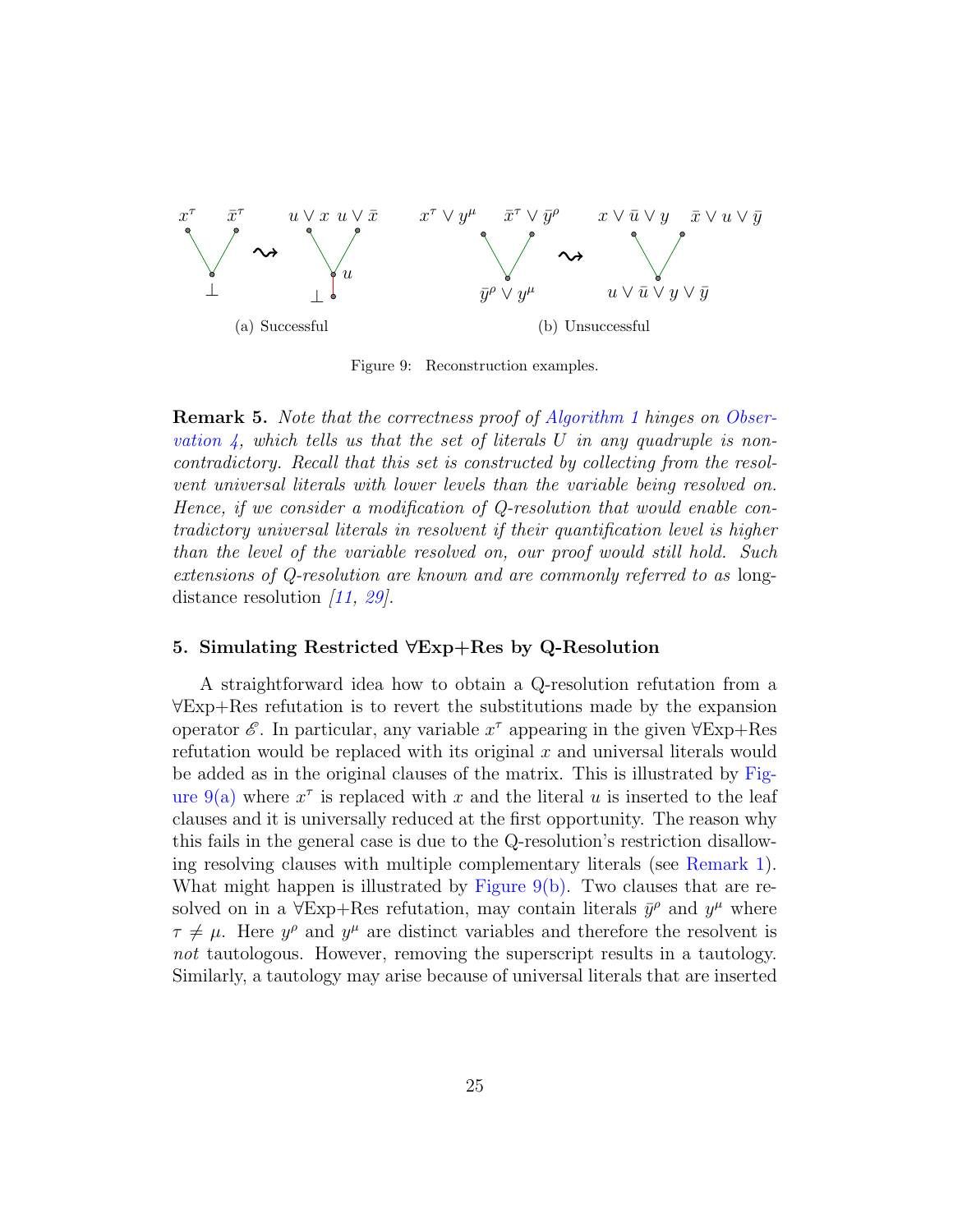Figure 9: Reconstruction examples. (a) Successful (b) Unsuccessful

**Remark 5.** *Note that the correctness proof of Algorithm 1 hinges on Observation 4, which tells us that the set of literals $U$ in any quadruple is non-contradictory. Recall that this set is constructed by collecting from the resolvent universal literals with lower levels than the variable being resolved on. Hence, if we consider a modification of Q-resolution that would enable contradictory universal literals in resolvent if their quantification level is higher than the level of the variable resolved on, our proof would still hold. Such extensions of Q-resolution are known and are commonly referred to as* long-distance resolution *[11, 29].*

## 5. Simulating Restricted ∀Exp+Res by Q-Resolution

A straightforward idea how to obtain a Q-resolution refutation from a ∀Exp+Res refutation is to revert the substitutions made by the expansion operator $\mathscr{E}$. In particular, any variable $x^\tau$ appearing in the given ∀Exp+Res refutation would be replaced with its original $x$ and universal literals would be added as in the original clauses of the matrix. This is illustrated by Figure 9(a) where $x^\tau$ is replaced with $x$ and the literal $u$ is inserted to the leaf clauses and it is universally reduced at the first opportunity. The reason why this fails in the general case is due to the Q-resolution's restriction disallowing resolving clauses with multiple complementary literals (see Remark 1). What might happen is illustrated by Figure 9(b). Two clauses that are resolved on in a ∀Exp+Res refutation, may contain literals $\bar{y}^\rho$ and $y^\mu$ where $\tau \neq \mu$. Here $y^\rho$ and $y^\mu$ are distinct variables and therefore the resolvent is *not* tautologous. However, removing the superscript results in a tautology. Similarly, a tautology may arise because of universal literals that are inserted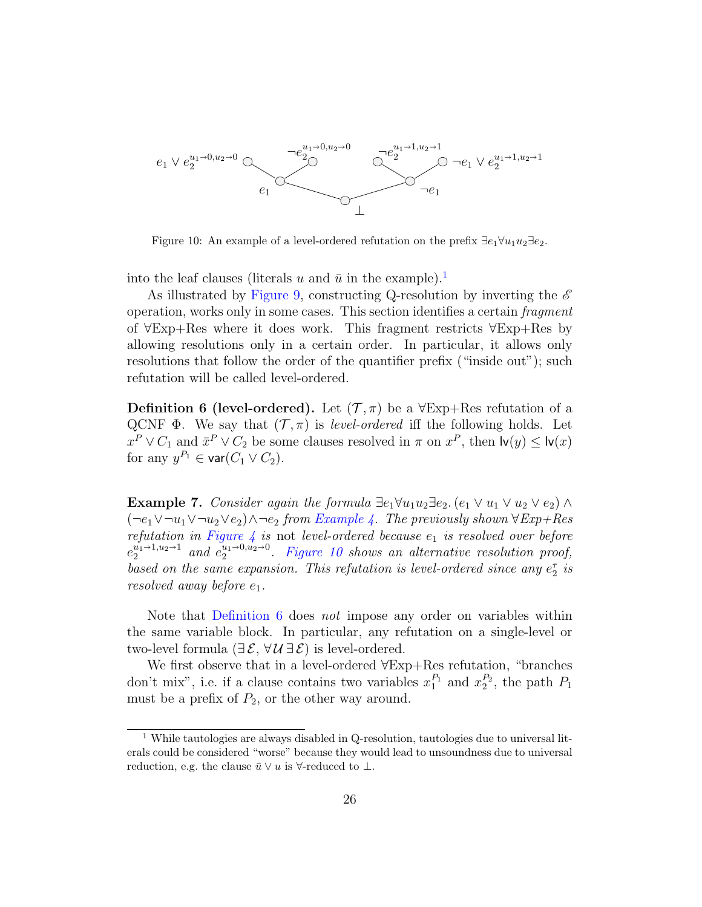Figure 10: An example of a level-ordered refutation on the prefix $\exists e_1 \forall u_1 u_2 \exists e_2$.

into the leaf clauses (literals $u$ and $\bar{u}$ in the example).[1]

As illustrated by Figure 9, constructing Q-resolution by inverting the $\mathscr{E}$ operation, works only in some cases. This section identifies a certain *fragment* of ∀Exp+Res where it does work. This fragment restricts ∀Exp+Res by allowing resolutions only in a certain order. In particular, it allows only resolutions that follow the order of the quantifier prefix ("inside out"); such refutation will be called level-ordered.

**Definition 6 (level-ordered).** Let $(\mathcal{T}, \pi)$ be a ∀Exp+Res refutation of a QCNF $\Phi$. We say that $(\mathcal{T}, \pi)$ is *level-ordered* iff the following holds. Let $x^P \vee C_1$ and $\bar{x}^P \vee C_2$ be some clauses resolved in $\pi$ on $x^P$, then $\mathsf{lv}(y) \leq \mathsf{lv}(x)$ for any $y^{P_1} \in \mathsf{var}(C_1 \vee C_2)$.

**Example 7.** *Consider again the formula* $\exists e_1 \forall u_1 u_2 \exists e_2 . (e_1 \vee u_1 \vee u_2 \vee e_2) \wedge (\neg e_1 \vee \neg u_1 \vee \neg u_2 \vee e_2) \wedge \neg e_2$ *from Example 4. The previously shown ∀Exp+Res refutation in Figure 4 is* not *level-ordered because $e_1$ is resolved over before $e_2^{u_1 \to 1, u_2 \to 1}$ and $e_2^{u_1 \to 0, u_2 \to 0}$. Figure 10 shows an alternative resolution proof, based on the same expansion. This refutation is level-ordered since any $e_2^{\tau}$ is resolved away before $e_1$.*

Note that Definition 6 does *not* impose any order on variables within the same variable block. In particular, any refutation on a single-level or two-level formula ($\exists \mathcal{E}$, $\forall \mathcal{U} \exists \mathcal{E}$) is level-ordered.

We first observe that in a level-ordered ∀Exp+Res refutation, "branches don't mix", i.e. if a clause contains two variables $x_1^{P_1}$ and $x_2^{P_2}$, the path $P_1$ must be a prefix of $P_2$, or the other way around.

[1] While tautologies are always disabled in Q-resolution, tautologies due to universal literals could be considered "worse" because they would lead to unsoundness due to universal reduction, e.g. the clause $\bar{u} \vee u$ is ∀-reduced to $\bot$.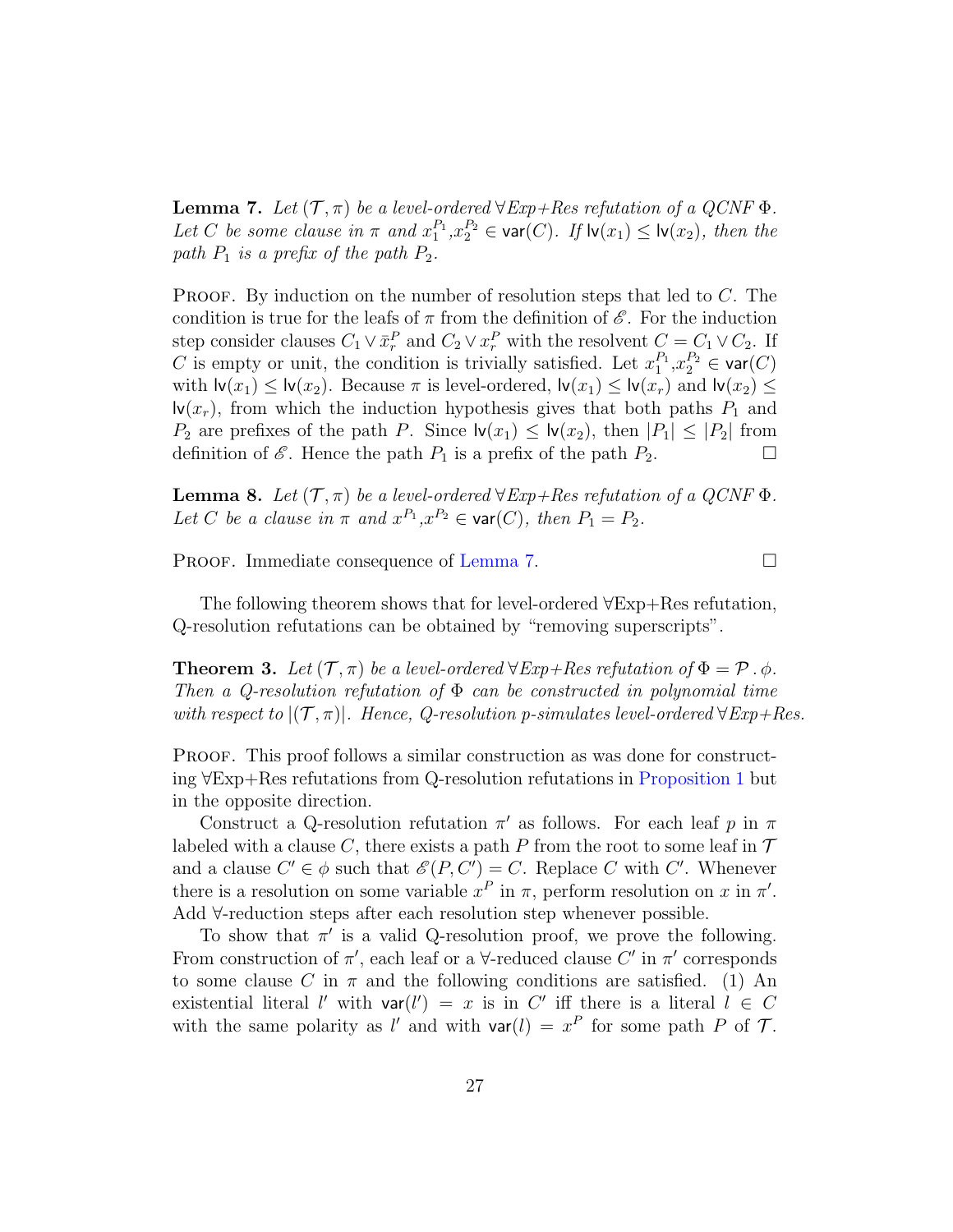**Lemma 7.** *Let $(\mathcal{T}, \pi)$ be a level-ordered $\forall$Exp+Res refutation of a QCNF $\Phi$. Let $C$ be some clause in $\pi$ and $x_1^{P_1}, x_2^{P_2} \in \mathsf{var}(C)$. If $\mathsf{lv}(x_1) \leq \mathsf{lv}(x_2)$, then the path $P_1$ is a prefix of the path $P_2$.*

Proof. By induction on the number of resolution steps that led to $C$. The condition is true for the leafs of $\pi$ from the definition of $\mathscr{E}$. For the induction step consider clauses $C_1 \vee \bar{x}_r^P$ and $C_2 \vee x_r^P$ with the resolvent $C = C_1 \vee C_2$. If $C$ is empty or unit, the condition is trivially satisfied. Let $x_1^{P_1}, x_2^{P_2} \in \mathsf{var}(C)$ with $\mathsf{lv}(x_1) \leq \mathsf{lv}(x_2)$. Because $\pi$ is level-ordered, $\mathsf{lv}(x_1) \leq \mathsf{lv}(x_r)$ and $\mathsf{lv}(x_2) \leq \mathsf{lv}(x_r)$, from which the induction hypothesis gives that both paths $P_1$ and $P_2$ are prefixes of the path $P$. Since $\mathsf{lv}(x_1) \leq \mathsf{lv}(x_2)$, then $|P_1| \leq |P_2|$ from definition of $\mathscr{E}$. Hence the path $P_1$ is a prefix of the path $P_2$. □

**Lemma 8.** *Let $(\mathcal{T}, \pi)$ be a level-ordered $\forall$Exp+Res refutation of a QCNF $\Phi$. Let $C$ be a clause in $\pi$ and $x^{P_1}, x^{P_2} \in \mathsf{var}(C)$, then $P_1 = P_2$.*

Proof. Immediate consequence of Lemma 7. □

The following theorem shows that for level-ordered ∀Exp+Res refutation, Q-resolution refutations can be obtained by "removing superscripts".

**Theorem 3.** *Let $(\mathcal{T}, \pi)$ be a level-ordered $\forall$Exp+Res refutation of $\Phi = \mathcal{P} \,.\, \phi$. Then a Q-resolution refutation of $\Phi$ can be constructed in polynomial time with respect to $|(\mathcal{T}, \pi)|$. Hence, Q-resolution p-simulates level-ordered $\forall$Exp+Res.*

Proof. This proof follows a similar construction as was done for constructing ∀Exp+Res refutations from Q-resolution refutations in Proposition 1 but in the opposite direction.

Construct a Q-resolution refutation $\pi'$ as follows. For each leaf $p$ in $\pi$ labeled with a clause $C$, there exists a path $P$ from the root to some leaf in $\mathcal{T}$ and a clause $C' \in \phi$ such that $\mathscr{E}(P, C') = C$. Replace $C$ with $C'$. Whenever there is a resolution on some variable $x^P$ in $\pi$, perform resolution on $x$ in $\pi'$. Add ∀-reduction steps after each resolution step whenever possible.

To show that $\pi'$ is a valid Q-resolution proof, we prove the following. From construction of $\pi'$, each leaf or a ∀-reduced clause $C'$ in $\pi'$ corresponds to some clause $C$ in $\pi$ and the following conditions are satisfied. (1) An existential literal $l'$ with $\mathsf{var}(l') = x$ is in $C'$ iff there is a literal $l \in C$ with the same polarity as $l'$ and with $\mathsf{var}(l) = x^P$ for some path $P$ of $\mathcal{T}$.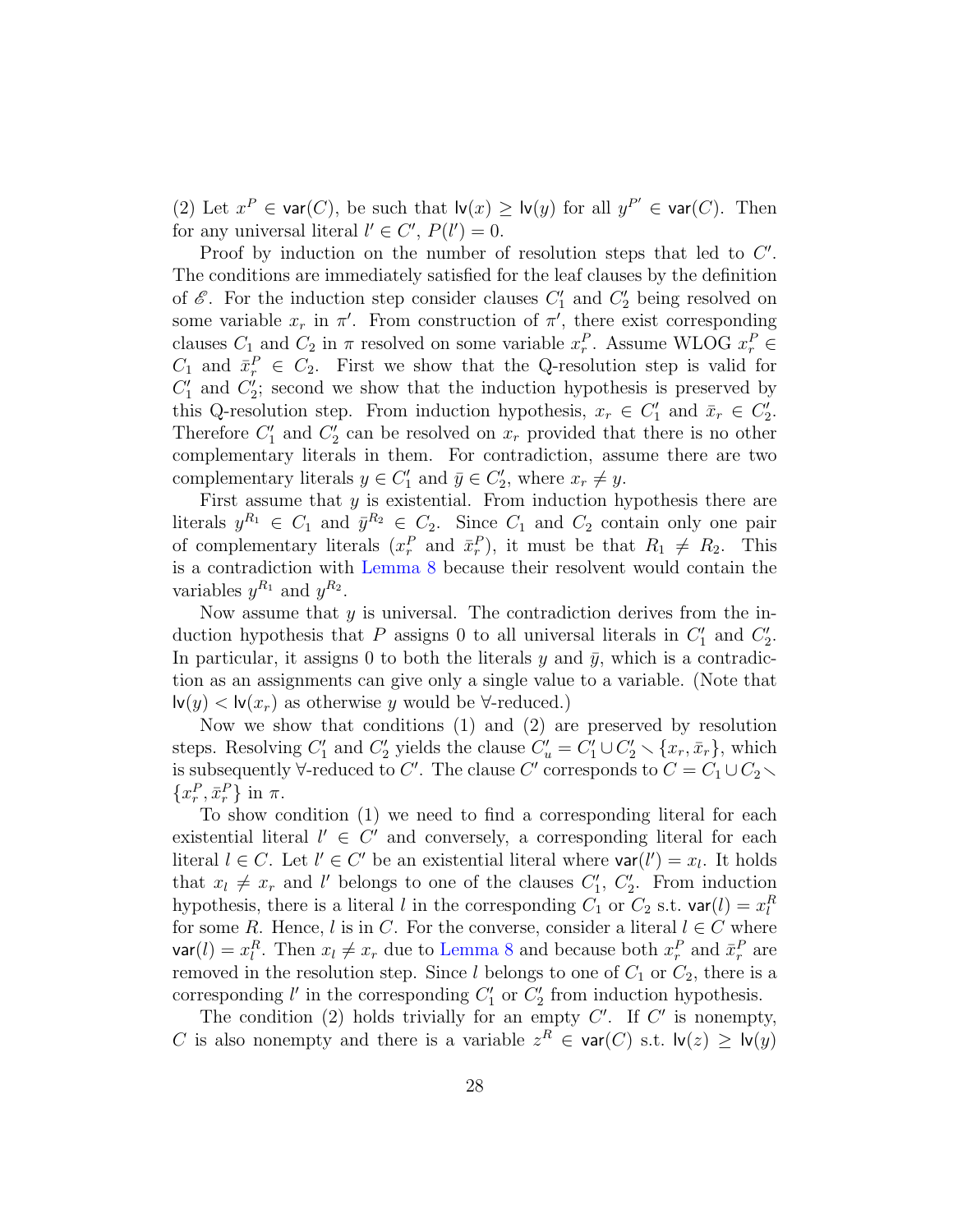(2) Let $x^P \in \mathsf{var}(C)$, be such that $\mathsf{lv}(x) \geq \mathsf{lv}(y)$ for all $y^{P'} \in \mathsf{var}(C)$. Then for any universal literal $l' \in C'$, $P(l') = 0$.

Proof by induction on the number of resolution steps that led to $C'$. The conditions are immediately satisfied for the leaf clauses by the definition of $\mathscr{E}$. For the induction step consider clauses $C'_1$ and $C'_2$ being resolved on some variable $x_r$ in $\pi'$. From construction of $\pi'$, there exist corresponding clauses $C_1$ and $C_2$ in $\pi$ resolved on some variable $x^P_r$. Assume WLOG $x^P_r \in C_1$ and $\bar{x}^P_r \in C_2$. First we show that the Q-resolution step is valid for $C'_1$ and $C'_2$; second we show that the induction hypothesis is preserved by this Q-resolution step. From induction hypothesis, $x_r \in C'_1$ and $\bar{x}_r \in C'_2$. Therefore $C'_1$ and $C'_2$ can be resolved on $x_r$ provided that there is no other complementary literals in them. For contradiction, assume there are two complementary literals $y \in C'_1$ and $\bar{y} \in C'_2$, where $x_r \neq y$.

First assume that $y$ is existential. From induction hypothesis there are literals $y^{R_1} \in C_1$ and $\bar{y}^{R_2} \in C_2$. Since $C_1$ and $C_2$ contain only one pair of complementary literals ($x^P_r$ and $\bar{x}^P_r$), it must be that $R_1 \neq R_2$. This is a contradiction with Lemma 8 because their resolvent would contain the variables $y^{R_1}$ and $y^{R_2}$.

Now assume that $y$ is universal. The contradiction derives from the induction hypothesis that $P$ assigns 0 to all universal literals in $C'_1$ and $C'_2$. In particular, it assigns 0 to both the literals $y$ and $\bar{y}$, which is a contradiction as an assignments can give only a single value to a variable. (Note that $\mathsf{lv}(y) < \mathsf{lv}(x_r)$ as otherwise $y$ would be $\forall$-reduced.)

Now we show that conditions (1) and (2) are preserved by resolution steps. Resolving $C'_1$ and $C'_2$ yields the clause $C'_u = C'_1 \cup C'_2 \smallsetminus \{x_r, \bar{x}_r\}$, which is subsequently $\forall$-reduced to $C'$. The clause $C'$ corresponds to $C = C_1 \cup C_2 \smallsetminus \{x^P_r, \bar{x}^P_r\}$ in $\pi$.

To show condition (1) we need to find a corresponding literal for each existential literal $l' \in C'$ and conversely, a corresponding literal for each literal $l \in C$. Let $l' \in C'$ be an existential literal where $\mathsf{var}(l') = x_l$. It holds that $x_l \neq x_r$ and $l'$ belongs to one of the clauses $C'_1$, $C'_2$. From induction hypothesis, there is a literal $l$ in the corresponding $C_1$ or $C_2$ s.t. $\mathsf{var}(l) = x^R_l$ for some $R$. Hence, $l$ is in $C$. For the converse, consider a literal $l \in C$ where $\mathsf{var}(l) = x^R_l$. Then $x_l \neq x_r$ due to Lemma 8 and because both $x^P_r$ and $\bar{x}^P_r$ are removed in the resolution step. Since $l$ belongs to one of $C_1$ or $C_2$, there is a corresponding $l'$ in the corresponding $C'_1$ or $C'_2$ from induction hypothesis.

The condition (2) holds trivially for an empty $C'$. If $C'$ is nonempty, $C$ is also nonempty and there is a variable $z^R \in \mathsf{var}(C)$ s.t. $\mathsf{lv}(z) \geq \mathsf{lv}(y)$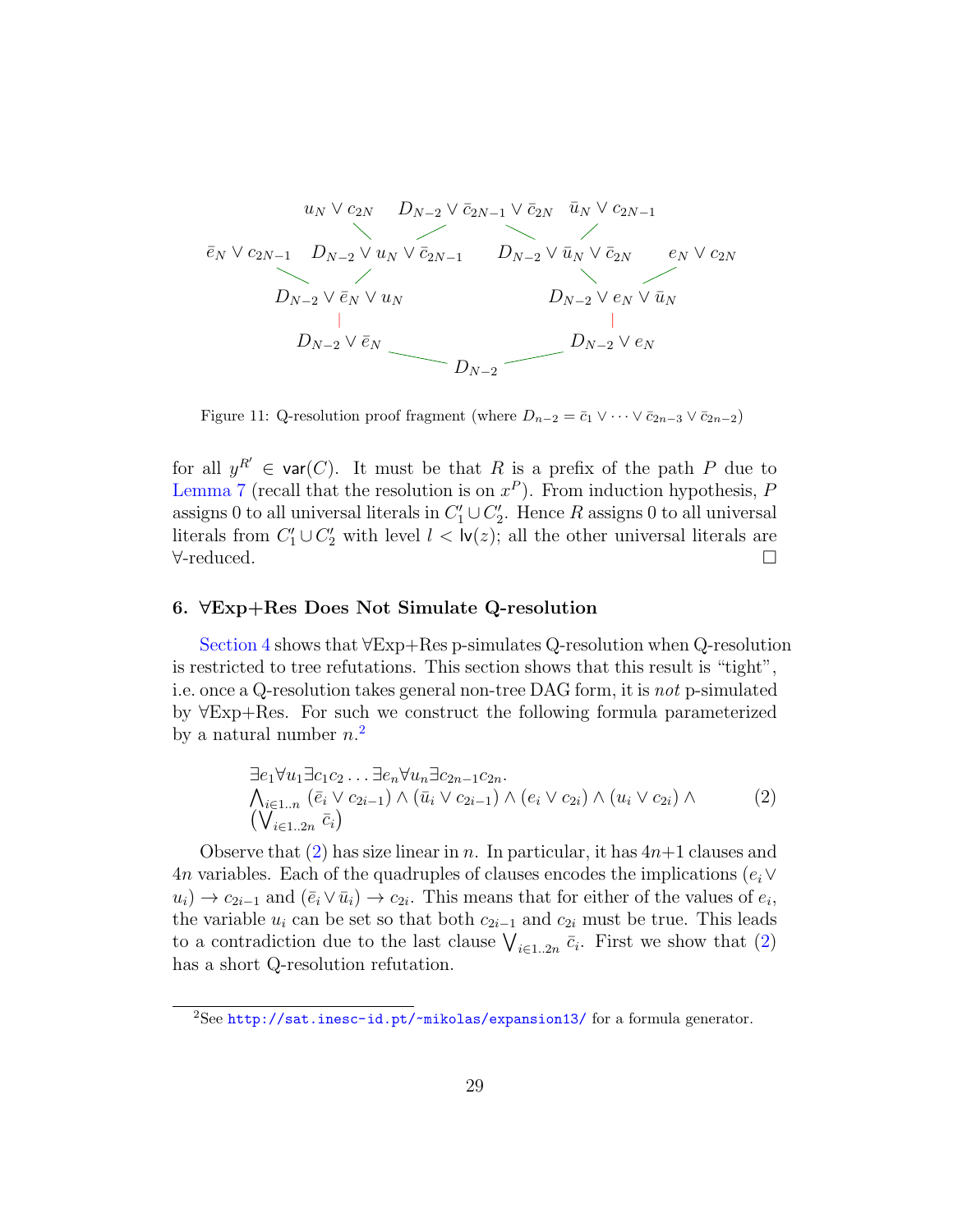$$
\begin{array}{c}
u_N \vee c_{2N} \quad D_{N-2} \vee \bar{c}_{2N-1} \vee \bar{c}_{2N} \quad \bar{u}_N \vee c_{2N-1} \\
\bar{e}_N \vee c_{2N-1} \quad D_{N-2} \vee u_N \vee \bar{c}_{2N-1} \qquad D_{N-2} \vee \bar{u}_N \vee \bar{c}_{2N} \quad e_N \vee c_{2N} \\
D_{N-2} \vee \bar{e}_N \vee u_N \qquad\qquad D_{N-2} \vee e_N \vee \bar{u}_N \\
D_{N-2} \vee \bar{e}_N \qquad\qquad D_{N-2} \vee e_N \\
D_{N-2}
\end{array}
$$

Figure 11: Q-resolution proof fragment (where $D_{n-2} = \bar{c}_1 \vee \cdots \vee \bar{c}_{2n-3} \vee \bar{c}_{2n-2}$)

for all $y^{R'} \in \mathsf{var}(C)$. It must be that $R$ is a prefix of the path $P$ due to Lemma 7 (recall that the resolution is on $x^P$). From induction hypothesis, $P$ assigns 0 to all universal literals in $C'_1 \cup C'_2$. Hence $R$ assigns 0 to all universal literals from $C'_1 \cup C'_2$ with level $l < \mathsf{lv}(z)$; all the other universal literals are $\forall$-reduced. $\square$

## 6. ∀Exp+Res Does Not Simulate Q-resolution

Section 4 shows that ∀Exp+Res p-simulates Q-resolution when Q-resolution is restricted to tree refutations. This section shows that this result is "tight", i.e. once a Q-resolution takes general non-tree DAG form, it is *not* p-simulated by ∀Exp+Res. For such we construct the following formula parameterized by a natural number $n$.[2]

$$
\begin{aligned}
&\exists e_1 \forall u_1 \exists c_1 c_2 \ldots \exists e_n \forall u_n \exists c_{2n-1} c_{2n}. \\
&\textstyle\bigwedge_{i \in 1..n} (\bar{e}_i \vee c_{2i-1}) \wedge (\bar{u}_i \vee c_{2i-1}) \wedge (e_i \vee c_{2i}) \wedge (u_i \vee c_{2i}) \wedge \\
&\left(\textstyle\bigvee_{i \in 1..2n} \bar{c}_i\right)
\end{aligned}
\tag{2}
$$

Observe that (2) has size linear in $n$. In particular, it has $4n+1$ clauses and $4n$ variables. Each of the quadruples of clauses encodes the implications $(e_i \vee u_i) \rightarrow c_{2i-1}$ and $(\bar{e}_i \vee \bar{u}_i) \rightarrow c_{2i}$. This means that for either of the values of $e_i$, the variable $u_i$ can be set so that both $c_{2i-1}$ and $c_{2i}$ must be true. This leads to a contradiction due to the last clause $\bigvee_{i \in 1..2n} \bar{c}_i$. First we show that (2) has a short Q-resolution refutation.

[2] See http://sat.inesc-id.pt/~mikolas/expansion13/ for a formula generator.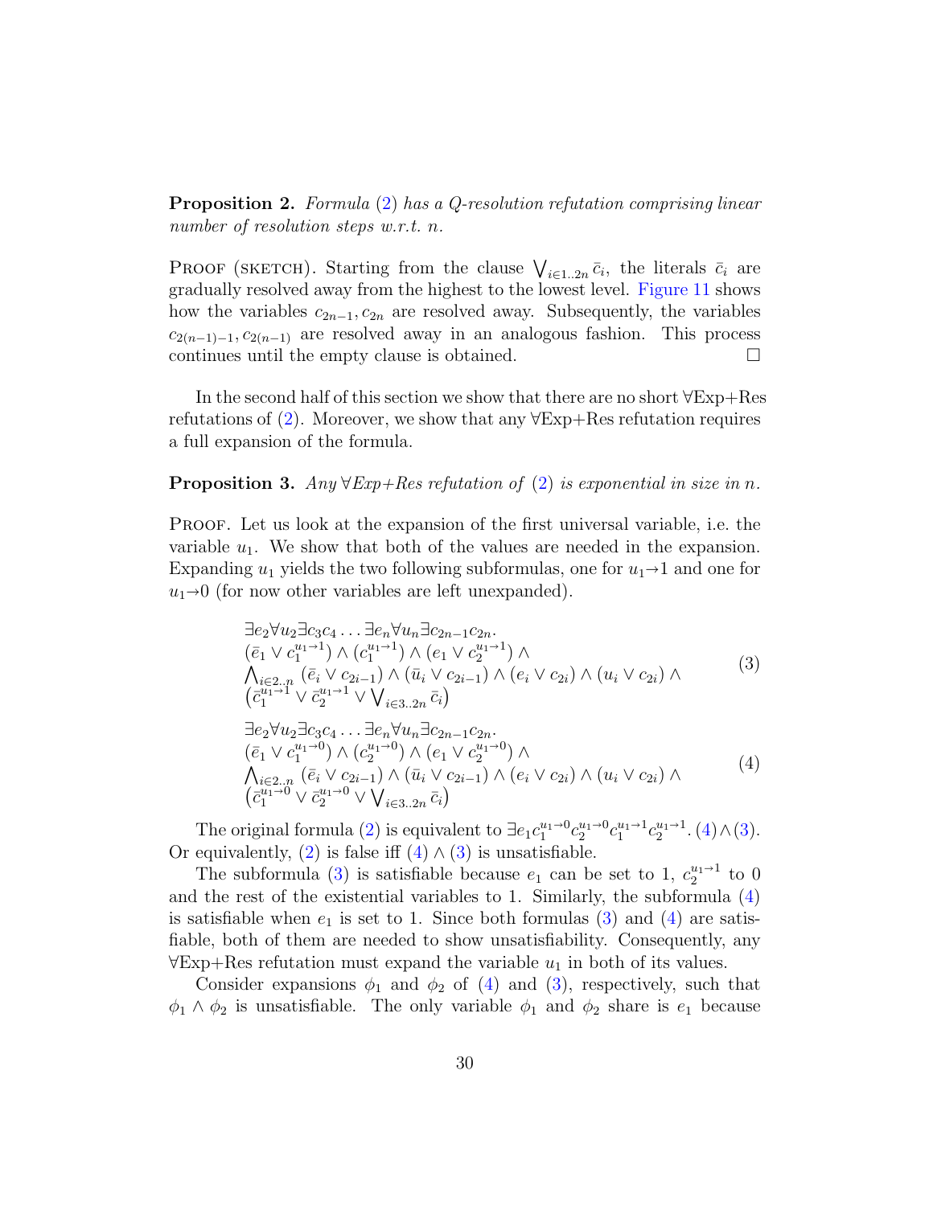**Proposition 2.** *Formula (2) has a Q-resolution refutation comprising linear number of resolution steps w.r.t. $n$.*

Proof (sketch). Starting from the clause $\bigvee_{i\in 1..2n} \bar{c}_i$, the literals $\bar{c}_i$ are gradually resolved away from the highest to the lowest level. Figure 11 shows how the variables $c_{2n-1}, c_{2n}$ are resolved away. Subsequently, the variables $c_{2(n-1)-1}, c_{2(n-1)}$ are resolved away in an analogous fashion. This process continues until the empty clause is obtained. □

In the second half of this section we show that there are no short ∀Exp+Res refutations of (2). Moreover, we show that any ∀Exp+Res refutation requires a full expansion of the formula.

**Proposition 3.** *Any ∀Exp+Res refutation of (2) is exponential in size in $n$.*

Proof. Let us look at the expansion of the first universal variable, i.e. the variable $u_1$. We show that both of the values are needed in the expansion. Expanding $u_1$ yields the two following subformulas, one for $u_1{\to}1$ and one for $u_1{\to}0$ (for now other variables are left unexpanded).

$$
\begin{aligned}
&\exists e_2 \forall u_2 \exists c_3 c_4 \ldots \exists e_n \forall u_n \exists c_{2n-1} c_{2n}.\\
&(\bar{e}_1 \vee c_1^{u_1\to 1}) \wedge (c_1^{u_1\to 1}) \wedge (e_1 \vee c_2^{u_1\to 1}) \wedge\\
&\textstyle\bigwedge_{i\in 2..n} (\bar{e}_i \vee c_{2i-1}) \wedge (\bar{u}_i \vee c_{2i-1}) \wedge (e_i \vee c_{2i}) \wedge (u_i \vee c_{2i}) \wedge\\
&\left(\bar{c}_1^{u_1\to 1} \vee \bar{c}_2^{u_1\to 1} \vee \textstyle\bigvee_{i\in 3..2n} \bar{c}_i\right)
\end{aligned}
\tag{3}
$$

$$
\begin{aligned}
&\exists e_2 \forall u_2 \exists c_3 c_4 \ldots \exists e_n \forall u_n \exists c_{2n-1} c_{2n}.\\
&(\bar{e}_1 \vee c_1^{u_1\to 0}) \wedge (c_2^{u_1\to 0}) \wedge (e_1 \vee c_2^{u_1\to 0}) \wedge\\
&\textstyle\bigwedge_{i\in 2..n} (\bar{e}_i \vee c_{2i-1}) \wedge (\bar{u}_i \vee c_{2i-1}) \wedge (e_i \vee c_{2i}) \wedge (u_i \vee c_{2i}) \wedge\\
&\left(\bar{c}_1^{u_1\to 0} \vee \bar{c}_2^{u_1\to 0} \vee \textstyle\bigvee_{i\in 3..2n} \bar{c}_i\right)
\end{aligned}
\tag{4}
$$

The original formula (2) is equivalent to $\exists e_1 c_1^{u_1\to 0} c_2^{u_1\to 0} c_1^{u_1\to 1} c_2^{u_1\to 1}.\ (4) \wedge (3)$. Or equivalently, (2) is false iff (4) ∧ (3) is unsatisfiable.

The subformula (3) is satisfiable because $e_1$ can be set to 1, $c_2^{u_1\to 1}$ to 0 and the rest of the existential variables to 1. Similarly, the subformula (4) is satisfiable when $e_1$ is set to 1. Since both formulas (3) and (4) are satisfiable, both of them are needed to show unsatisfiability. Consequently, any ∀Exp+Res refutation must expand the variable $u_1$ in both of its values.

Consider expansions $\phi_1$ and $\phi_2$ of (4) and (3), respectively, such that $\phi_1 \wedge \phi_2$ is unsatisfiable. The only variable $\phi_1$ and $\phi_2$ share is $e_1$ because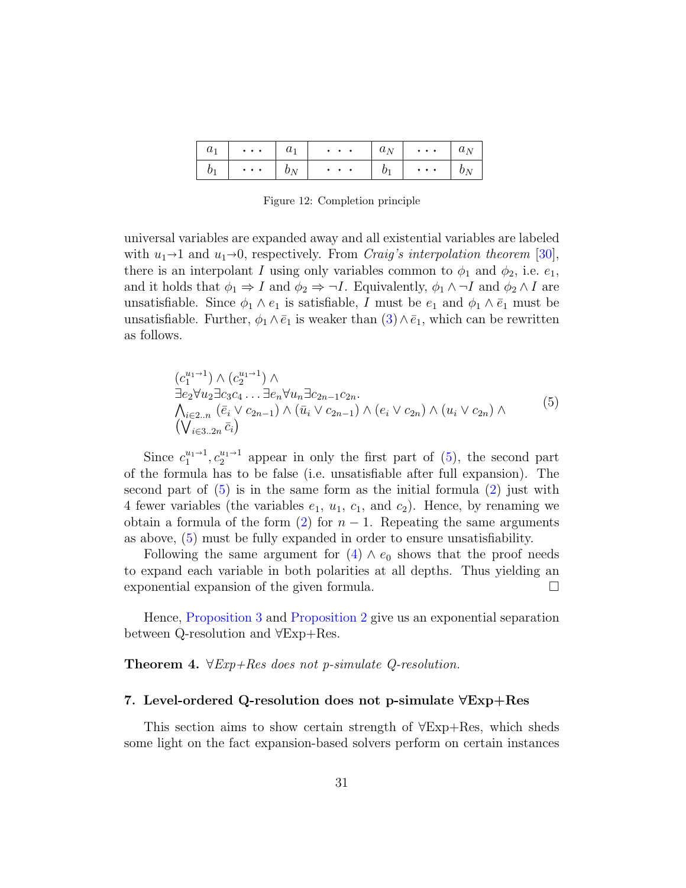| $a_1$ | $\cdots$ | $a_1$ | $\cdots$ | $a_N$ | $\cdots$ | $a_N$ |
|---|---|---|---|---|---|---|
| $b_1$ | $\cdots$ | $b_N$ | $\cdots$ | $b_1$ | $\cdots$ | $b_N$ |

Figure 12: Completion principle

universal variables are expanded away and all existential variables are labeled with $u_1{\to}1$ and $u_1{\to}0$, respectively. From *Craig's interpolation theorem* [30], there is an interpolant $I$ using only variables common to $\phi_1$ and $\phi_2$, i.e. $e_1$, and it holds that $\phi_1 \Rightarrow I$ and $\phi_2 \Rightarrow \neg I$. Equivalently, $\phi_1 \wedge \neg I$ and $\phi_2 \wedge I$ are unsatisfiable. Since $\phi_1 \wedge e_1$ is satisfiable, $I$ must be $e_1$ and $\phi_1 \wedge \bar{e}_1$ must be unsatisfiable. Further, $\phi_1 \wedge \bar{e}_1$ is weaker than (3) $\wedge\, \bar{e}_1$, which can be rewritten as follows.

$$
\begin{aligned}
&(c_1^{u_1\to 1}) \wedge (c_2^{u_1\to 1}) \wedge \\
&\exists e_2 \forall u_2 \exists c_3 c_4 \ldots \exists e_n \forall u_n \exists c_{2n-1} c_{2n}. \\
&\textstyle\bigwedge_{i\in 2..n} (\bar{e}_i \vee c_{2n-1}) \wedge (\bar{u}_i \vee c_{2n-1}) \wedge (e_i \vee c_{2n}) \wedge (u_i \vee c_{2n}) \wedge \\
&\textstyle(\bigvee_{i\in 3..2n} \bar{c}_i)
\end{aligned}
\tag{5}
$$

Since $c_1^{u_1\to 1}, c_2^{u_1\to 1}$ appear in only the first part of (5), the second part of the formula has to be false (i.e. unsatisfiable after full expansion). The second part of (5) is in the same form as the initial formula (2) just with 4 fewer variables (the variables $e_1$, $u_1$, $c_1$, and $c_2$). Hence, by renaming we obtain a formula of the form (2) for $n-1$. Repeating the same arguments as above, (5) must be fully expanded in order to ensure unsatisfiability.

Following the same argument for (4) $\wedge\, e_0$ shows that the proof needs to expand each variable in both polarities at all depths. Thus yielding an exponential expansion of the given formula. □

Hence, Proposition 3 and Proposition 2 give us an exponential separation between Q-resolution and ∀Exp+Res.

**Theorem 4.** *∀Exp+Res does not p-simulate Q-resolution.*

## 7. Level-ordered Q-resolution does not p-simulate ∀Exp+Res

This section aims to show certain strength of ∀Exp+Res, which sheds some light on the fact expansion-based solvers perform on certain instances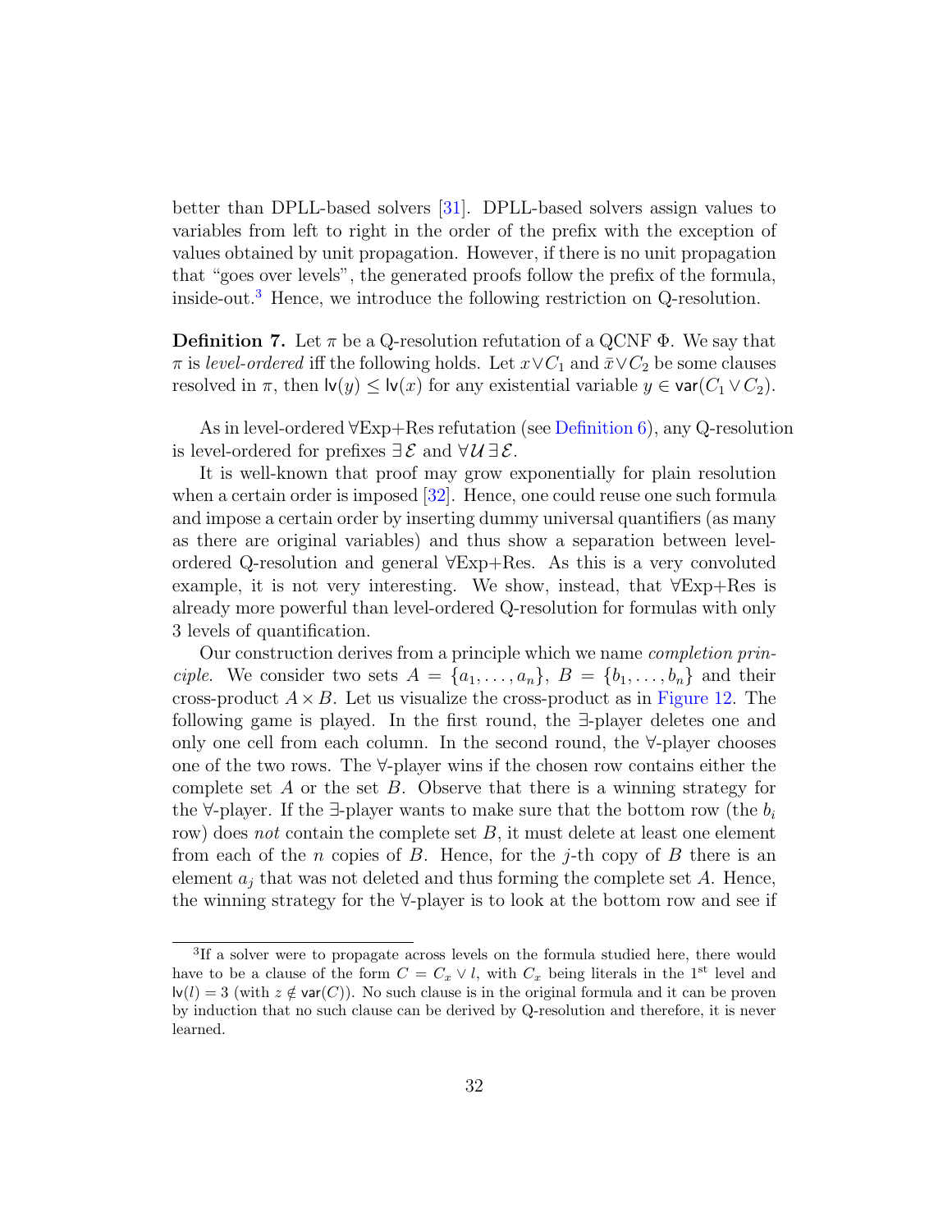better than DPLL-based solvers [31]. DPLL-based solvers assign values to variables from left to right in the order of the prefix with the exception of values obtained by unit propagation. However, if there is no unit propagation that "goes over levels", the generated proofs follow the prefix of the formula, inside-out.[3] Hence, we introduce the following restriction on Q-resolution.

**Definition 7.** Let $\pi$ be a Q-resolution refutation of a QCNF $\Phi$. We say that $\pi$ is *level-ordered* iff the following holds. Let $x \vee C_1$ and $\bar{x} \vee C_2$ be some clauses resolved in $\pi$, then $\mathsf{lv}(y) \leq \mathsf{lv}(x)$ for any existential variable $y \in \mathsf{var}(C_1 \vee C_2)$.

As in level-ordered ∀Exp+Res refutation (see Definition 6), any Q-resolution is level-ordered for prefixes $\exists \mathcal{E}$ and $\forall \mathcal{U} \exists \mathcal{E}$.

It is well-known that proof may grow exponentially for plain resolution when a certain order is imposed [32]. Hence, one could reuse one such formula and impose a certain order by inserting dummy universal quantifiers (as many as there are original variables) and thus show a separation between level-ordered Q-resolution and general ∀Exp+Res. As this is a very convoluted example, it is not very interesting. We show, instead, that ∀Exp+Res is already more powerful than level-ordered Q-resolution for formulas with only 3 levels of quantification.

Our construction derives from a principle which we name *completion principle*. We consider two sets $A = \{a_1, \ldots, a_n\}$, $B = \{b_1, \ldots, b_n\}$ and their cross-product $A \times B$. Let us visualize the cross-product as in Figure 12. The following game is played. In the first round, the ∃-player deletes one and only one cell from each column. In the second round, the ∀-player chooses one of the two rows. The ∀-player wins if the chosen row contains either the complete set $A$ or the set $B$. Observe that there is a winning strategy for the ∀-player. If the ∃-player wants to make sure that the bottom row (the $b_i$ row) does *not* contain the complete set $B$, it must delete at least one element from each of the $n$ copies of $B$. Hence, for the $j$-th copy of $B$ there is an element $a_j$ that was not deleted and thus forming the complete set $A$. Hence, the winning strategy for the ∀-player is to look at the bottom row and see if

---

[3] If a solver were to propagate across levels on the formula studied here, there would have to be a clause of the form $C = C_x \vee l$, with $C_x$ being literals in the 1[st] level and $\mathsf{lv}(l) = 3$ (with $z \notin \mathsf{var}(C)$). No such clause is in the original formula and it can be proven by induction that no such clause can be derived by Q-resolution and therefore, it is never learned.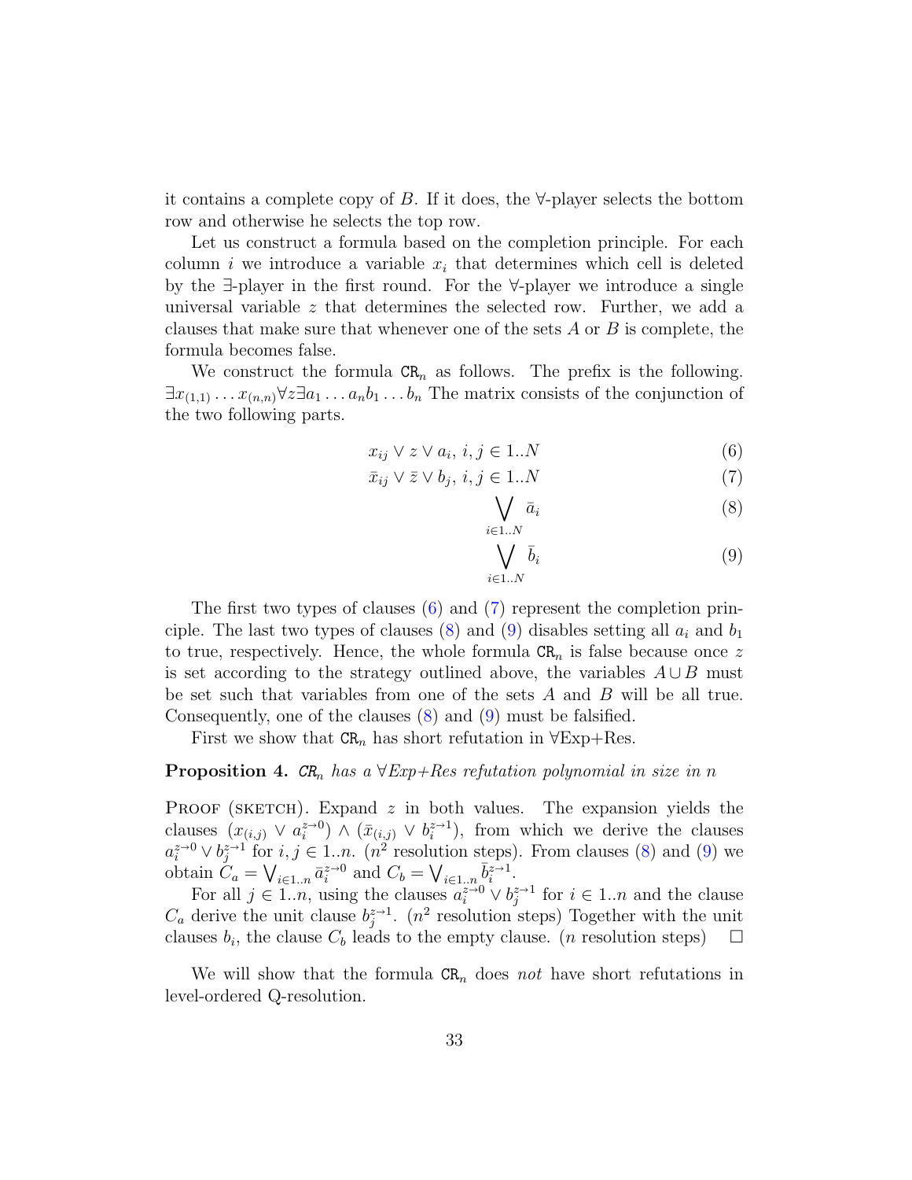it contains a complete copy of $B$. If it does, the ∀-player selects the bottom row and otherwise he selects the top row.

Let us construct a formula based on the completion principle. For each column $i$ we introduce a variable $x_i$ that determines which cell is deleted by the ∃-player in the first round. For the ∀-player we introduce a single universal variable $z$ that determines the selected row. Further, we add a clauses that make sure that whenever one of the sets $A$ or $B$ is complete, the formula becomes false.

We construct the formula $\mathtt{CR}_n$ as follows. The prefix is the following. $\exists x_{(1,1)} \dots x_{(n,n)} \forall z \exists a_1 \dots a_n b_1 \dots b_n$ The matrix consists of the conjunction of the two following parts.

$$x_{ij} \vee z \vee a_i,\ i,j \in 1..N \tag{6}$$

$$\bar{x}_{ij} \vee \bar{z} \vee b_j,\ i,j \in 1..N \tag{7}$$

$$\bigvee_{i \in 1..N} \bar{a}_i \tag{8}$$

$$\bigvee_{i \in 1..N} \bar{b}_i \tag{9}$$

The first two types of clauses (6) and (7) represent the completion principle. The last two types of clauses (8) and (9) disables setting all $a_i$ and $b_1$ to true, respectively. Hence, the whole formula $\mathtt{CR}_n$ is false because once $z$ is set according to the strategy outlined above, the variables $A \cup B$ must be set such that variables from one of the sets $A$ and $B$ will be all true. Consequently, one of the clauses (8) and (9) must be falsified.

First we show that $\mathtt{CR}_n$ has short refutation in ∀Exp+Res.

**Proposition 4.** *$\mathtt{CR}_n$ has a ∀Exp+Res refutation polynomial in size in $n$*

Proof (sketch). Expand $z$ in both values. The expansion yields the clauses $(x_{(i,j)} \vee a_i^{z \to 0}) \wedge (\bar{x}_{(i,j)} \vee b_i^{z \to 1})$, from which we derive the clauses $a_i^{z \to 0} \vee b_j^{z \to 1}$ for $i, j \in 1..n$. ($n^2$ resolution steps). From clauses (8) and (9) we obtain $C_a = \bigvee_{i \in 1..n} \bar{a}_i^{z \to 0}$ and $C_b = \bigvee_{i \in 1..n} \bar{b}_i^{z \to 1}$.

For all $j \in 1..n$, using the clauses $a_i^{z \to 0} \vee b_j^{z \to 1}$ for $i \in 1..n$ and the clause $C_a$ derive the unit clause $b_j^{z \to 1}$. ($n^2$ resolution steps) Together with the unit clauses $b_i$, the clause $C_b$ leads to the empty clause. ($n$ resolution steps) □

We will show that the formula $\mathtt{CR}_n$ does *not* have short refutations in level-ordered Q-resolution.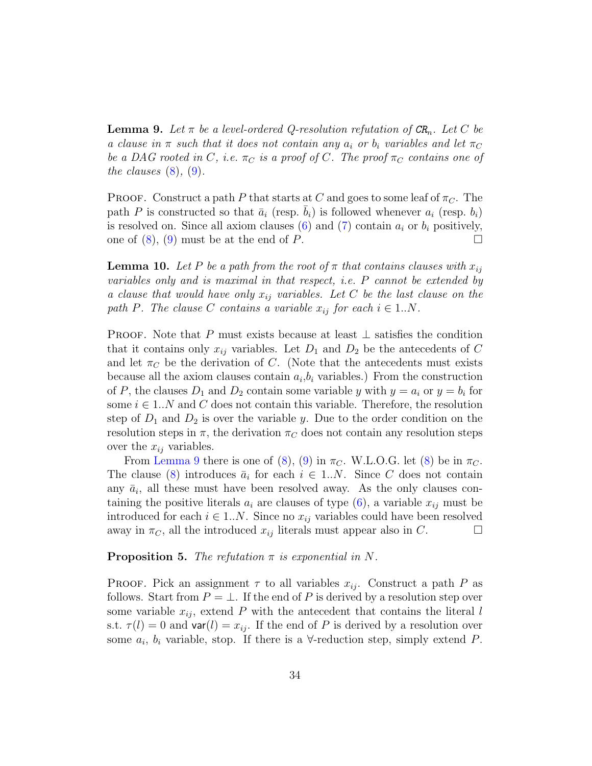**Lemma 9.** *Let $\pi$ be a level-ordered Q-resolution refutation of $\mathit{CR}_n$. Let $C$ be a clause in $\pi$ such that it does not contain any $a_i$ or $b_i$ variables and let $\pi_C$ be a DAG rooted in $C$, i.e. $\pi_C$ is a proof of $C$. The proof $\pi_C$ contains one of the clauses (8), (9).*

Proof. Construct a path $P$ that starts at $C$ and goes to some leaf of $\pi_C$. The path $P$ is constructed so that $\bar{a}_i$ (resp. $\bar{b}_i$) is followed whenever $a_i$ (resp. $b_i$) is resolved on. Since all axiom clauses (6) and (7) contain $a_i$ or $b_i$ positively, one of (8), (9) must be at the end of $P$. $\square$

**Lemma 10.** *Let $P$ be a path from the root of $\pi$ that contains clauses with $x_{ij}$ variables only and is maximal in that respect, i.e. $P$ cannot be extended by a clause that would have only $x_{ij}$ variables. Let $C$ be the last clause on the path $P$. The clause $C$ contains a variable $x_{ij}$ for each $i \in 1..N$.*

Proof. Note that $P$ must exists because at least $\bot$ satisfies the condition that it contains only $x_{ij}$ variables. Let $D_1$ and $D_2$ be the antecedents of $C$ and let $\pi_C$ be the derivation of $C$. (Note that the antecedents must exists because all the axiom clauses contain $a_i$,$b_i$ variables.) From the construction of $P$, the clauses $D_1$ and $D_2$ contain some variable $y$ with $y = a_i$ or $y = b_i$ for some $i \in 1..N$ and $C$ does not contain this variable. Therefore, the resolution step of $D_1$ and $D_2$ is over the variable $y$. Due to the order condition on the resolution steps in $\pi$, the derivation $\pi_C$ does not contain any resolution steps over the $x_{ij}$ variables.

From Lemma 9 there is one of (8), (9) in $\pi_C$. W.L.O.G. let (8) be in $\pi_C$. The clause (8) introduces $\bar{a}_i$ for each $i \in 1..N$. Since $C$ does not contain any $\bar{a}_i$, all these must have been resolved away. As the only clauses containing the positive literals $a_i$ are clauses of type (6), a variable $x_{ij}$ must be introduced for each $i \in 1..N$. Since no $x_{ij}$ variables could have been resolved away in $\pi_C$, all the introduced $x_{ij}$ literals must appear also in $C$. $\square$

**Proposition 5.** *The refutation $\pi$ is exponential in $N$.*

Proof. Pick an assignment $\tau$ to all variables $x_{ij}$. Construct a path $P$ as follows. Start from $P = \bot$. If the end of $P$ is derived by a resolution step over some variable $x_{ij}$, extend $P$ with the antecedent that contains the literal $l$ s.t. $\tau(l) = 0$ and $\mathsf{var}(l) = x_{ij}$. If the end of $P$ is derived by a resolution over some $a_i$, $b_i$ variable, stop. If there is a $\forall$-reduction step, simply extend $P$.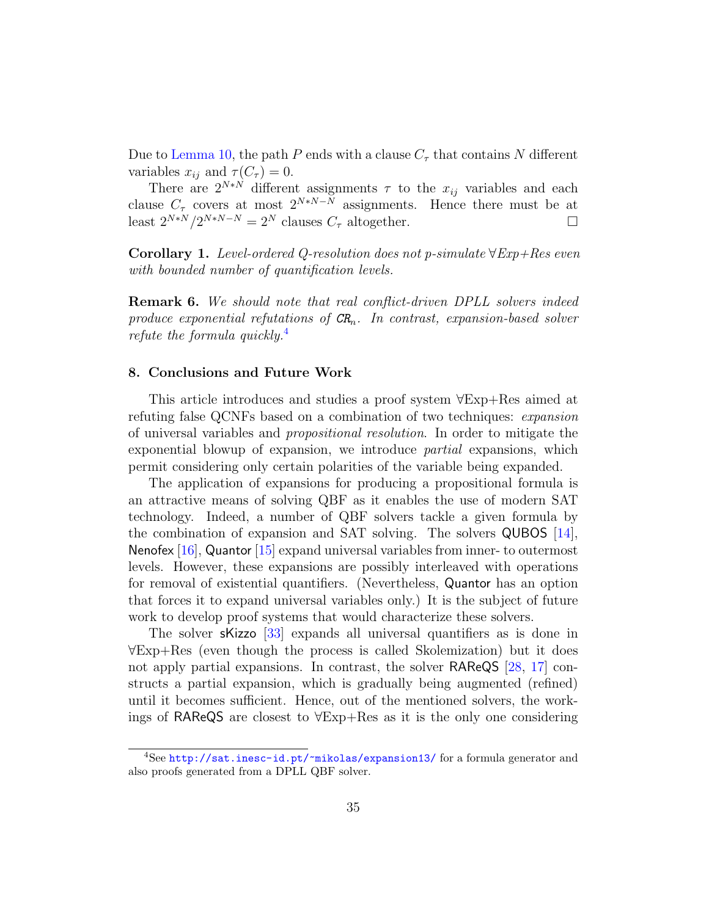Due to Lemma 10, the path $P$ ends with a clause $C_\tau$ that contains $N$ different variables $x_{ij}$ and $\tau(C_\tau) = 0$.

There are $2^{N*N}$ different assignments $\tau$ to the $x_{ij}$ variables and each clause $C_\tau$ covers at most $2^{N*N-N}$ assignments. Hence there must be at least $2^{N*N}/2^{N*N-N} = 2^N$ clauses $C_\tau$ altogether. □

**Corollary 1.** *Level-ordered Q-resolution does not p-simulate ∀Exp+Res even with bounded number of quantification levels.*

**Remark 6.** *We should note that real conflict-driven DPLL solvers indeed produce exponential refutations of $\mathsf{CR}_n$. In contrast, expansion-based solver refute the formula quickly.*[4]

## 8. Conclusions and Future Work

This article introduces and studies a proof system ∀Exp+Res aimed at refuting false QCNFs based on a combination of two techniques: *expansion* of universal variables and *propositional resolution*. In order to mitigate the exponential blowup of expansion, we introduce *partial* expansions, which permit considering only certain polarities of the variable being expanded.

The application of expansions for producing a propositional formula is an attractive means of solving QBF as it enables the use of modern SAT technology. Indeed, a number of QBF solvers tackle a given formula by the combination of expansion and SAT solving. The solvers QUBOS [14], Nenofex [16], Quantor [15] expand universal variables from inner- to outermost levels. However, these expansions are possibly interleaved with operations for removal of existential quantifiers. (Nevertheless, Quantor has an option that forces it to expand universal variables only.) It is the subject of future work to develop proof systems that would characterize these solvers.

The solver sKizzo [33] expands all universal quantifiers as is done in ∀Exp+Res (even though the process is called Skolemization) but it does not apply partial expansions. In contrast, the solver RAReQS [28, 17] constructs a partial expansion, which is gradually being augmented (refined) until it becomes sufficient. Hence, out of the mentioned solvers, the workings of RAReQS are closest to ∀Exp+Res as it is the only one considering

[4] See http://sat.inesc-id.pt/~mikolas/expansion13/ for a formula generator and also proofs generated from a DPLL QBF solver.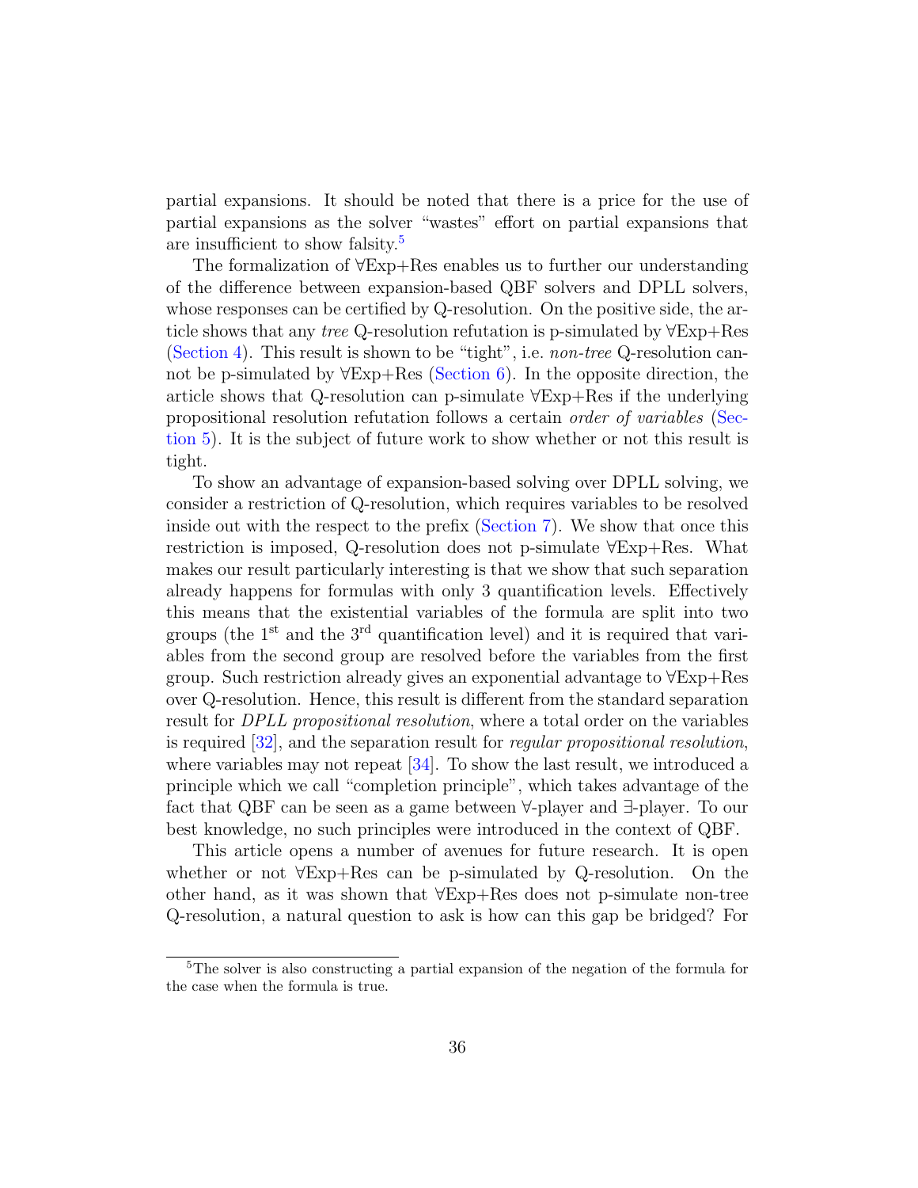partial expansions. It should be noted that there is a price for the use of partial expansions as the solver "wastes" effort on partial expansions that are insufficient to show falsity.[5]

The formalization of ∀Exp+Res enables us to further our understanding of the difference between expansion-based QBF solvers and DPLL solvers, whose responses can be certified by Q-resolution. On the positive side, the article shows that any *tree* Q-resolution refutation is p-simulated by ∀Exp+Res (Section 4). This result is shown to be "tight", i.e. *non-tree* Q-resolution cannot be p-simulated by ∀Exp+Res (Section 6). In the opposite direction, the article shows that Q-resolution can p-simulate ∀Exp+Res if the underlying propositional resolution refutation follows a certain *order of variables* (Section 5). It is the subject of future work to show whether or not this result is tight.

To show an advantage of expansion-based solving over DPLL solving, we consider a restriction of Q-resolution, which requires variables to be resolved inside out with the respect to the prefix (Section 7). We show that once this restriction is imposed, Q-resolution does not p-simulate ∀Exp+Res. What makes our result particularly interesting is that we show that such separation already happens for formulas with only 3 quantification levels. Effectively this means that the existential variables of the formula are split into two groups (the 1$^{\text{st}}$ and the 3$^{\text{rd}}$ quantification level) and it is required that variables from the second group are resolved before the variables from the first group. Such restriction already gives an exponential advantage to ∀Exp+Res over Q-resolution. Hence, this result is different from the standard separation result for *DPLL propositional resolution*, where a total order on the variables is required [32], and the separation result for *regular propositional resolution*, where variables may not repeat [34]. To show the last result, we introduced a principle which we call "completion principle", which takes advantage of the fact that QBF can be seen as a game between ∀-player and ∃-player. To our best knowledge, no such principles were introduced in the context of QBF.

This article opens a number of avenues for future research. It is open whether or not ∀Exp+Res can be p-simulated by Q-resolution. On the other hand, as it was shown that ∀Exp+Res does not p-simulate non-tree Q-resolution, a natural question to ask is how can this gap be bridged? For

[5] The solver is also constructing a partial expansion of the negation of the formula for the case when the formula is true.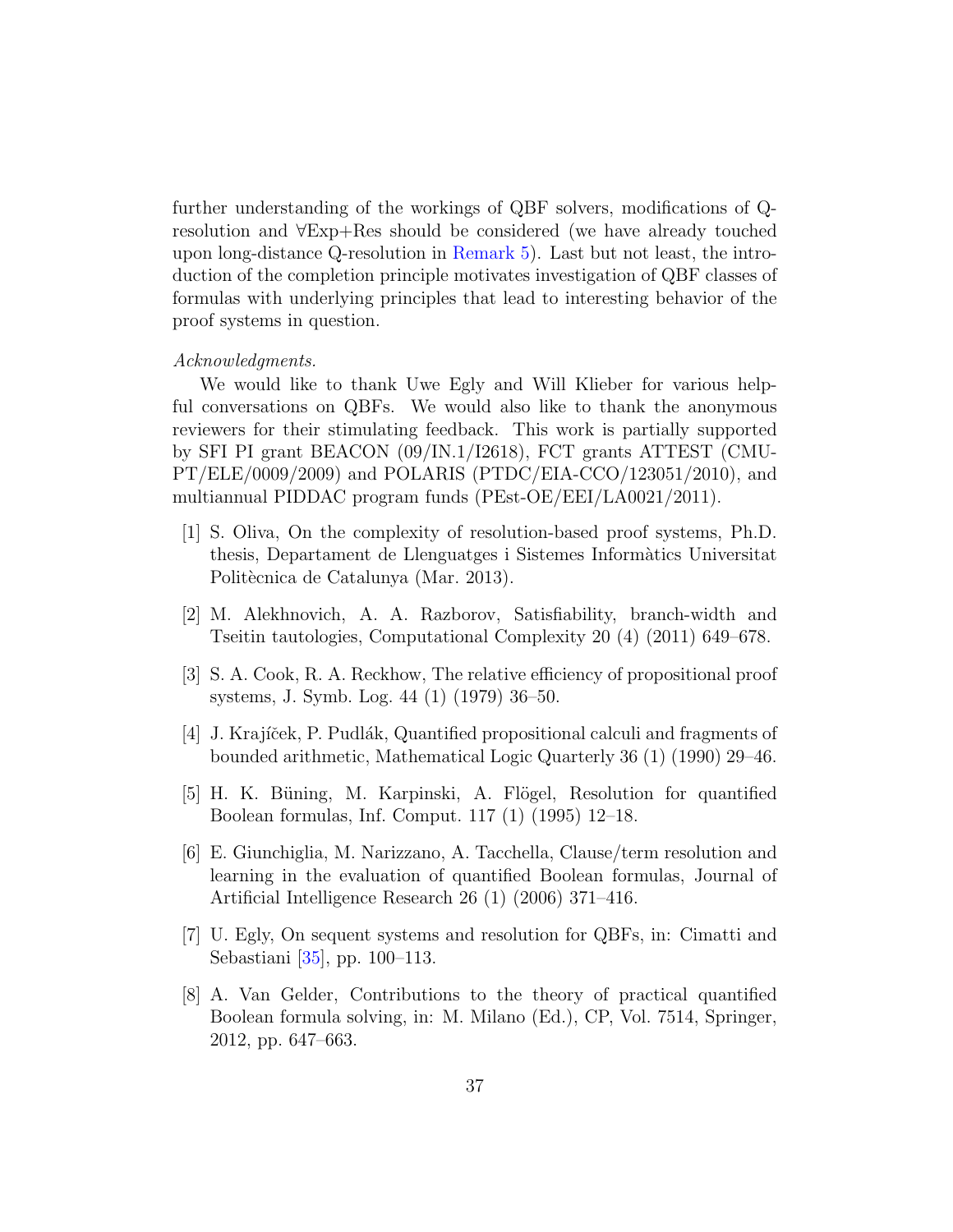further understanding of the workings of QBF solvers, modifications of Q-resolution and ∀Exp+Res should be considered (we have already touched upon long-distance Q-resolution in Remark 5). Last but not least, the introduction of the completion principle motivates investigation of QBF classes of formulas with underlying principles that lead to interesting behavior of the proof systems in question.

*Acknowledgments.*

We would like to thank Uwe Egly and Will Klieber for various helpful conversations on QBFs. We would also like to thank the anonymous reviewers for their stimulating feedback. This work is partially supported by SFI PI grant BEACON (09/IN.1/I2618), FCT grants ATTEST (CMU-PT/ELE/0009/2009) and POLARIS (PTDC/EIA-CCO/123051/2010), and multiannual PIDDAC program funds (PEst-OE/EEI/LA0021/2011).

[1] S. Oliva, On the complexity of resolution-based proof systems, Ph.D. thesis, Departament de Llenguatges i Sistemes Informàtics Universitat Politècnica de Catalunya (Mar. 2013).

[2] M. Alekhnovich, A. A. Razborov, Satisfiability, branch-width and Tseitin tautologies, Computational Complexity 20 (4) (2011) 649–678.

[3] S. A. Cook, R. A. Reckhow, The relative efficiency of propositional proof systems, J. Symb. Log. 44 (1) (1979) 36–50.

[4] J. Krajíček, P. Pudlák, Quantified propositional calculi and fragments of bounded arithmetic, Mathematical Logic Quarterly 36 (1) (1990) 29–46.

[5] H. K. Büning, M. Karpinski, A. Flögel, Resolution for quantified Boolean formulas, Inf. Comput. 117 (1) (1995) 12–18.

[6] E. Giunchiglia, M. Narizzano, A. Tacchella, Clause/term resolution and learning in the evaluation of quantified Boolean formulas, Journal of Artificial Intelligence Research 26 (1) (2006) 371–416.

[7] U. Egly, On sequent systems and resolution for QBFs, in: Cimatti and Sebastiani [35], pp. 100–113.

[8] A. Van Gelder, Contributions to the theory of practical quantified Boolean formula solving, in: M. Milano (Ed.), CP, Vol. 7514, Springer, 2012, pp. 647–663.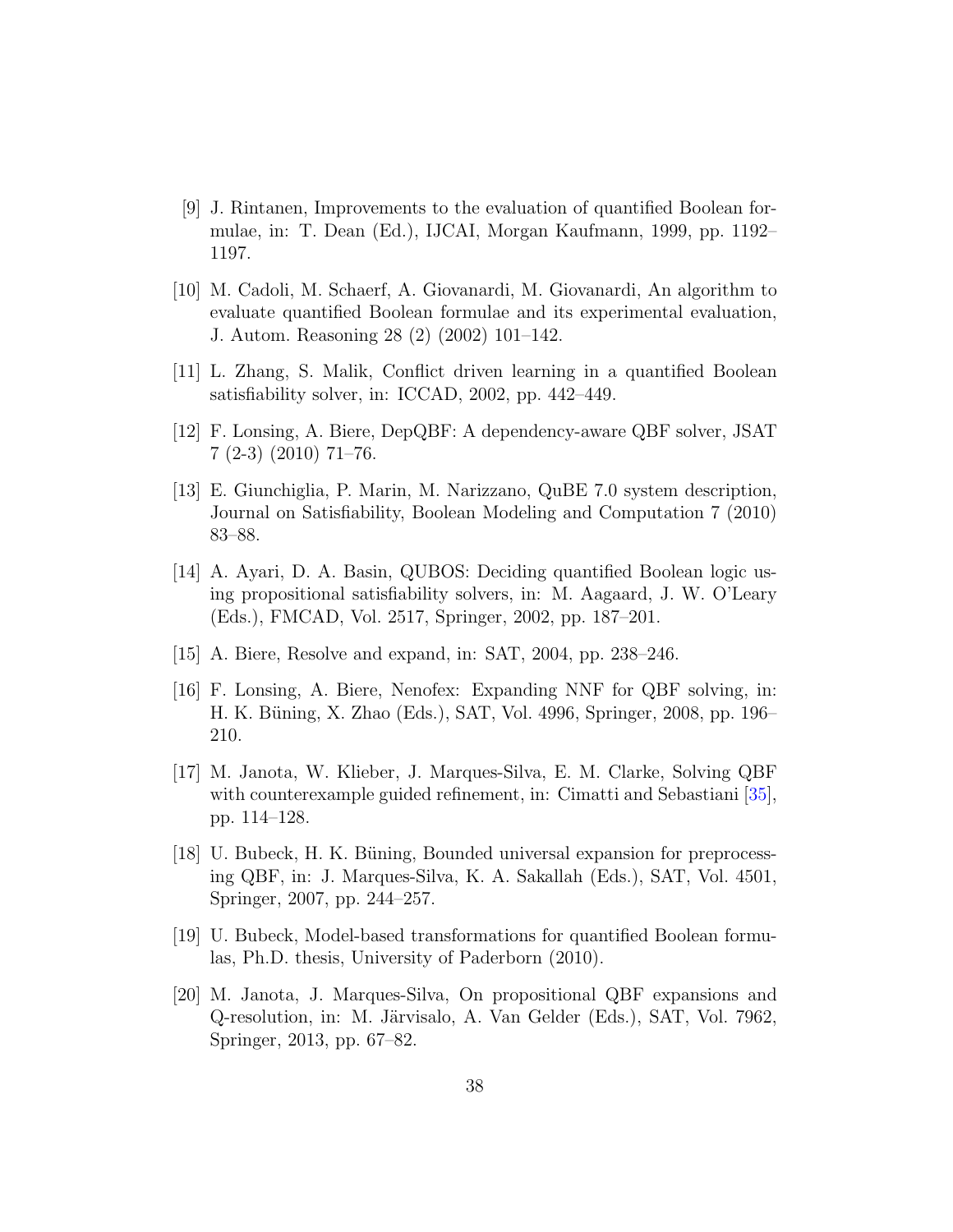[9] J. Rintanen, Improvements to the evaluation of quantified Boolean formulae, in: T. Dean (Ed.), IJCAI, Morgan Kaufmann, 1999, pp. 1192–1197.

[10] M. Cadoli, M. Schaerf, A. Giovanardi, M. Giovanardi, An algorithm to evaluate quantified Boolean formulae and its experimental evaluation, J. Autom. Reasoning 28 (2) (2002) 101–142.

[11] L. Zhang, S. Malik, Conflict driven learning in a quantified Boolean satisfiability solver, in: ICCAD, 2002, pp. 442–449.

[12] F. Lonsing, A. Biere, DepQBF: A dependency-aware QBF solver, JSAT 7 (2-3) (2010) 71–76.

[13] E. Giunchiglia, P. Marin, M. Narizzano, QuBE 7.0 system description, Journal on Satisfiability, Boolean Modeling and Computation 7 (2010) 83–88.

[14] A. Ayari, D. A. Basin, QUBOS: Deciding quantified Boolean logic using propositional satisfiability solvers, in: M. Aagaard, J. W. O'Leary (Eds.), FMCAD, Vol. 2517, Springer, 2002, pp. 187–201.

[15] A. Biere, Resolve and expand, in: SAT, 2004, pp. 238–246.

[16] F. Lonsing, A. Biere, Nenofex: Expanding NNF for QBF solving, in: H. K. Büning, X. Zhao (Eds.), SAT, Vol. 4996, Springer, 2008, pp. 196–210.

[17] M. Janota, W. Klieber, J. Marques-Silva, E. M. Clarke, Solving QBF with counterexample guided refinement, in: Cimatti and Sebastiani [35], pp. 114–128.

[18] U. Bubeck, H. K. Büning, Bounded universal expansion for preprocessing QBF, in: J. Marques-Silva, K. A. Sakallah (Eds.), SAT, Vol. 4501, Springer, 2007, pp. 244–257.

[19] U. Bubeck, Model-based transformations for quantified Boolean formulas, Ph.D. thesis, University of Paderborn (2010).

[20] M. Janota, J. Marques-Silva, On propositional QBF expansions and Q-resolution, in: M. Järvisalo, A. Van Gelder (Eds.), SAT, Vol. 7962, Springer, 2013, pp. 67–82.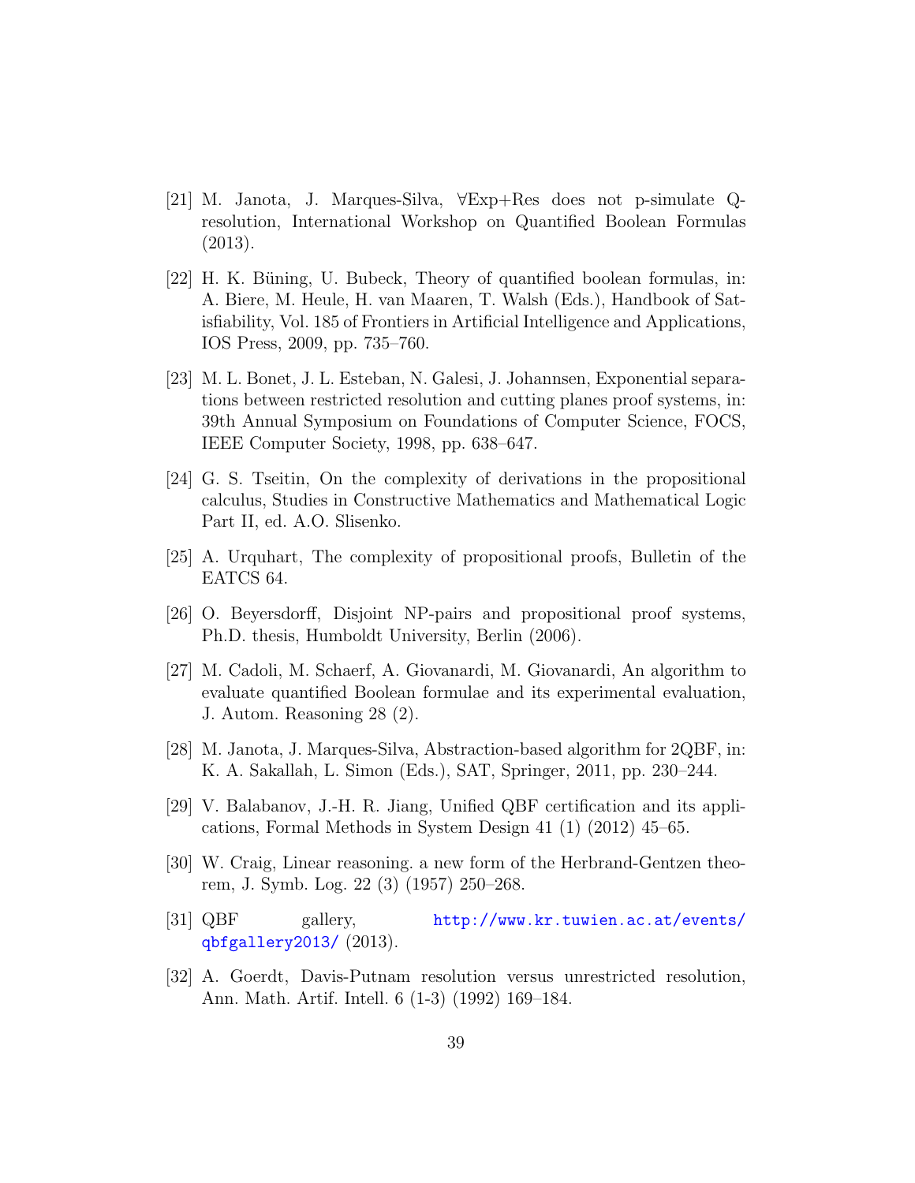[21] M. Janota, J. Marques-Silva, ∀Exp+Res does not p-simulate Q-resolution, International Workshop on Quantified Boolean Formulas (2013).

[22] H. K. Büning, U. Bubeck, Theory of quantified boolean formulas, in: A. Biere, M. Heule, H. van Maaren, T. Walsh (Eds.), Handbook of Satisfiability, Vol. 185 of Frontiers in Artificial Intelligence and Applications, IOS Press, 2009, pp. 735–760.

[23] M. L. Bonet, J. L. Esteban, N. Galesi, J. Johannsen, Exponential separations between restricted resolution and cutting planes proof systems, in: 39th Annual Symposium on Foundations of Computer Science, FOCS, IEEE Computer Society, 1998, pp. 638–647.

[24] G. S. Tseitin, On the complexity of derivations in the propositional calculus, Studies in Constructive Mathematics and Mathematical Logic Part II, ed. A.O. Slisenko.

[25] A. Urquhart, The complexity of propositional proofs, Bulletin of the EATCS 64.

[26] O. Beyersdorff, Disjoint NP-pairs and propositional proof systems, Ph.D. thesis, Humboldt University, Berlin (2006).

[27] M. Cadoli, M. Schaerf, A. Giovanardi, M. Giovanardi, An algorithm to evaluate quantified Boolean formulae and its experimental evaluation, J. Autom. Reasoning 28 (2).

[28] M. Janota, J. Marques-Silva, Abstraction-based algorithm for 2QBF, in: K. A. Sakallah, L. Simon (Eds.), SAT, Springer, 2011, pp. 230–244.

[29] V. Balabanov, J.-H. R. Jiang, Unified QBF certification and its applications, Formal Methods in System Design 41 (1) (2012) 45–65.

[30] W. Craig, Linear reasoning. a new form of the Herbrand-Gentzen theorem, J. Symb. Log. 22 (3) (1957) 250–268.

[31] QBF gallery, http://www.kr.tuwien.ac.at/events/qbfgallery2013/ (2013).

[32] A. Goerdt, Davis-Putnam resolution versus unrestricted resolution, Ann. Math. Artif. Intell. 6 (1-3) (1992) 169–184.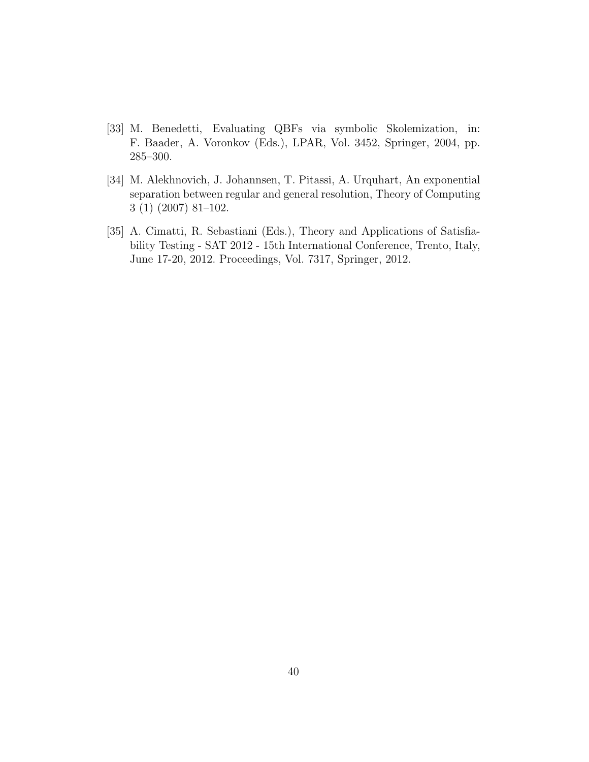[33] M. Benedetti, Evaluating QBFs via symbolic Skolemization, in: F. Baader, A. Voronkov (Eds.), LPAR, Vol. 3452, Springer, 2004, pp. 285–300.

[34] M. Alekhnovich, J. Johannsen, T. Pitassi, A. Urquhart, An exponential separation between regular and general resolution, Theory of Computing 3 (1) (2007) 81–102.

[35] A. Cimatti, R. Sebastiani (Eds.), Theory and Applications of Satisfiability Testing - SAT 2012 - 15th International Conference, Trento, Italy, June 17-20, 2012. Proceedings, Vol. 7317, Springer, 2012.